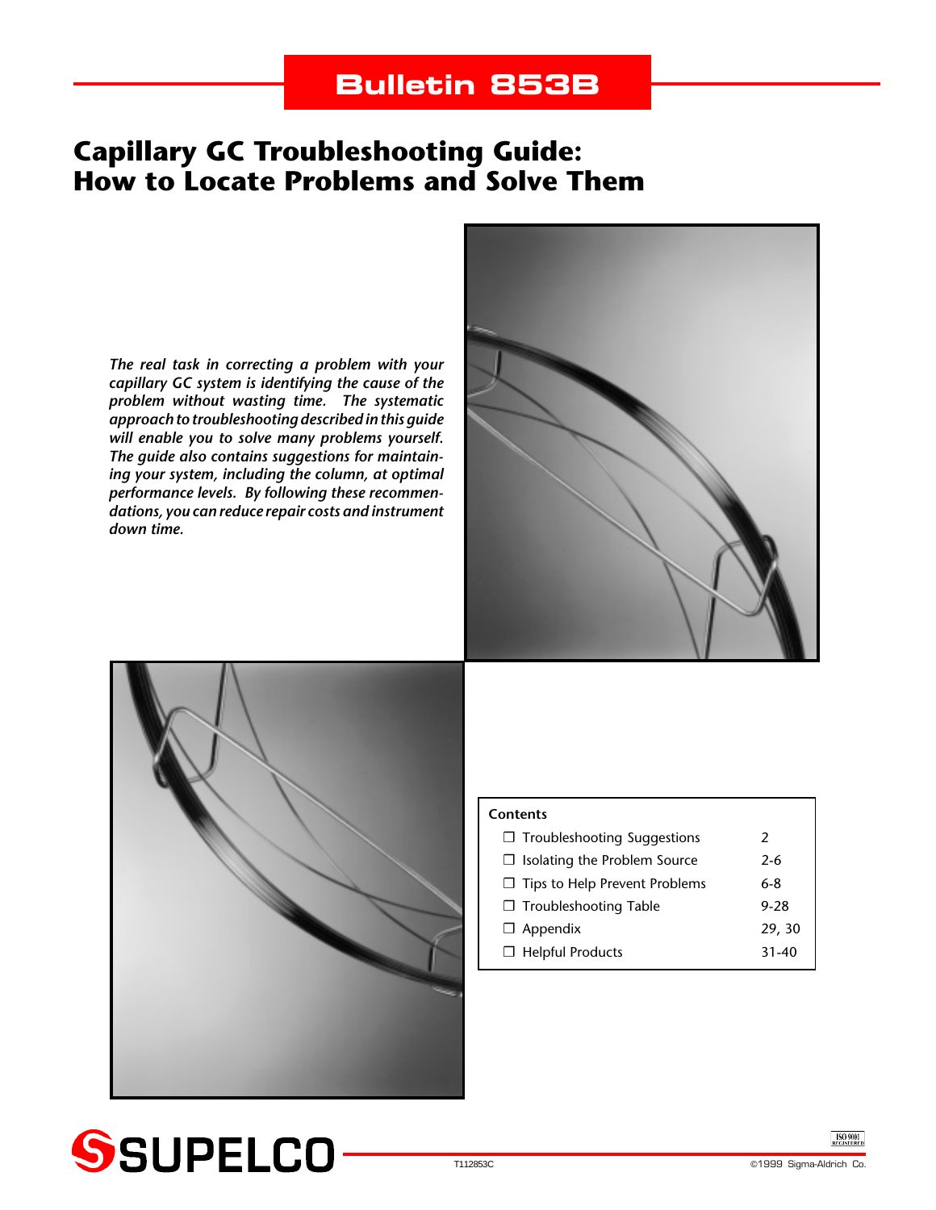# Bulletin 853B

# Capillary GC Troubleshooting Guide: How to Locate Problems and Solve Them

*The real task in correcting a problem with your capillary GC system is identifying the cause of the problem without wasting time. The systematic approach to troubleshooting described in this guide will enable you to solve many problems yourself. The guide also contains suggestions for maintaining your system, including the column, at optimal performance levels. By following these recommendations, you can reduce repair costs and instrument down time.*

| Contents | |
|---|---|
| ❒ Troubleshooting Suggestions | 2 |
| ❒ Isolating the Problem Source | 2-6 |
| ❒ Tips to Help Prevent Problems | 6-8 |
| ❒ Troubleshooting Table | 9-28 |
| ❒ Appendix | 29, 30 |
| ❒ Helpful Products | 31-40 |

SUPELCO

T112853C

ISO 9001 REGISTERED

©1999 Sigma-Aldrich Co.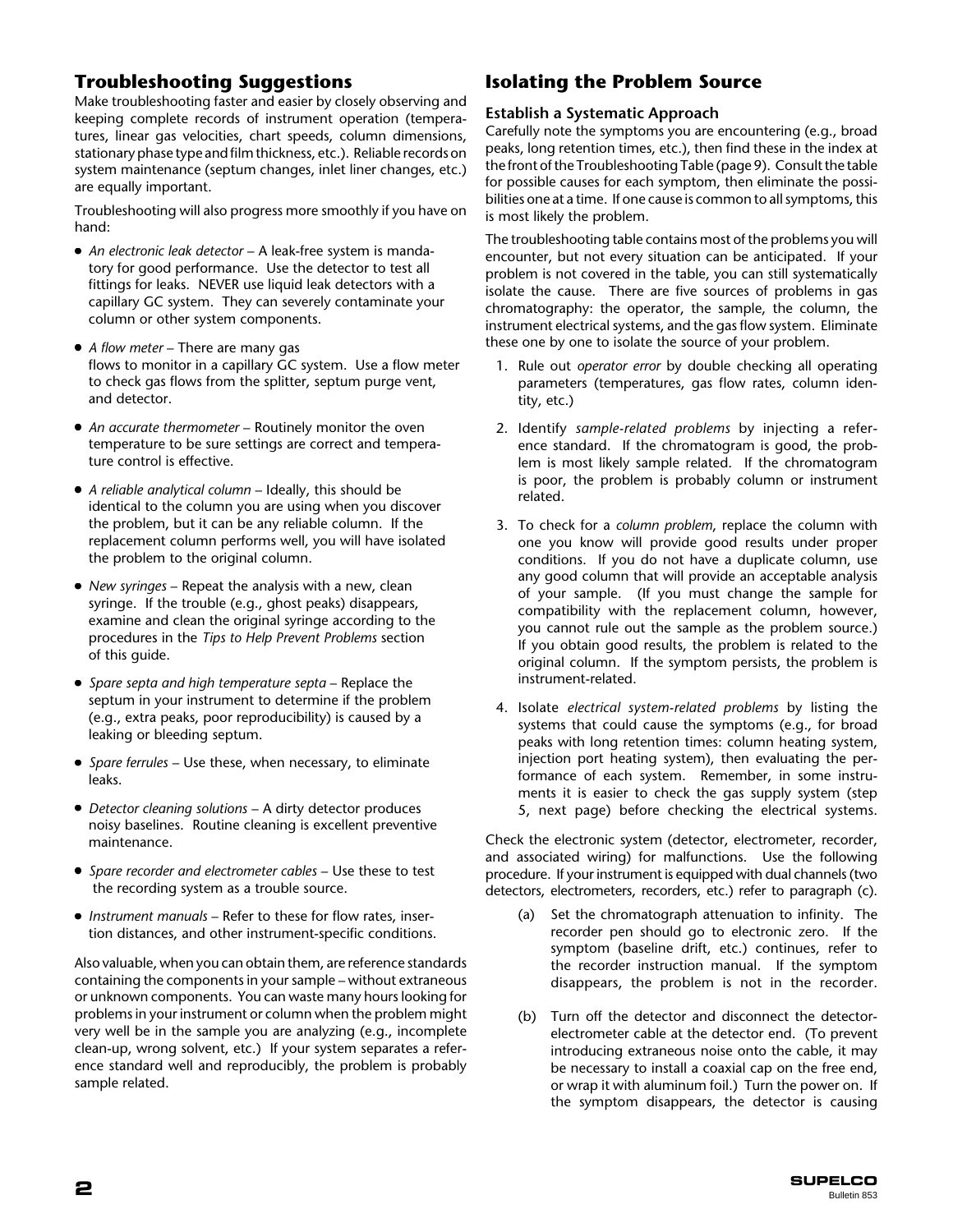## Troubleshooting Suggestions

Make troubleshooting faster and easier by closely observing and keeping complete records of instrument operation (temperatures, linear gas velocities, chart speeds, column dimensions, stationary phase type and film thickness, etc.). Reliable records on system maintenance (septum changes, inlet liner changes, etc.) are equally important.

Troubleshooting will also progress more smoothly if you have on hand:

- *An electronic leak detector* – A leak-free system is mandatory for good performance. Use the detector to test all fittings for leaks. NEVER use liquid leak detectors with a capillary GC system. They can severely contaminate your column or other system components.
- *A flow meter* – There are many gas flows to monitor in a capillary GC system. Use a flow meter to check gas flows from the splitter, septum purge vent, and detector.
- *An accurate thermometer* – Routinely monitor the oven temperature to be sure settings are correct and temperature control is effective.
- *A reliable analytical column* – Ideally, this should be identical to the column you are using when you discover the problem, but it can be any reliable column. If the replacement column performs well, you will have isolated the problem to the original column.
- *New syringes* – Repeat the analysis with a new, clean syringe. If the trouble (e.g., ghost peaks) disappears, examine and clean the original syringe according to the procedures in the *Tips to Help Prevent Problems* section of this guide.
- *Spare septa and high temperature septa* – Replace the septum in your instrument to determine if the problem (e.g., extra peaks, poor reproducibility) is caused by a leaking or bleeding septum.
- *Spare ferrules* – Use these, when necessary, to eliminate leaks.
- *Detector cleaning solutions* – A dirty detector produces noisy baselines. Routine cleaning is excellent preventive maintenance.
- *Spare recorder and electrometer cables* – Use these to test the recording system as a trouble source.
- *Instrument manuals* – Refer to these for flow rates, insertion distances, and other instrument-specific conditions.

Also valuable, when you can obtain them, are reference standards containing the components in your sample – without extraneous or unknown components. You can waste many hours looking for problems in your instrument or column when the problem might very well be in the sample you are analyzing (e.g., incomplete clean-up, wrong solvent, etc.) If your system separates a reference standard well and reproducibly, the problem is probably sample related.

## Isolating the Problem Source

### Establish a Systematic Approach

Carefully note the symptoms you are encountering (e.g., broad peaks, long retention times, etc.), then find these in the index at the front of the Troubleshooting Table (page 9). Consult the table for possible causes for each symptom, then eliminate the possibilities one at a time. If one cause is common to all symptoms, this is most likely the problem.

The troubleshooting table contains most of the problems you will encounter, but not every situation can be anticipated. If your problem is not covered in the table, you can still systematically isolate the cause. There are five sources of problems in gas chromatography: the operator, the sample, the column, the instrument electrical systems, and the gas flow system. Eliminate these one by one to isolate the source of your problem.

1. Rule out *operator error* by double checking all operating parameters (temperatures, gas flow rates, column identity, etc.)
2. Identify *sample-related problems* by injecting a reference standard. If the chromatogram is good, the problem is most likely sample related. If the chromatogram is poor, the problem is probably column or instrument related.
3. To check for a *column problem*, replace the column with one you know will provide good results under proper conditions. If you do not have a duplicate column, use any good column that will provide an acceptable analysis of your sample. (If you must change the sample for compatibility with the replacement column, however, you cannot rule out the sample as the problem source.) If you obtain good results, the problem is related to the original column. If the symptom persists, the problem is instrument-related.
4. Isolate *electrical system-related problems* by listing the systems that could cause the symptoms (e.g., for broad peaks with long retention times: column heating system, injection port heating system), then evaluating the performance of each system. Remember, in some instruments it is easier to check the gas supply system (step 5, next page) before checking the electrical systems.

Check the electronic system (detector, electrometer, recorder, and associated wiring) for malfunctions. Use the following procedure. If your instrument is equipped with dual channels (two detectors, electrometers, recorders, etc.) refer to paragraph (c).

(a) Set the chromatograph attenuation to infinity. The recorder pen should go to electronic zero. If the symptom (baseline drift, etc.) continues, refer to the recorder instruction manual. If the symptom disappears, the problem is not in the recorder.

(b) Turn off the detector and disconnect the detector-electrometer cable at the detector end. (To prevent introducing extraneous noise onto the cable, it may be necessary to install a coaxial cap on the free end, or wrap it with aluminum foil.) Turn the power on. If the symptom disappears, the detector is causing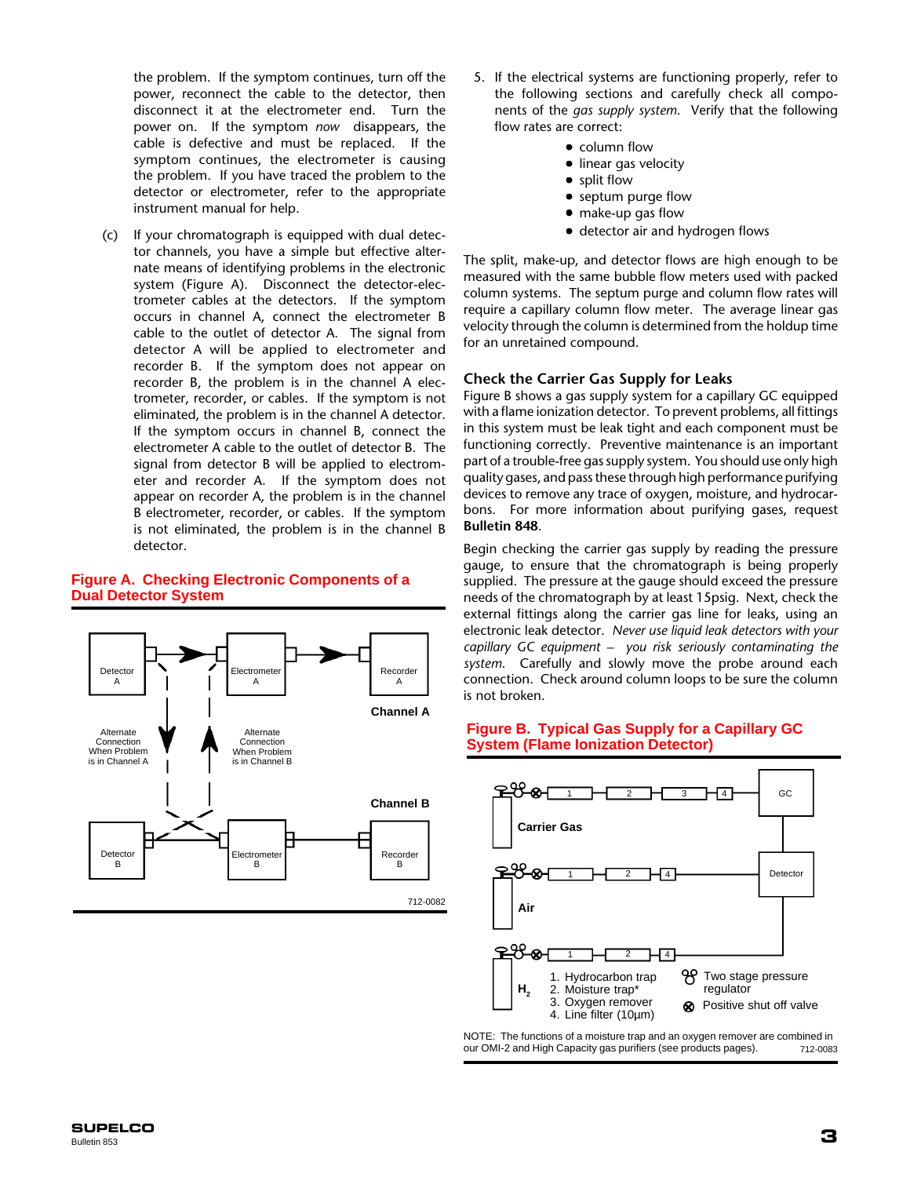the problem. If the symptom continues, turn off the power, reconnect the cable to the detector, then disconnect it at the electrometer end. Turn the power on. If the symptom *now* disappears, the cable is defective and must be replaced. If the symptom continues, the electrometer is causing the problem. If you have traced the problem to the detector or electrometer, refer to the appropriate instrument manual for help.

(c) If your chromatograph is equipped with dual detector channels, you have a simple but effective alternate means of identifying problems in the electronic system (Figure A). Disconnect the detector-electrometer cables at the detectors. If the symptom occurs in channel A, connect the electrometer B cable to the outlet of detector A. The signal from detector A will be applied to electrometer and recorder B. If the symptom does not appear on recorder B, the problem is in the channel A electrometer, recorder, or cables. If the symptom is not eliminated, the problem is in the channel A detector. If the symptom occurs in channel B, connect the electrometer A cable to the outlet of detector B. The signal from detector B will be applied to electrometer and recorder A. If the symptom does not appear on recorder A, the problem is in the channel B electrometer, recorder, or cables. If the symptom is not eliminated, the problem is in the channel B detector.

**Figure A. Checking Electronic Components of a Dual Detector System**

Detector A — Electrometer A — Recorder A (Channel A)

Detector B — Electrometer B — Recorder B (Channel B)

Alternate Connection When Problem is in Channel A

Alternate Connection When Problem is in Channel B

712-0082

5. If the electrical systems are functioning properly, refer to the following sections and carefully check all components of the *gas supply system*. Verify that the following flow rates are correct:
   - column flow
   - linear gas velocity
   - split flow
   - septum purge flow
   - make-up gas flow
   - detector air and hydrogen flows

The split, make-up, and detector flows are high enough to be measured with the same bubble flow meters used with packed column systems. The septum purge and column flow rates will require a capillary column flow meter. The average linear gas velocity through the column is determined from the holdup time for an unretained compound.

## Check the Carrier Gas Supply for Leaks

Figure B shows a gas supply system for a capillary GC equipped with a flame ionization detector. To prevent problems, all fittings in this system must be leak tight and each component must be functioning correctly. Preventive maintenance is an important part of a trouble-free gas supply system. You should use only high quality gases, and pass these through high performance purifying devices to remove any trace of oxygen, moisture, and hydrocarbons. For more information about purifying gases, request **Bulletin 848**.

Begin checking the carrier gas supply by reading the pressure gauge, to ensure that the chromatograph is being properly supplied. The pressure at the gauge should exceed the pressure needs of the chromatograph by at least 15psig. Next, check the external fittings along the carrier gas line for leaks, using an electronic leak detector. *Never use liquid leak detectors with your capillary GC equipment – you risk seriously contaminating the system.* Carefully and slowly move the probe around each connection. Check around column loops to be sure the column is not broken.

**Figure B. Typical Gas Supply for a Capillary GC System (Flame Ionization Detector)**

Carrier Gas — 1 — 2 — 3 — 4 — GC

Air — 1 — 2 — 4 — Detector

$H_2$ — 1 — 2 — 4 — Detector

1. Hydrocarbon trap
2. Moisture trap*
3. Oxygen remover
4. Line filter (10µm)

Two stage pressure regulator

Positive shut off valve

NOTE: The functions of a moisture trap and an oxygen remover are combined in our OMI-2 and High Capacity gas purifiers (see products pages). 712-0083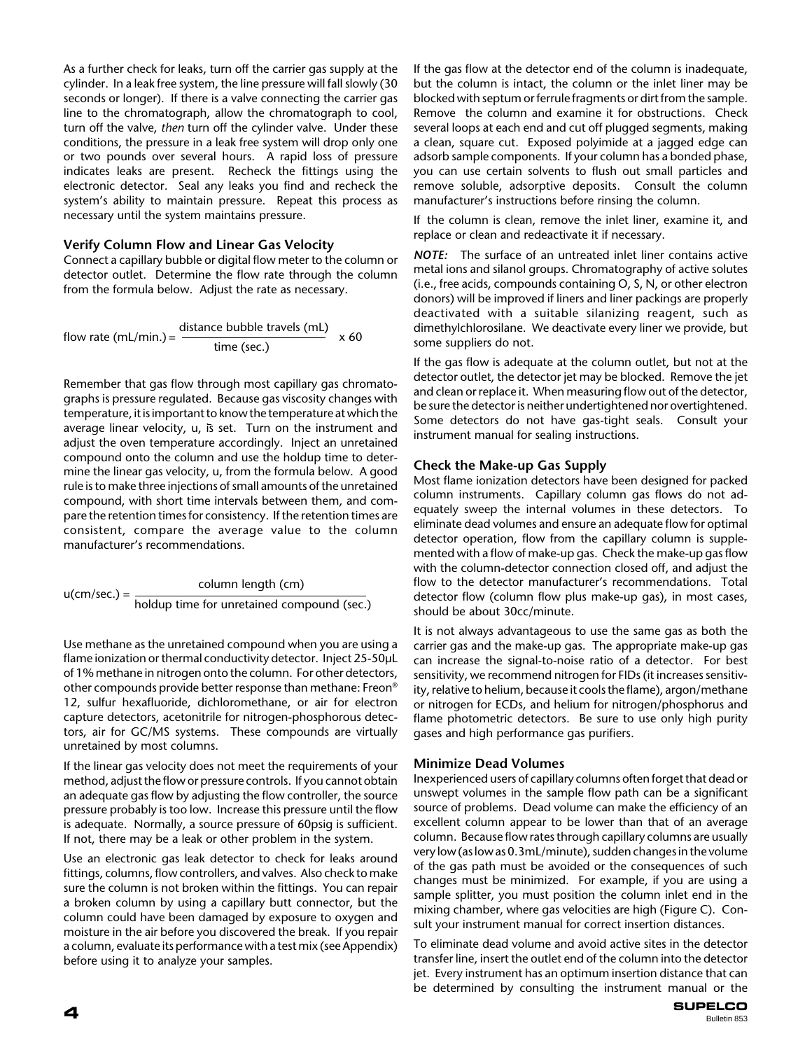As a further check for leaks, turn off the carrier gas supply at the cylinder. In a leak free system, the line pressure will fall slowly (30 seconds or longer). If there is a valve connecting the carrier gas line to the chromatograph, allow the chromatograph to cool, turn off the valve, *then* turn off the cylinder valve. Under these conditions, the pressure in a leak free system will drop only one or two pounds over several hours. A rapid loss of pressure indicates leaks are present. Recheck the fittings using the electronic detector. Seal any leaks you find and recheck the system's ability to maintain pressure. Repeat this process as necessary until the system maintains pressure.

### Verify Column Flow and Linear Gas Velocity

Connect a capillary bubble or digital flow meter to the column or detector outlet. Determine the flow rate through the column from the formula below. Adjust the rate as necessary.

$$\text{flow rate (mL/min.)} = \frac{\text{distance bubble travels (mL)}}{\text{time (sec.)}} \times 60$$

Remember that gas flow through most capillary gas chromatographs is pressure regulated. Because gas viscosity changes with temperature, it is important to know the temperature at which the average linear velocity, u, is set. Turn on the instrument and adjust the oven temperature accordingly. Inject an unretained compound onto the column and use the holdup time to determine the linear gas velocity, u, from the formula below. A good rule is to make three injections of small amounts of the unretained compound, with short time intervals between them, and compare the retention times for consistency. If the retention times are consistent, compare the average value to the column manufacturer's recommendations.

$$u\text{(cm/sec.)} = \frac{\text{column length (cm)}}{\text{holdup time for unretained compound (sec.)}}$$

Use methane as the unretained compound when you are using a flame ionization or thermal conductivity detector. Inject 25-50µL of 1% methane in nitrogen onto the column. For other detectors, other compounds provide better response than methane: Freon® 12, sulfur hexafluoride, dichloromethane, or air for electron capture detectors, acetonitrile for nitrogen-phosphorous detectors, air for GC/MS systems. These compounds are virtually unretained by most columns.

If the linear gas velocity does not meet the requirements of your method, adjust the flow or pressure controls. If you cannot obtain an adequate gas flow by adjusting the flow controller, the source pressure probably is too low. Increase this pressure until the flow is adequate. Normally, a source pressure of 60psig is sufficient. If not, there may be a leak or other problem in the system.

Use an electronic gas leak detector to check for leaks around fittings, columns, flow controllers, and valves. Also check to make sure the column is not broken within the fittings. You can repair a broken column by using a capillary butt connector, but the column could have been damaged by exposure to oxygen and moisture in the air before you discovered the break. If you repair a column, evaluate its performance with a test mix (see Appendix) before using it to analyze your samples.

If the gas flow at the detector end of the column is inadequate, but the column is intact, the column or the inlet liner may be blocked with septum or ferrule fragments or dirt from the sample. Remove the column and examine it for obstructions. Check several loops at each end and cut off plugged segments, making a clean, square cut. Exposed polyimide at a jagged edge can adsorb sample components. If your column has a bonded phase, you can use certain solvents to flush out small particles and remove soluble, adsorptive deposits. Consult the column manufacturer's instructions before rinsing the column.

If the column is clean, remove the inlet liner, examine it, and replace or clean and redeactivate it if necessary.

***NOTE:*** The surface of an untreated inlet liner contains active metal ions and silanol groups. Chromatography of active solutes (i.e., free acids, compounds containing O, S, N, or other electron donors) will be improved if liners and liner packings are properly deactivated with a suitable silanizing reagent, such as dimethylchlorosilane. We deactivate every liner we provide, but some suppliers do not.

If the gas flow is adequate at the column outlet, but not at the detector outlet, the detector jet may be blocked. Remove the jet and clean or replace it. When measuring flow out of the detector, be sure the detector is neither undertightened nor overtightened. Some detectors do not have gas-tight seals. Consult your instrument manual for sealing instructions.

### Check the Make-up Gas Supply

Most flame ionization detectors have been designed for packed column instruments. Capillary column gas flows do not adequately sweep the internal volumes in these detectors. To eliminate dead volumes and ensure an adequate flow for optimal detector operation, flow from the capillary column is supplemented with a flow of make-up gas. Check the make-up gas flow with the column-detector connection closed off, and adjust the flow to the detector manufacturer's recommendations. Total detector flow (column flow plus make-up gas), in most cases, should be about 30cc/minute.

It is not always advantageous to use the same gas as both the carrier gas and the make-up gas. The appropriate make-up gas can increase the signal-to-noise ratio of a detector. For best sensitivity, we recommend nitrogen for FIDs (it increases sensitivity, relative to helium, because it cools the flame), argon/methane or nitrogen for ECDs, and helium for nitrogen/phosphorus and flame photometric detectors. Be sure to use only high purity gases and high performance gas purifiers.

### Minimize Dead Volumes

Inexperienced users of capillary columns often forget that dead or unswept volumes in the sample flow path can be a significant source of problems. Dead volume can make the efficiency of an excellent column appear to be lower than that of an average column. Because flow rates through capillary columns are usually very low (as low as 0.3mL/minute), sudden changes in the volume of the gas path must be avoided or the consequences of such changes must be minimized. For example, if you are using a sample splitter, you must position the column inlet end in the mixing chamber, where gas velocities are high (Figure C). Consult your instrument manual for correct insertion distances.

To eliminate dead volume and avoid active sites in the detector transfer line, insert the outlet end of the column into the detector jet. Every instrument has an optimum insertion distance that can be determined by consulting the instrument manual or the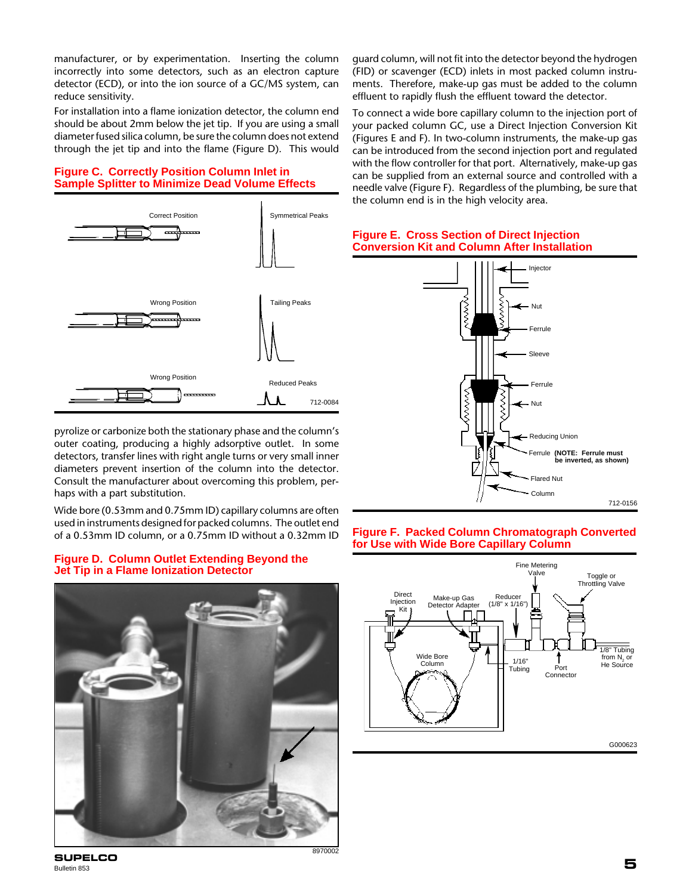manufacturer, or by experimentation. Inserting the column incorrectly into some detectors, such as an electron capture detector (ECD), or into the ion source of a GC/MS system, can reduce sensitivity.

For installation into a flame ionization detector, the column end should be about 2mm below the jet tip. If you are using a small diameter fused silica column, be sure the column does not extend through the jet tip and into the flame (Figure D). This would pyrolize or carbonize both the stationary phase and the column's outer coating, producing a highly adsorptive outlet. In some detectors, transfer lines with right angle turns or very small inner diameters prevent insertion of the column into the detector. Consult the manufacturer about overcoming this problem, perhaps with a part substitution.

**Figure C. Correctly Position Column Inlet in Sample Splitter to Minimize Dead Volume Effects**

Correct Position — Symmetrical Peaks

Wrong Position — Tailing Peaks

Wrong Position — Reduced Peaks

712-0084

Wide bore (0.53mm and 0.75mm ID) capillary columns are often used in instruments designed for packed columns. The outlet end of a 0.53mm ID column, or a 0.75mm ID without a 0.32mm ID guard column, will not fit into the detector beyond the hydrogen (FID) or scavenger (ECD) inlets in most packed column instruments. Therefore, make-up gas must be added to the column effluent to rapidly flush the effluent toward the detector.

**Figure D. Column Outlet Extending Beyond the Jet Tip in a Flame Ionization Detector**

8970002

To connect a wide bore capillary column to the injection port of your packed column GC, use a Direct Injection Conversion Kit (Figures E and F). In two-column instruments, the make-up gas can be introduced from the second injection port and regulated with the flow controller for that port. Alternatively, make-up gas can be supplied from an external source and controlled with a needle valve (Figure F). Regardless of the plumbing, be sure that the column end is in the high velocity area.

**Figure E. Cross Section of Direct Injection Conversion Kit and Column After Installation**

Injector, Nut, Ferrule, Sleeve, Ferrule, Nut, Reducing Union, Ferrule (NOTE: Ferrule must be inverted, as shown), Flared Nut, Column

712-0156

**Figure F. Packed Column Chromatograph Converted for Use with Wide Bore Capillary Column**

Direct Injection Kit; Make-up Gas Detector Adapter; Reducer (1/8" x 1/16"); Fine Metering Valve; Toggle or Throttling Valve; Wide Bore Column; 1/16" Tubing; Port Connector; 1/8" Tubing from $N_2$ or He Source

G000623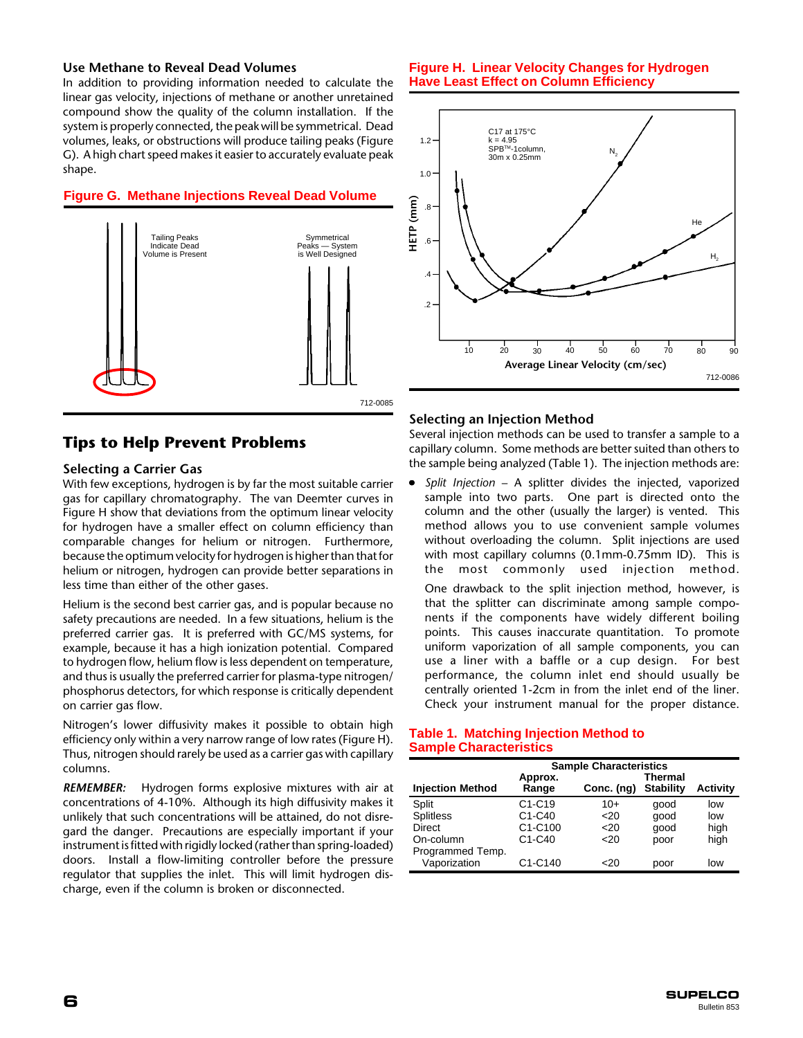### Use Methane to Reveal Dead Volumes

In addition to providing information needed to calculate the linear gas velocity, injections of methane or another unretained compound show the quality of the column installation. If the system is properly connected, the peak will be symmetrical. Dead volumes, leaks, or obstructions will produce tailing peaks (Figure G). A high chart speed makes it easier to accurately evaluate peak shape.

**Figure G. Methane Injections Reveal Dead Volume**

Tailing Peaks Indicate Dead Volume is Present

Symmetrical Peaks — System is Well Designed

712-0085

## Tips to Help Prevent Problems

### Selecting a Carrier Gas

With few exceptions, hydrogen is by far the most suitable carrier gas for capillary chromatography. The van Deemter curves in Figure H show that deviations from the optimum linear velocity for hydrogen have a smaller effect on column efficiency than comparable changes for helium or nitrogen. Furthermore, because the optimum velocity for hydrogen is higher than that for helium or nitrogen, hydrogen can provide better separations in less time than either of the other gases.

Helium is the second best carrier gas, and is popular because no safety precautions are needed. In a few situations, helium is the preferred carrier gas. It is preferred with GC/MS systems, for example, because it has a high ionization potential. Compared to hydrogen flow, helium flow is less dependent on temperature, and thus is usually the preferred carrier for plasma-type nitrogen/ phosphorus detectors, for which response is critically dependent on carrier gas flow.

Nitrogen's lower diffusivity makes it possible to obtain high efficiency only within a very narrow range of low rates (Figure H). Thus, nitrogen should rarely be used as a carrier gas with capillary columns.

***REMEMBER:*** Hydrogen forms explosive mixtures with air at concentrations of 4-10%. Although its high diffusivity makes it unlikely that such concentrations will be attained, do not disregard the danger. Precautions are especially important if your instrument is fitted with rigidly locked (rather than spring-loaded) doors. Install a flow-limiting controller before the pressure regulator that supplies the inlet. This will limit hydrogen discharge, even if the column is broken or disconnected.

**Figure H. Linear Velocity Changes for Hydrogen Have Least Effect on Column Efficiency**

C17 at 175°C
k = 4.95
SPB™-1column,
30m x 0.25mm

HETP (mm) vs. Average Linear Velocity (cm/sec); curves: $N_2$, He, $H_2$

712-0086

### Selecting an Injection Method

Several injection methods can be used to transfer a sample to a capillary column. Some methods are better suited than others to the sample being analyzed (Table 1). The injection methods are:

- *Split Injection* – A splitter divides the injected, vaporized sample into two parts. One part is directed onto the column and the other (usually the larger) is vented. This method allows you to use convenient sample volumes without overloading the column. Split injections are used with most capillary columns (0.1mm-0.75mm ID). This is the most commonly used injection method.

  One drawback to the split injection method, however, is that the splitter can discriminate among sample components if the components have widely different boiling points. This causes inaccurate quantitation. To promote uniform vaporization of all sample components, you can use a liner with a baffle or a cup design. For best performance, the column inlet end should usually be centrally oriented 1-2cm in from the inlet end of the liner. Check your instrument manual for the proper distance.

**Table 1. Matching Injection Method to Sample Characteristics**

| | Sample Characteristics | | | |
|---|---|---|---|---|
| Injection Method | Approx. Range | Conc. (ng) | Thermal Stability | Activity |
| Split | C1-C19 | 10+ | good | low |
| Splitless | C1-C40 | <20 | good | low |
| Direct | C1-C100 | <20 | good | high |
| On-column | C1-C40 | <20 | poor | high |
| Programmed Temp. Vaporization | C1-C140 | <20 | poor | low |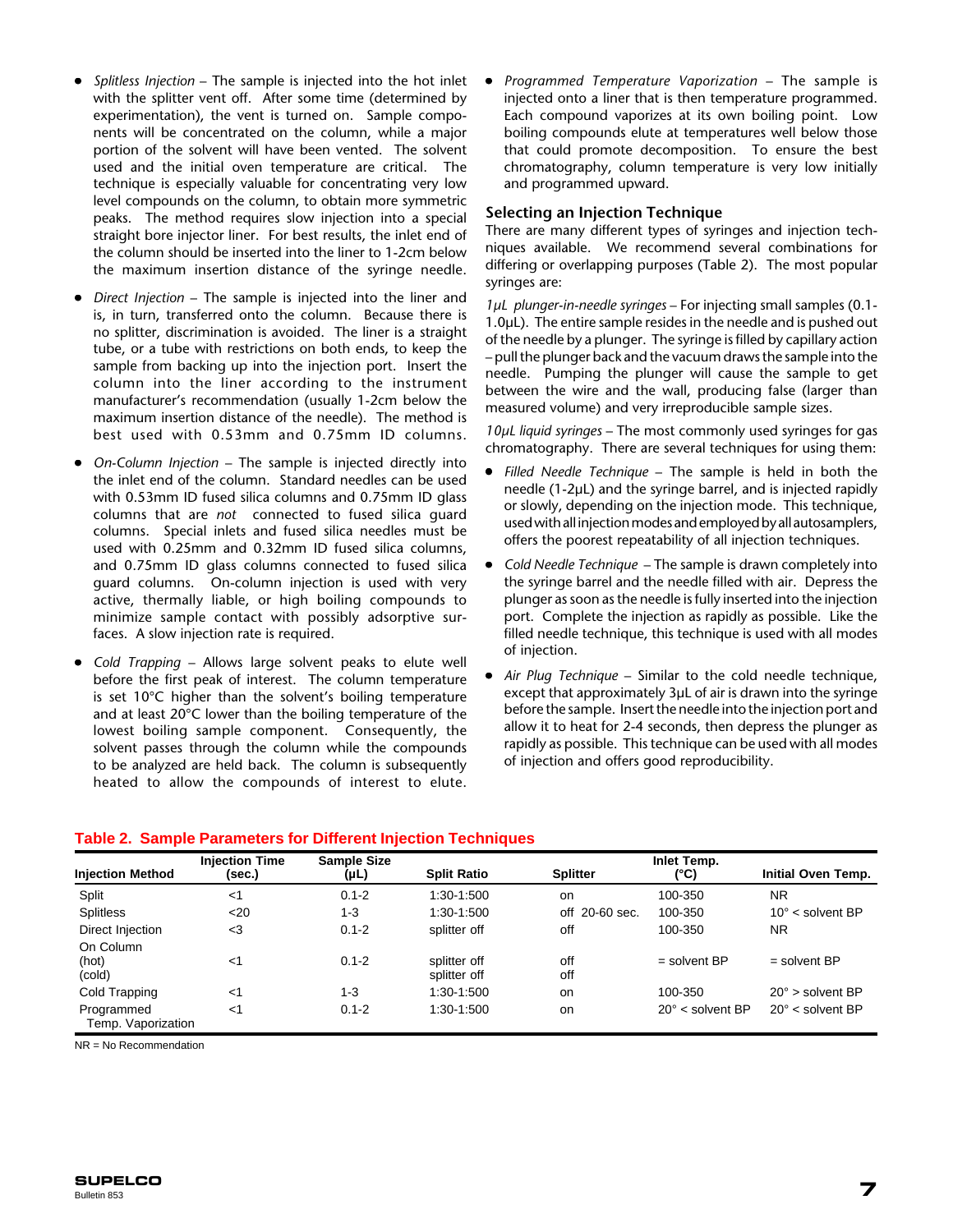- *Splitless Injection* – The sample is injected into the hot inlet with the splitter vent off. After some time (determined by experimentation), the vent is turned on. Sample components will be concentrated on the column, while a major portion of the solvent will have been vented. The solvent used and the initial oven temperature are critical. The technique is especially valuable for concentrating very low level compounds on the column, to obtain more symmetric peaks. The method requires slow injection into a special straight bore injector liner. For best results, the inlet end of the column should be inserted into the liner to 1-2cm below the maximum insertion distance of the syringe needle.
- *Direct Injection* – The sample is injected into the liner and is, in turn, transferred onto the column. Because there is no splitter, discrimination is avoided. The liner is a straight tube, or a tube with restrictions on both ends, to keep the sample from backing up into the injection port. Insert the column into the liner according to the instrument manufacturer's recommendation (usually 1-2cm below the maximum insertion distance of the needle). The method is best used with 0.53mm and 0.75mm ID columns.
- *On-Column Injection* – The sample is injected directly into the inlet end of the column. Standard needles can be used with 0.53mm ID fused silica columns and 0.75mm ID glass columns that are *not* connected to fused silica guard columns. Special inlets and fused silica needles must be used with 0.25mm and 0.32mm ID fused silica columns, and 0.75mm ID glass columns connected to fused silica guard columns. On-column injection is used with very active, thermally liable, or high boiling compounds to minimize sample contact with possibly adsorptive surfaces. A slow injection rate is required.
- *Cold Trapping* – Allows large solvent peaks to elute well before the first peak of interest. The column temperature is set 10°C higher than the solvent's boiling temperature and at least 20°C lower than the boiling temperature of the lowest boiling sample component. Consequently, the solvent passes through the column while the compounds to be analyzed are held back. The column is subsequently heated to allow the compounds of interest to elute.
- *Programmed Temperature Vaporization* – The sample is injected onto a liner that is then temperature programmed. Each compound vaporizes at its own boiling point. Low boiling compounds elute at temperatures well below those that could promote decomposition. To ensure the best chromatography, column temperature is very low initially and programmed upward.

## Selecting an Injection Technique

There are many different types of syringes and injection techniques available. We recommend several combinations for differing or overlapping purposes (Table 2). The most popular syringes are:

*1µL plunger-in-needle syringes* – For injecting small samples (0.1-1.0µL). The entire sample resides in the needle and is pushed out of the needle by a plunger. The syringe is filled by capillary action – pull the plunger back and the vacuum draws the sample into the needle. Pumping the plunger will cause the sample to get between the wire and the wall, producing false (larger than measured volume) and very irreproducible sample sizes.

*10µL liquid syringes* – The most commonly used syringes for gas chromatography. There are several techniques for using them:

- *Filled Needle Technique* – The sample is held in both the needle (1-2µL) and the syringe barrel, and is injected rapidly or slowly, depending on the injection mode. This technique, used with all injection modes and employed by all autosamplers, offers the poorest repeatability of all injection techniques.
- *Cold Needle Technique* – The sample is drawn completely into the syringe barrel and the needle filled with air. Depress the plunger as soon as the needle is fully inserted into the injection port. Complete the injection as rapidly as possible. Like the filled needle technique, this technique is used with all modes of injection.
- *Air Plug Technique* – Similar to the cold needle technique, except that approximately 3µL of air is drawn into the syringe before the sample. Insert the needle into the injection port and allow it to heat for 2-4 seconds, then depress the plunger as rapidly as possible. This technique can be used with all modes of injection and offers good reproducibility.

**Table 2. Sample Parameters for Different Injection Techniques**

| Injection Method | Injection Time (sec.) | Sample Size (µL) | Split Ratio | Splitter | Inlet Temp. (°C) | Initial Oven Temp. |
|---|---|---|---|---|---|---|
| Split | <1 | 0.1-2 | 1:30-1:500 | on | 100-350 | NR |
| Splitless | <20 | 1-3 | 1:30-1:500 | off 20-60 sec. | 100-350 | 10° < solvent BP |
| Direct Injection | <3 | 0.1-2 | splitter off | off | 100-350 | NR |
| On Column (hot) (cold) | <1 | 0.1-2 | splitter off splitter off | off off | = solvent BP | = solvent BP |
| Cold Trapping | <1 | 1-3 | 1:30-1:500 | on | 100-350 | 20° > solvent BP |
| Programmed Temp. Vaporization | <1 | 0.1-2 | 1:30-1:500 | on | 20° < solvent BP | 20° < solvent BP |

NR = No Recommendation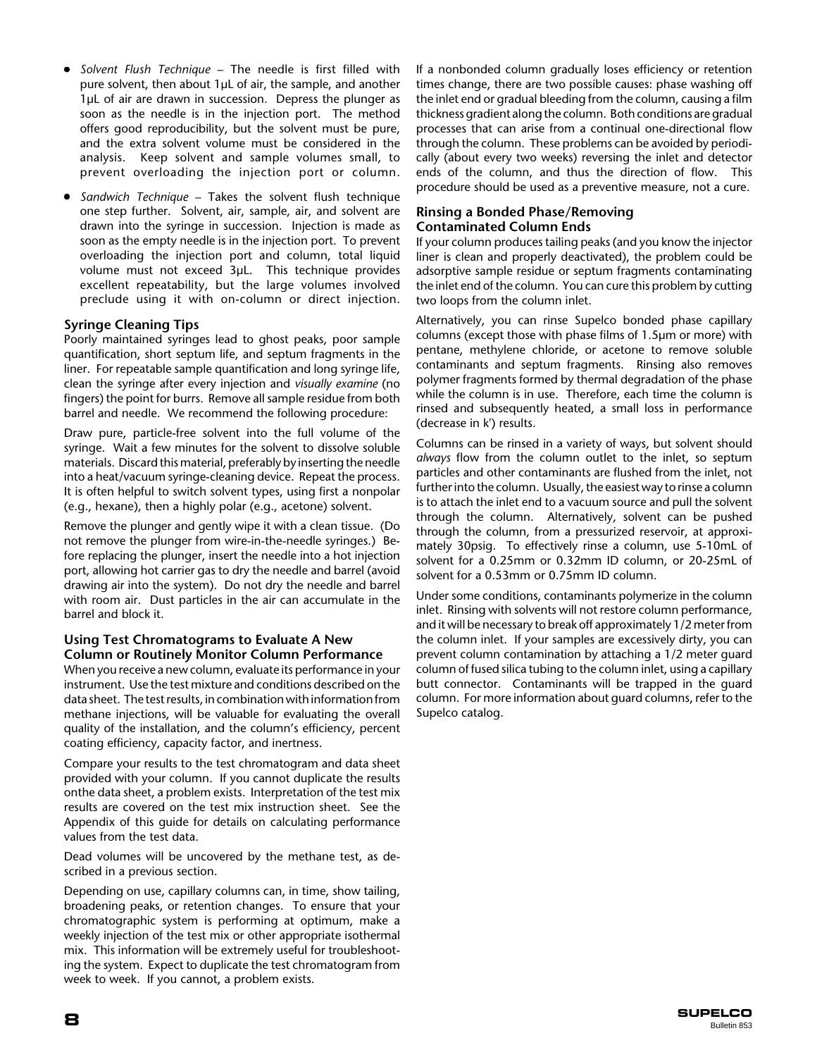- *Solvent Flush Technique* – The needle is first filled with pure solvent, then about 1µL of air, the sample, and another 1µL of air are drawn in succession. Depress the plunger as soon as the needle is in the injection port. The method offers good reproducibility, but the solvent must be pure, and the extra solvent volume must be considered in the analysis. Keep solvent and sample volumes small, to prevent overloading the injection port or column.
- *Sandwich Technique* – Takes the solvent flush technique one step further. Solvent, air, sample, air, and solvent are drawn into the syringe in succession. Injection is made as soon as the empty needle is in the injection port. To prevent overloading the injection port and column, total liquid volume must not exceed 3µL. This technique provides excellent repeatability, but the large volumes involved preclude using it with on-column or direct injection.

### Syringe Cleaning Tips

Poorly maintained syringes lead to ghost peaks, poor sample quantification, short septum life, and septum fragments in the liner. For repeatable sample quantification and long syringe life, clean the syringe after every injection and *visually examine* (no fingers) the point for burrs. Remove all sample residue from both barrel and needle. We recommend the following procedure:

Draw pure, particle-free solvent into the full volume of the syringe. Wait a few minutes for the solvent to dissolve soluble materials. Discard this material, preferably by inserting the needle into a heat/vacuum syringe-cleaning device. Repeat the process. It is often helpful to switch solvent types, using first a nonpolar (e.g., hexane), then a highly polar (e.g., acetone) solvent.

Remove the plunger and gently wipe it with a clean tissue. (Do not remove the plunger from wire-in-the-needle syringes.) Before replacing the plunger, insert the needle into a hot injection port, allowing hot carrier gas to dry the needle and barrel (avoid drawing air into the system). Do not dry the needle and barrel with room air. Dust particles in the air can accumulate in the barrel and block it.

### Using Test Chromatograms to Evaluate A New Column or Routinely Monitor Column Performance

When you receive a new column, evaluate its performance in your instrument. Use the test mixture and conditions described on the data sheet. The test results, in combination with information from methane injections, will be valuable for evaluating the overall quality of the installation, and the column's efficiency, percent coating efficiency, capacity factor, and inertness.

Compare your results to the test chromatogram and data sheet provided with your column. If you cannot duplicate the results onthe data sheet, a problem exists. Interpretation of the test mix results are covered on the test mix instruction sheet. See the Appendix of this guide for details on calculating performance values from the test data.

Dead volumes will be uncovered by the methane test, as described in a previous section.

Depending on use, capillary columns can, in time, show tailing, broadening peaks, or retention changes. To ensure that your chromatographic system is performing at optimum, make a weekly injection of the test mix or other appropriate isothermal mix. This information will be extremely useful for troubleshooting the system. Expect to duplicate the test chromatogram from week to week. If you cannot, a problem exists.

If a nonbonded column gradually loses efficiency or retention times change, there are two possible causes: phase washing off the inlet end or gradual bleeding from the column, causing a film thickness gradient along the column. Both conditions are gradual processes that can arise from a continual one-directional flow through the column. These problems can be avoided by periodically (about every two weeks) reversing the inlet and detector ends of the column, and thus the direction of flow. This procedure should be used as a preventive measure, not a cure.

### Rinsing a Bonded Phase/Removing Contaminated Column Ends

If your column produces tailing peaks (and you know the injector liner is clean and properly deactivated), the problem could be adsorptive sample residue or septum fragments contaminating the inlet end of the column. You can cure this problem by cutting two loops from the column inlet.

Alternatively, you can rinse Supelco bonded phase capillary columns (except those with phase films of 1.5µm or more) with pentane, methylene chloride, or acetone to remove soluble contaminants and septum fragments. Rinsing also removes polymer fragments formed by thermal degradation of the phase while the column is in use. Therefore, each time the column is rinsed and subsequently heated, a small loss in performance (decrease in k') results.

Columns can be rinsed in a variety of ways, but solvent should *always* flow from the column outlet to the inlet, so septum particles and other contaminants are flushed from the inlet, not further into the column. Usually, the easiest way to rinse a column is to attach the inlet end to a vacuum source and pull the solvent through the column. Alternatively, solvent can be pushed through the column, from a pressurized reservoir, at approximately 30psig. To effectively rinse a column, use 5-10mL of solvent for a 0.25mm or 0.32mm ID column, or 20-25mL of solvent for a 0.53mm or 0.75mm ID column.

Under some conditions, contaminants polymerize in the column inlet. Rinsing with solvents will not restore column performance, and it will be necessary to break off approximately 1/2 meter from the column inlet. If your samples are excessively dirty, you can prevent column contamination by attaching a 1/2 meter guard column of fused silica tubing to the column inlet, using a capillary butt connector. Contaminants will be trapped in the guard column. For more information about guard columns, refer to the Supelco catalog.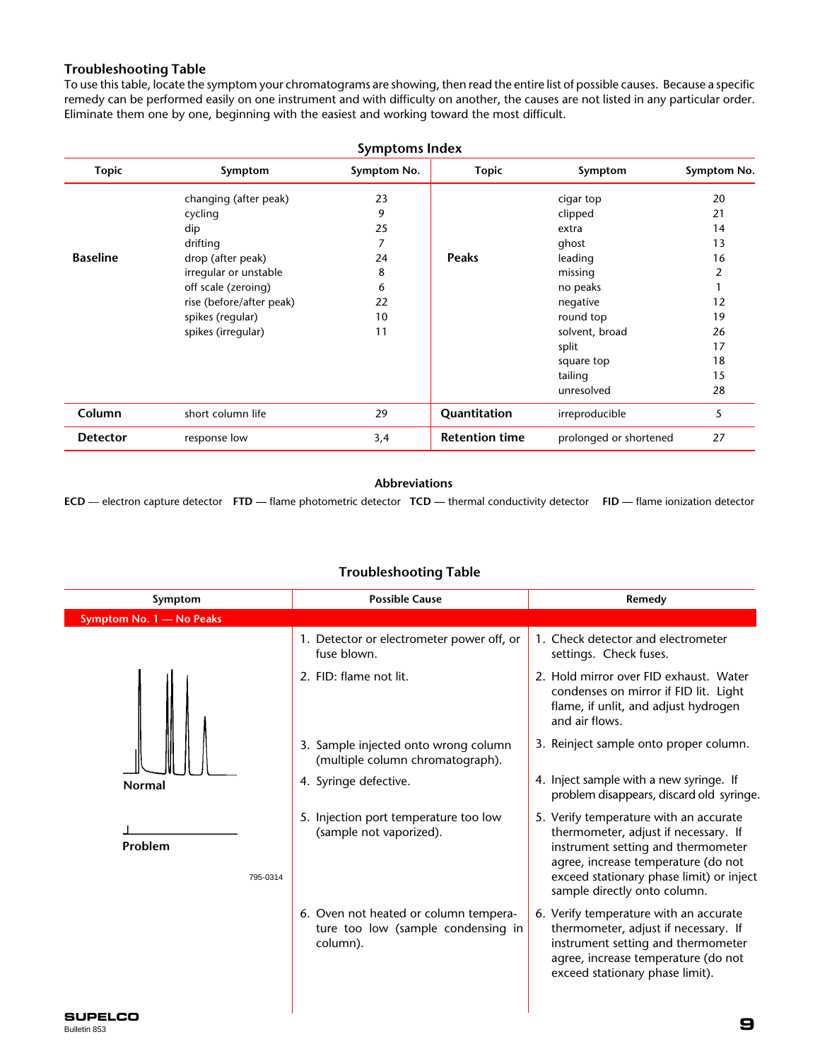## Troubleshooting Table

To use this table, locate the symptom your chromatograms are showing, then read the entire list of possible causes. Because a specific remedy can be performed easily on one instrument and with difficulty on another, the causes are not listed in any particular order. Eliminate them one by one, beginning with the easiest and working toward the most difficult.

### Symptoms Index

| Topic | Symptom | Symptom No. | Topic | Symptom | Symptom No. |
|---|---|---|---|---|---|
| **Baseline** | changing (after peak) | 23 | **Peaks** | cigar top | 20 |
| | cycling | 9 | | clipped | 21 |
| | dip | 25 | | extra | 14 |
| | drifting | 7 | | ghost | 13 |
| | drop (after peak) | 24 | | leading | 16 |
| | irregular or unstable | 8 | | missing | 2 |
| | off scale (zeroing) | 6 | | no peaks | 1 |
| | rise (before/after peak) | 22 | | negative | 12 |
| | spikes (regular) | 10 | | round top | 19 |
| | spikes (irregular) | 11 | | solvent, broad | 26 |
| | | | | split | 17 |
| | | | | square top | 18 |
| | | | | tailing | 15 |
| | | | | unresolved | 28 |
| **Column** | short column life | 29 | **Quantitation** | irreproducible | 5 |
| **Detector** | response low | 3,4 | **Retention time** | prolonged or shortened | 27 |

### Abbreviations

**ECD** — electron capture detector **FTD** — flame photometric detector **TCD** — thermal conductivity detector **FID** — flame ionization detector

### Troubleshooting Table

| Symptom | Possible Cause | Remedy |
|---|---|---|
| **Symptom No. 1 — No Peaks** | | |
| Normal / Problem (795-0314) | 1. Detector or electrometer power off, or fuse blown. | 1. Check detector and electrometer settings. Check fuses. |
| | 2. FID: flame not lit. | 2. Hold mirror over FID exhaust. Water condenses on mirror if FID lit. Light flame, if unlit, and adjust hydrogen and air flows. |
| | 3. Sample injected onto wrong column (multiple column chromatograph). | 3. Reinject sample onto proper column. |
| | 4. Syringe defective. | 4. Inject sample with a new syringe. If problem disappears, discard old syringe. |
| | 5. Injection port temperature too low (sample not vaporized). | 5. Verify temperature with an accurate thermometer, adjust if necessary. If instrument setting and thermometer agree, increase temperature (do not exceed stationary phase limit) or inject sample directly onto column. |
| | 6. Oven not heated or column temperature too low (sample condensing in column). | 6. Verify temperature with an accurate thermometer, adjust if necessary. If instrument setting and thermometer agree, increase temperature (do not exceed stationary phase limit). |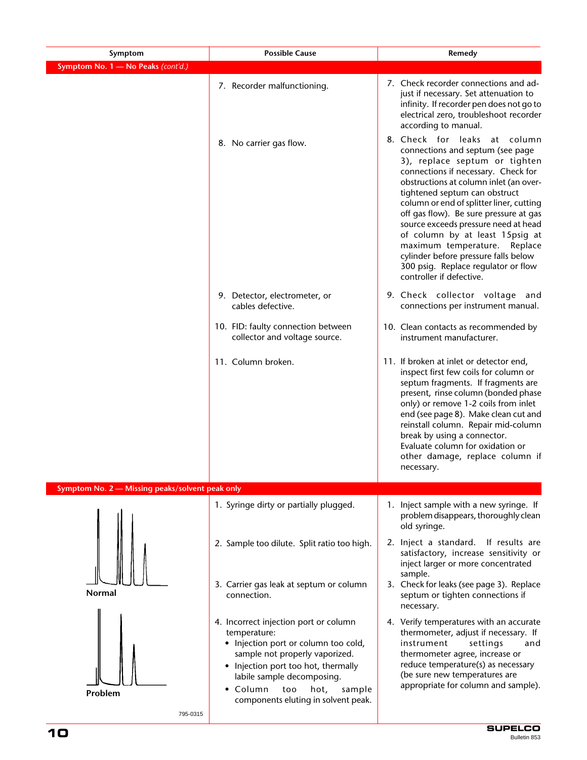| Symptom | Possible Cause | Remedy |
|---|---|---|
| **Symptom No. 1 — No Peaks** *(cont'd.)* | | |
| | 7. Recorder malfunctioning. | 7. Check recorder connections and adjust if necessary. Set attenuation to infinity. If recorder pen does not go to electrical zero, troubleshoot recorder according to manual. |
| | 8. No carrier gas flow. | 8. Check for leaks at column connections and septum (see page 3), replace septum or tighten connections if necessary. Check for obstructions at column inlet (an over-tightened septum can obstruct column or end of splitter liner, cutting off gas flow). Be sure pressure at gas source exceeds pressure need at head of column by at least 15psig at maximum temperature. Replace cylinder before pressure falls below 300 psig. Replace regulator or flow controller if defective. |
| | 9. Detector, electrometer, or cables defective. | 9. Check collector voltage and connections per instrument manual. |
| | 10. FID: faulty connection between collector and voltage source. | 10. Clean contacts as recommended by instrument manufacturer. |
| | 11. Column broken. | 11. If broken at inlet or detector end, inspect first few coils for column or septum fragments. If fragments are present, rinse column (bonded phase only) or remove 1-2 coils from inlet end (see page 8). Make clean cut and reinstall column. Repair mid-column break by using a connector. Evaluate column for oxidation or other damage, replace column if necessary. |
| **Symptom No. 2 — Missing peaks/solvent peak only** | | |
| Normal | 1. Syringe dirty or partially plugged. | 1. Inject sample with a new syringe. If problem disappears, thoroughly clean old syringe. |
| | 2. Sample too dilute. Split ratio too high. | 2. Inject a standard. If results are satisfactory, increase sensitivity or inject larger or more concentrated sample. |
| | 3. Carrier gas leak at septum or column connection. | 3. Check for leaks (see page 3). Replace septum or tighten connections if necessary. |
| Problem | 4. Incorrect injection port or column temperature:<br>• Injection port or column too cold, sample not properly vaporized.<br>• Injection port too hot, thermally labile sample decomposing.<br>• Column too hot, sample components eluting in solvent peak. | 4. Verify temperatures with an accurate thermometer, adjust if necessary. If instrument settings and thermometer agree, increase or reduce temperature(s) as necessary (be sure new temperatures are appropriate for column and sample). |

795-0315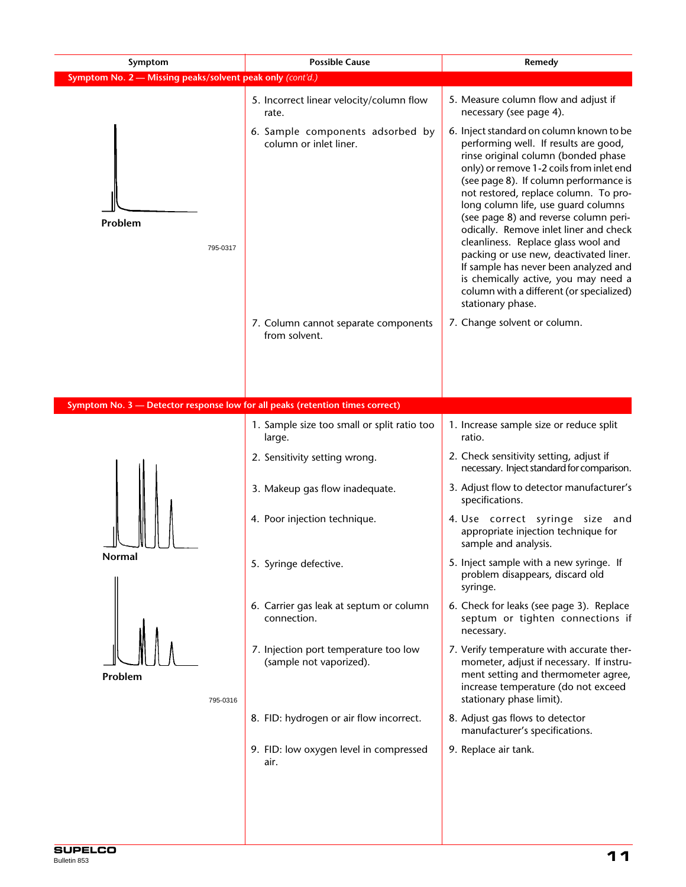| Symptom | Possible Cause | Remedy |
|---|---|---|
| **Symptom No. 2 — Missing peaks/solvent peak only** *(cont'd.)* | | |
| Problem<br>795-0317 | 5. Incorrect linear velocity/column flow rate. | 5. Measure column flow and adjust if necessary (see page 4). |
| | 6. Sample components adsorbed by column or inlet liner. | 6. Inject standard on column known to be performing well. If results are good, rinse original column (bonded phase only) or remove 1-2 coils from inlet end (see page 8). If column performance is not restored, replace column. To prolong column life, use guard columns (see page 8) and reverse column periodically. Remove inlet liner and check cleanliness. Replace glass wool and packing or use new, deactivated liner. If sample has never been analyzed and is chemically active, you may need a column with a different (or specialized) stationary phase. |
| | 7. Column cannot separate components from solvent. | 7. Change solvent or column. |
| **Symptom No. 3 — Detector response low for all peaks (retention times correct)** | | |
| Normal<br>Problem<br>795-0316 | 1. Sample size too small or split ratio too large. | 1. Increase sample size or reduce split ratio. |
| | 2. Sensitivity setting wrong. | 2. Check sensitivity setting, adjust if necessary. Inject standard for comparison. |
| | 3. Makeup gas flow inadequate. | 3. Adjust flow to detector manufacturer's specifications. |
| | 4. Poor injection technique. | 4. Use correct syringe size and appropriate injection technique for sample and analysis. |
| | 5. Syringe defective. | 5. Inject sample with a new syringe. If problem disappears, discard old syringe. |
| | 6. Carrier gas leak at septum or column connection. | 6. Check for leaks (see page 3). Replace septum or tighten connections if necessary. |
| | 7. Injection port temperature too low (sample not vaporized). | 7. Verify temperature with accurate thermometer, adjust if necessary. If instrument setting and thermometer agree, increase temperature (do not exceed stationary phase limit). |
| | 8. FID: hydrogen or air flow incorrect. | 8. Adjust gas flows to detector manufacturer's specifications. |
| | 9. FID: low oxygen level in compressed air. | 9. Replace air tank. |

SUPELCO
Bulletin 853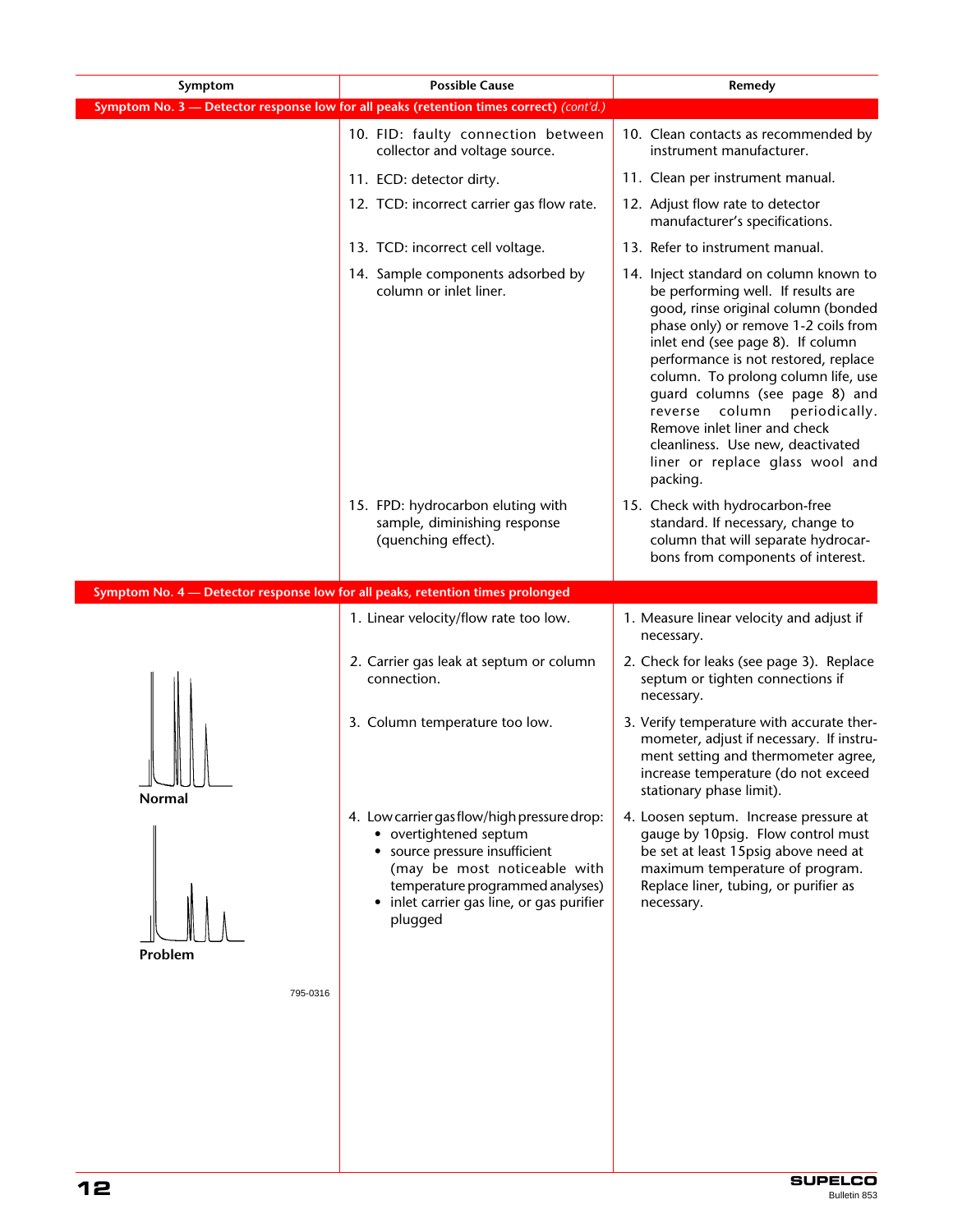| Symptom | Possible Cause | Remedy |
|---|---|---|
| **Symptom No. 3 — Detector response low for all peaks (retention times correct)** *(cont'd.)* | | |
| | 10. FID: faulty connection between collector and voltage source. | 10. Clean contacts as recommended by instrument manufacturer. |
| | 11. ECD: detector dirty. | 11. Clean per instrument manual. |
| | 12. TCD: incorrect carrier gas flow rate. | 12. Adjust flow rate to detector manufacturer's specifications. |
| | 13. TCD: incorrect cell voltage. | 13. Refer to instrument manual. |
| | 14. Sample components adsorbed by column or inlet liner. | 14. Inject standard on column known to be performing well. If results are good, rinse original column (bonded phase only) or remove 1-2 coils from inlet end (see page 8). If column performance is not restored, replace column. To prolong column life, use guard columns (see page 8) and reverse column periodically. Remove inlet liner and check cleanliness. Use new, deactivated liner or replace glass wool and packing. |
| | 15. FPD: hydrocarbon eluting with sample, diminishing response (quenching effect). | 15. Check with hydrocarbon-free standard. If necessary, change to column that will separate hydrocarbons from components of interest. |
| **Symptom No. 4 — Detector response low for all peaks, retention times prolonged** | | |
| Normal / Problem (795-0316) | 1. Linear velocity/flow rate too low. | 1. Measure linear velocity and adjust if necessary. |
| | 2. Carrier gas leak at septum or column connection. | 2. Check for leaks (see page 3). Replace septum or tighten connections if necessary. |
| | 3. Column temperature too low. | 3. Verify temperature with accurate thermometer, adjust if necessary. If instrument setting and thermometer agree, increase temperature (do not exceed stationary phase limit). |
| | 4. Low carrier gas flow/high pressure drop: <br>• overtightened septum <br>• source pressure insufficient (may be most noticeable with temperature programmed analyses) <br>• inlet carrier gas line, or gas purifier plugged | 4. Loosen septum. Increase pressure at gauge by 10psig. Flow control must be set at least 15psig above need at maximum temperature of program. Replace liner, tubing, or purifier as necessary. |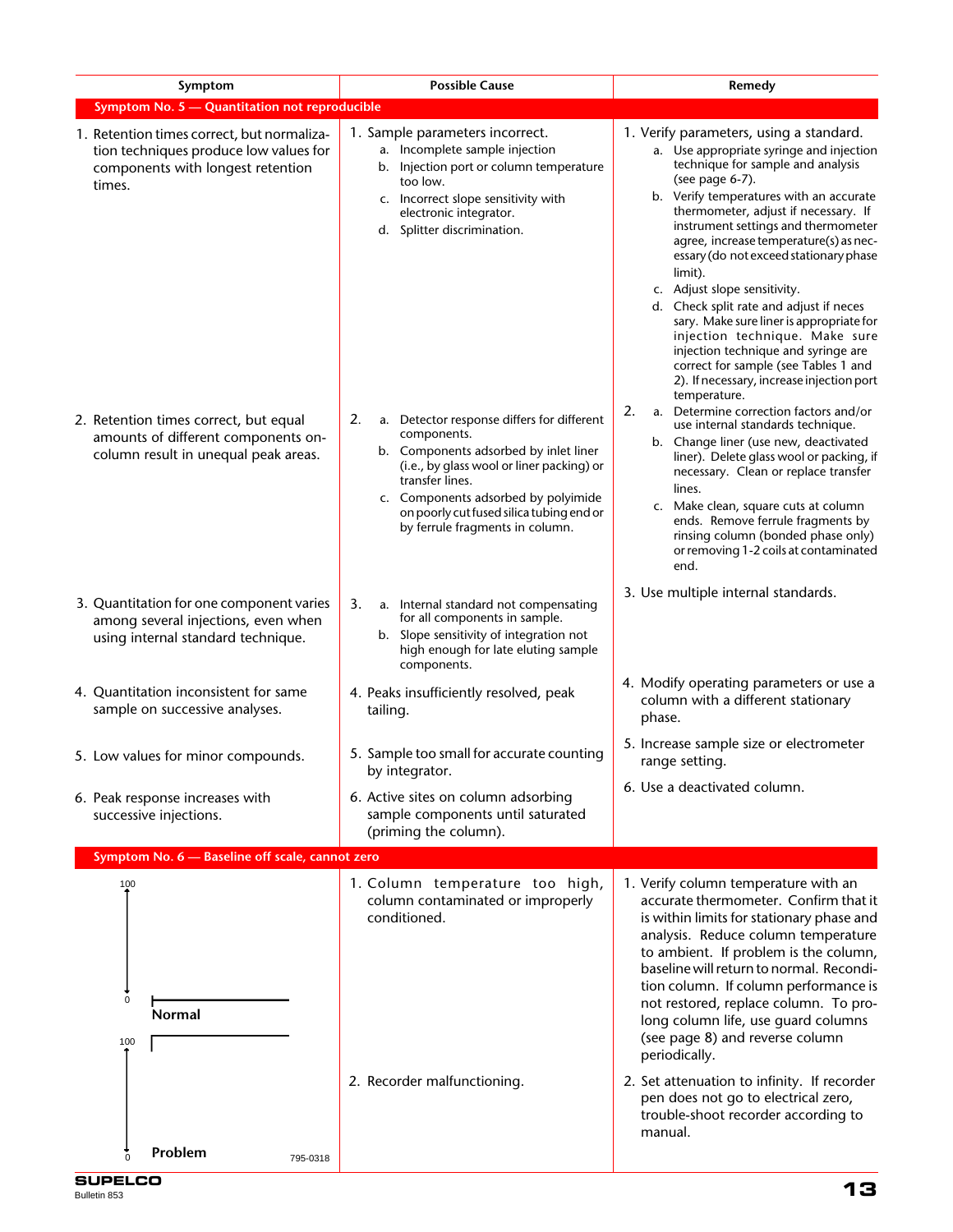| Symptom | Possible Cause | Remedy |
|---|---|---|
| **Symptom No. 5 — Quantitation not reproducible** | | |
| 1. Retention times correct, but normalization techniques produce low values for components with longest retention times. | 1. Sample parameters incorrect.<br>a. Incomplete sample injection<br>b. Injection port or column temperature too low.<br>c. Incorrect slope sensitivity with electronic integrator.<br>d. Splitter discrimination. | 1. Verify parameters, using a standard.<br>a. Use appropriate syringe and injection technique for sample and analysis (see page 6-7).<br>b. Verify temperatures with an accurate thermometer, adjust if necessary. If instrument settings and thermometer agree, increase temperature(s) as necessary (do not exceed stationary phase limit).<br>c. Adjust slope sensitivity.<br>d. Check split rate and adjust if neces sary. Make sure liner is appropriate for injection technique. Make sure injection technique and syringe are correct for sample (see Tables 1 and 2). If necessary, increase injection port temperature. |
| 2. Retention times correct, but equal amounts of different components on-column result in unequal peak areas. | 2.<br>a. Detector response differs for different components.<br>b. Components adsorbed by inlet liner (i.e., by glass wool or liner packing) or transfer lines.<br>c. Components adsorbed by polyimide on poorly cut fused silica tubing end or by ferrule fragments in column. | 2.<br>a. Determine correction factors and/or use internal standards technique.<br>b. Change liner (use new, deactivated liner). Delete glass wool or packing, if necessary. Clean or replace transfer lines.<br>c. Make clean, square cuts at column ends. Remove ferrule fragments by rinsing column (bonded phase only) or removing 1-2 coils at contaminated end. |
| 3. Quantitation for one component varies among several injections, even when using internal standard technique. | 3.<br>a. Internal standard not compensating for all components in sample.<br>b. Slope sensitivity of integration not high enough for late eluting sample components. | 3. Use multiple internal standards. |
| 4. Quantitation inconsistent for same sample on successive analyses. | 4. Peaks insufficiently resolved, peak tailing. | 4. Modify operating parameters or use a column with a different stationary phase. |
| 5. Low values for minor compounds. | 5. Sample too small for accurate counting by integrator. | 5. Increase sample size or electrometer range setting. |
| 6. Peak response increases with successive injections. | 6. Active sites on column adsorbing sample components until saturated (priming the column). | 6. Use a deactivated column. |
| **Symptom No. 6 — Baseline off scale, cannot zero** | | |
| 100 / 0 Normal<br>100 / 0 Problem<br>795-0318 | 1. Column temperature too high, column contaminated or improperly conditioned. | 1. Verify column temperature with an accurate thermometer. Confirm that it is within limits for stationary phase and analysis. Reduce column temperature to ambient. If problem is the column, baseline will return to normal. Recondition column. If column performance is not restored, replace column. To prolong column life, use guard columns (see page 8) and reverse column periodically. |
| | 2. Recorder malfunctioning. | 2. Set attenuation to infinity. If recorder pen does not go to electrical zero, trouble-shoot recorder according to manual. |

SUPELCO
Bulletin 853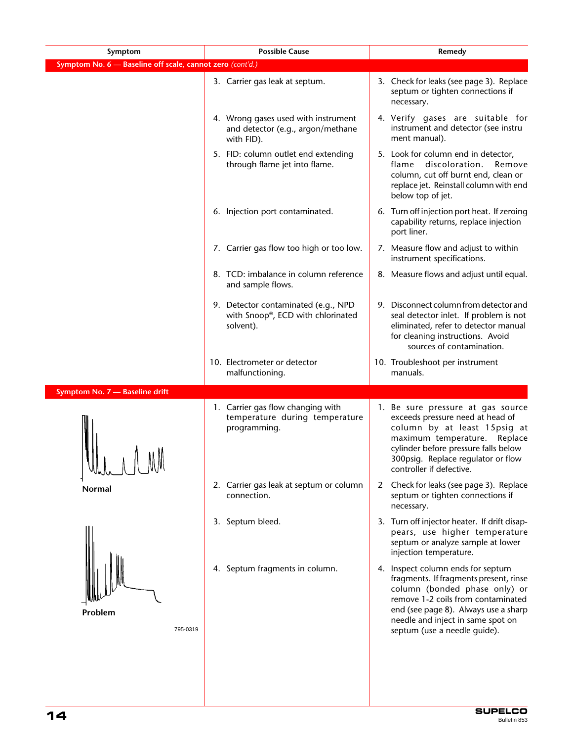| Symptom | Possible Cause | Remedy |
|---|---|---|
| **Symptom No. 6 — Baseline off scale, cannot zero** *(cont'd.)* | | |
| | 3. Carrier gas leak at septum. | 3. Check for leaks (see page 3). Replace septum or tighten connections if necessary. |
| | 4. Wrong gases used with instrument and detector (e.g., argon/methane with FID). | 4. Verify gases are suitable for instrument and detector (see instrument manual). |
| | 5. FID: column outlet end extending through flame jet into flame. | 5. Look for column end in detector, flame discoloration. Remove column, cut off burnt end, clean or replace jet. Reinstall column with end below top of jet. |
| | 6. Injection port contaminated. | 6. Turn off injection port heat. If zeroing capability returns, replace injection port liner. |
| | 7. Carrier gas flow too high or too low. | 7. Measure flow and adjust to within instrument specifications. |
| | 8. TCD: imbalance in column reference and sample flows. | 8. Measure flows and adjust until equal. |
| | 9. Detector contaminated (e.g., NPD with Snoop®, ECD with chlorinated solvent). | 9. Disconnect column from detector and seal detector inlet. If problem is not eliminated, refer to detector manual for cleaning instructions. Avoid sources of contamination. |
| | 10. Electrometer or detector malfunctioning. | 10. Troubleshoot per instrument manuals. |
| **Symptom No. 7 — Baseline drift** | | |
| Normal | 1. Carrier gas flow changing with temperature during temperature programming. | 1. Be sure pressure at gas source exceeds pressure need at head of column by at least 15psig at maximum temperature. Replace cylinder before pressure falls below 300psig. Replace regulator or flow controller if defective. |
| | 2. Carrier gas leak at septum or column connection. | 2 Check for leaks (see page 3). Replace septum or tighten connections if necessary. |
| Problem | 3. Septum bleed. | 3. Turn off injector heater. If drift disappears, use higher temperature septum or analyze sample at lower injection temperature. |
| 795-0319 | 4. Septum fragments in column. | 4. Inspect column ends for septum fragments. If fragments present, rinse column (bonded phase only) or remove 1-2 coils from contaminated end (see page 8). Always use a sharp needle and inject in same spot on septum (use a needle guide). |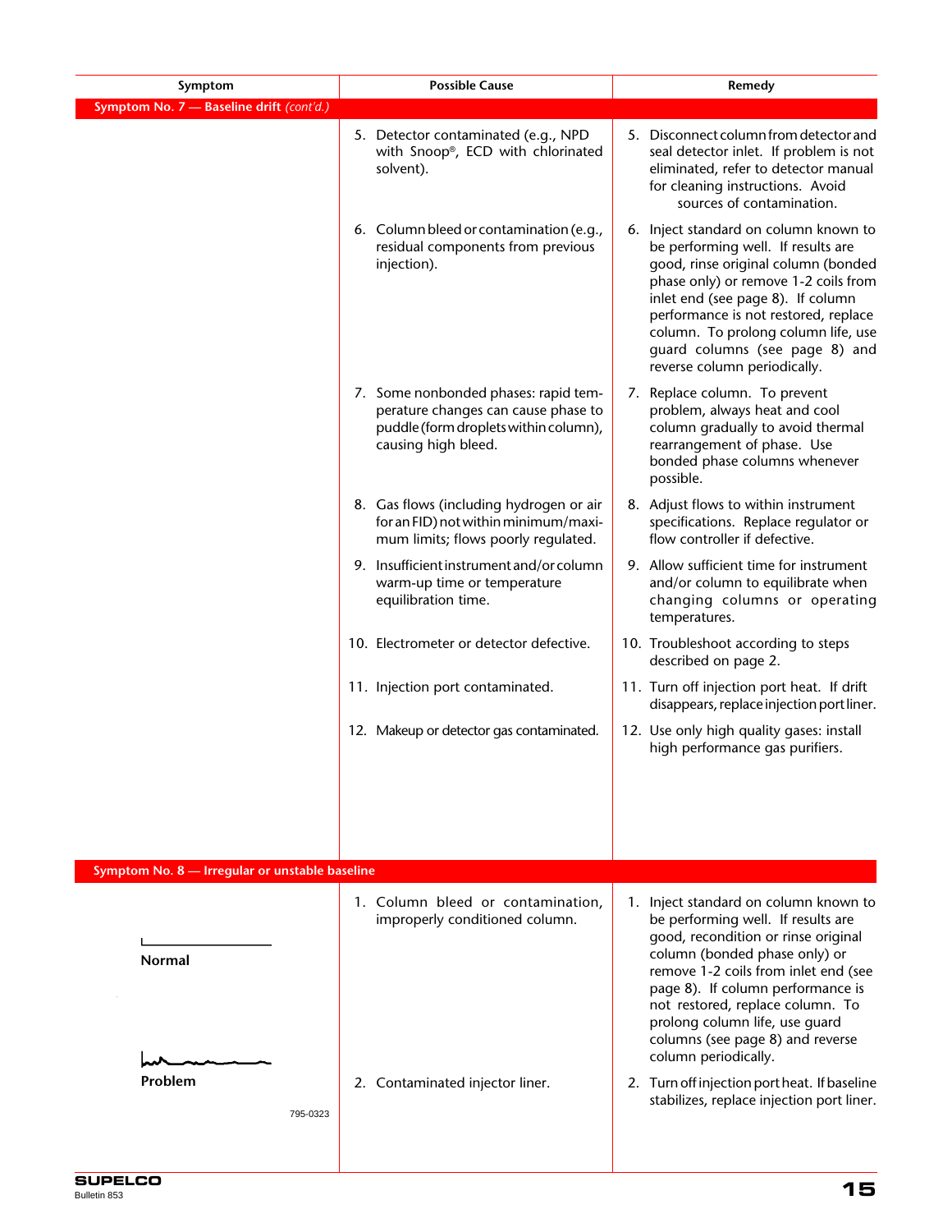| Symptom | Possible Cause | Remedy |
|---|---|---|
| **Symptom No. 7 — Baseline drift** *(cont'd.)* | | |
| | 5. Detector contaminated (e.g., NPD with Snoop®, ECD with chlorinated solvent). | 5. Disconnect column from detector and seal detector inlet. If problem is not eliminated, refer to detector manual for cleaning instructions. Avoid sources of contamination. |
| | 6. Column bleed or contamination (e.g., residual components from previous injection). | 6. Inject standard on column known to be performing well. If results are good, rinse original column (bonded phase only) or remove 1-2 coils from inlet end (see page 8). If column performance is not restored, replace column. To prolong column life, use guard columns (see page 8) and reverse column periodically. |
| | 7. Some nonbonded phases: rapid temperature changes can cause phase to puddle (form droplets within column), causing high bleed. | 7. Replace column. To prevent problem, always heat and cool column gradually to avoid thermal rearrangement of phase. Use bonded phase columns whenever possible. |
| | 8. Gas flows (including hydrogen or air for an FID) not within minimum/maximum limits; flows poorly regulated. | 8. Adjust flows to within instrument specifications. Replace regulator or flow controller if defective. |
| | 9. Insufficient instrument and/or column warm-up time or temperature equilibration time. | 9. Allow sufficient time for instrument and/or column to equilibrate when changing columns or operating temperatures. |
| | 10. Electrometer or detector defective. | 10. Troubleshoot according to steps described on page 2. |
| | 11. Injection port contaminated. | 11. Turn off injection port heat. If drift disappears, replace injection port liner. |
| | 12. Makeup or detector gas contaminated. | 12. Use only high quality gases: install high performance gas purifiers. |
| **Symptom No. 8 — Irregular or unstable baseline** | | |
| Normal / Problem (795-0323) | 1. Column bleed or contamination, improperly conditioned column. | 1. Inject standard on column known to be performing well. If results are good, recondition or rinse original column (bonded phase only) or remove 1-2 coils from inlet end (see page 8). If column performance is not restored, replace column. To prolong column life, use guard columns (see page 8) and reverse column periodically. |
| | 2. Contaminated injector liner. | 2. Turn off injection port heat. If baseline stabilizes, replace injection port liner. |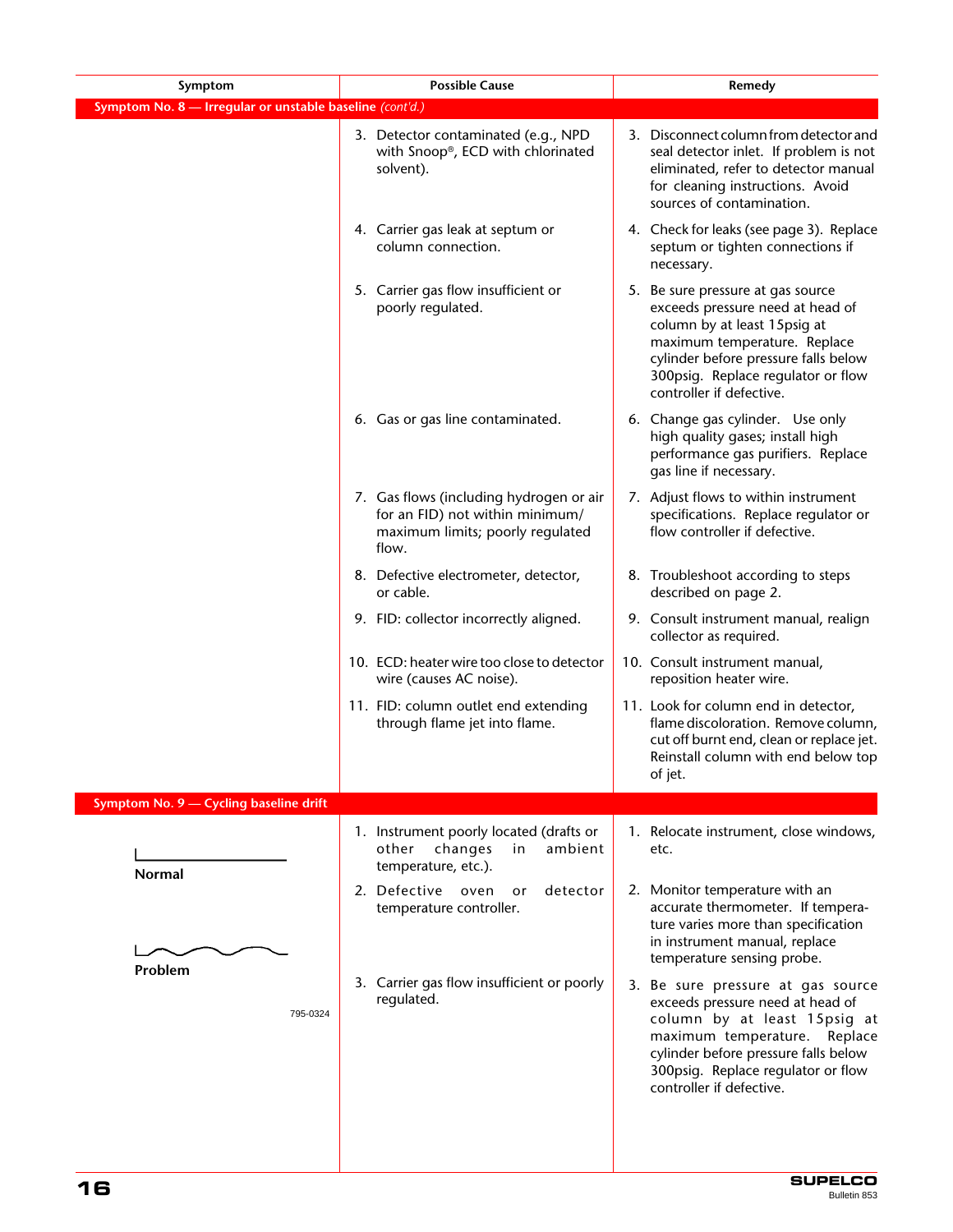| Symptom | Possible Cause | Remedy |
|---|---|---|
| **Symptom No. 8 — Irregular or unstable baseline** *(cont'd.)* | | |
| | 3. Detector contaminated (e.g., NPD with Snoop®, ECD with chlorinated solvent). | 3. Disconnect column from detector and seal detector inlet. If problem is not eliminated, refer to detector manual for cleaning instructions. Avoid sources of contamination. |
| | 4. Carrier gas leak at septum or column connection. | 4. Check for leaks (see page 3). Replace septum or tighten connections if necessary. |
| | 5. Carrier gas flow insufficient or poorly regulated. | 5. Be sure pressure at gas source exceeds pressure need at head of column by at least 15psig at maximum temperature. Replace cylinder before pressure falls below 300psig. Replace regulator or flow controller if defective. |
| | 6. Gas or gas line contaminated. | 6. Change gas cylinder. Use only high quality gases; install high performance gas purifiers. Replace gas line if necessary. |
| | 7. Gas flows (including hydrogen or air for an FID) not within minimum/maximum limits; poorly regulated flow. | 7. Adjust flows to within instrument specifications. Replace regulator or flow controller if defective. |
| | 8. Defective electrometer, detector, or cable. | 8. Troubleshoot according to steps described on page 2. |
| | 9. FID: collector incorrectly aligned. | 9. Consult instrument manual, realign collector as required. |
| | 10. ECD: heater wire too close to detector wire (causes AC noise). | 10. Consult instrument manual, reposition heater wire. |
| | 11. FID: column outlet end extending through flame jet into flame. | 11. Look for column end in detector, flame discoloration. Remove column, cut off burnt end, clean or replace jet. Reinstall column with end below top of jet. |
| **Symptom No. 9 — Cycling baseline drift** | | |
| Normal / Problem (795-0324) | 1. Instrument poorly located (drafts or other changes in ambient temperature, etc.). | 1. Relocate instrument, close windows, etc. |
| | 2. Defective oven or detector temperature controller. | 2. Monitor temperature with an accurate thermometer. If temperature varies more than specification in instrument manual, replace temperature sensing probe. |
| | 3. Carrier gas flow insufficient or poorly regulated. | 3. Be sure pressure at gas source exceeds pressure need at head of column by at least 15psig at maximum temperature. Replace cylinder before pressure falls below 300psig. Replace regulator or flow controller if defective. |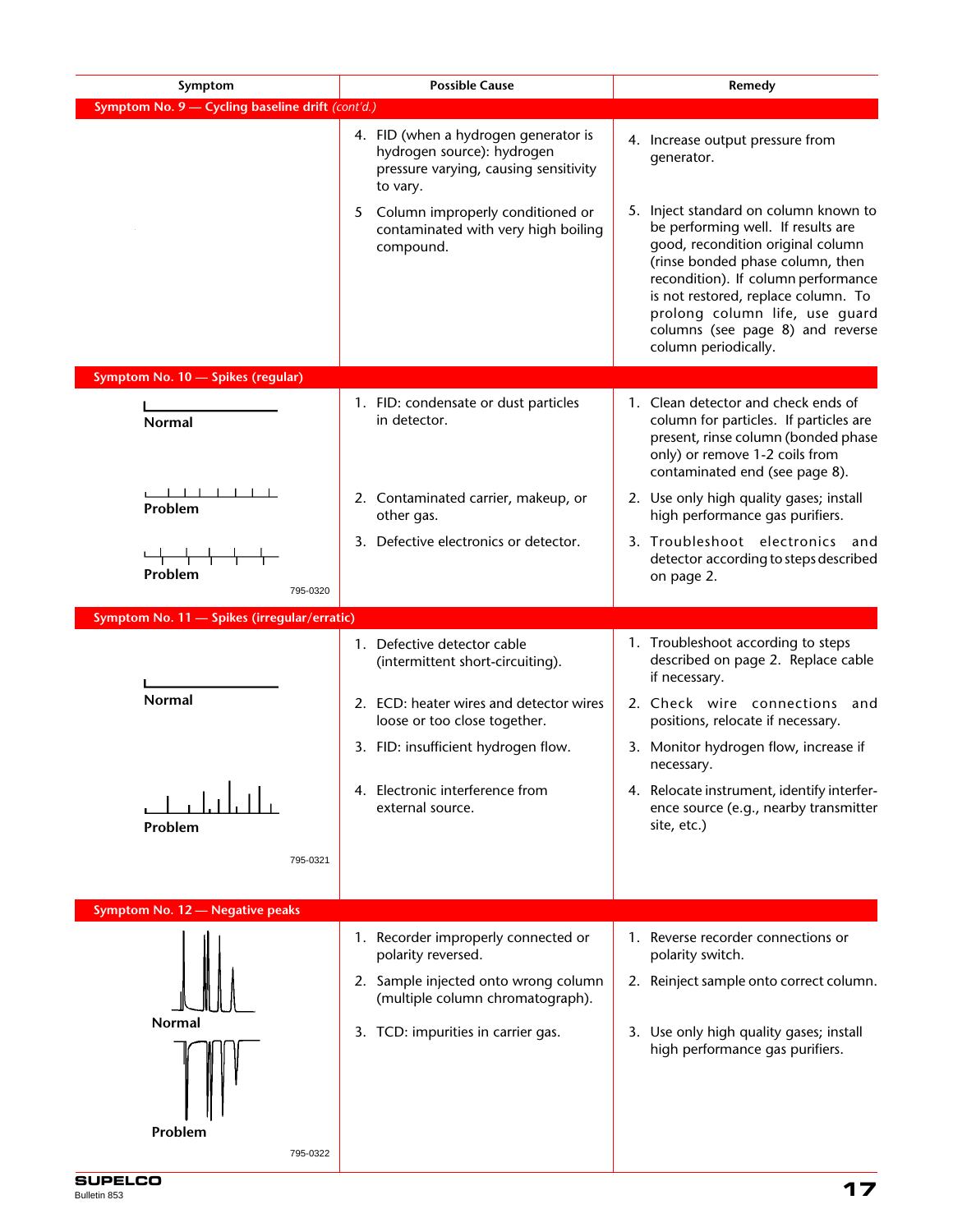| Symptom | Possible Cause | Remedy |
|---|---|---|
| **Symptom No. 9 — Cycling baseline drift** *(cont'd.)* | | |
| | 4. FID (when a hydrogen generator is hydrogen source): hydrogen pressure varying, causing sensitivity to vary. | 4. Increase output pressure from generator. |
| | 5 Column improperly conditioned or contaminated with very high boiling compound. | 5. Inject standard on column known to be performing well. If results are good, recondition original column (rinse bonded phase column, then recondition). If column performance is not restored, replace column. To prolong column life, use guard columns (see page 8) and reverse column periodically. |
| **Symptom No. 10 — Spikes (regular)** | | |
| Normal | 1. FID: condensate or dust particles in detector. | 1. Clean detector and check ends of column for particles. If particles are present, rinse column (bonded phase only) or remove 1-2 coils from contaminated end (see page 8). |
| Problem | 2. Contaminated carrier, makeup, or other gas. | 2. Use only high quality gases; install high performance gas purifiers. |
| Problem<br>795-0320 | 3. Defective electronics or detector. | 3. Troubleshoot electronics and detector according to steps described on page 2. |
| **Symptom No. 11 — Spikes (irregular/erratic)** | | |
| | 1. Defective detector cable (intermittent short-circuiting). | 1. Troubleshoot according to steps described on page 2. Replace cable if necessary. |
| Normal | 2. ECD: heater wires and detector wires loose or too close together. | 2. Check wire connections and positions, relocate if necessary. |
| | 3. FID: insufficient hydrogen flow. | 3. Monitor hydrogen flow, increase if necessary. |
| Problem<br>795-0321 | 4. Electronic interference from external source. | 4. Relocate instrument, identify interference source (e.g., nearby transmitter site, etc.) |
| **Symptom No. 12 — Negative peaks** | | |
| Normal | 1. Recorder improperly connected or polarity reversed. | 1. Reverse recorder connections or polarity switch. |
| | 2. Sample injected onto wrong column (multiple column chromatograph). | 2. Reinject sample onto correct column. |
| Problem<br>795-0322 | 3. TCD: impurities in carrier gas. | 3. Use only high quality gases; install high performance gas purifiers. |

**SUPELCO**
Bulletin 853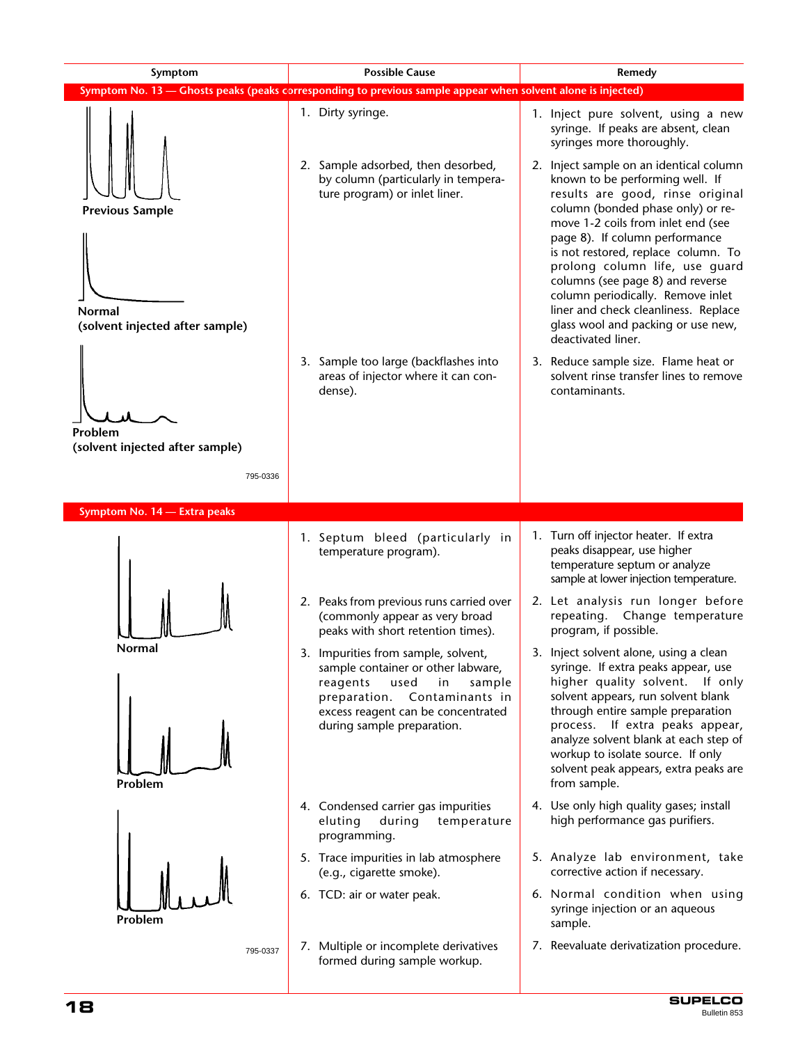| Symptom | Possible Cause | Remedy |
|---|---|---|
| **Symptom No. 13 — Ghosts peaks (peaks corresponding to previous sample appear when solvent alone is injected)** | | |
| **Previous Sample** | 1. Dirty syringe. | 1. Inject pure solvent, using a new syringe. If peaks are absent, clean syringes more thoroughly. |
| **Normal (solvent injected after sample)** | 2. Sample adsorbed, then desorbed, by column (particularly in temperature program) or inlet liner. | 2. Inject sample on an identical column known to be performing well. If results are good, rinse original column (bonded phase only) or remove 1-2 coils from inlet end (see page 8). If column performance is not restored, replace column. To prolong column life, use guard columns (see page 8) and reverse column periodically. Remove inlet liner and check cleanliness. Replace glass wool and packing or use new, deactivated liner. |
| **Problem (solvent injected after sample)** 795-0336 | 3. Sample too large (backflashes into areas of injector where it can condense). | 3. Reduce sample size. Flame heat or solvent rinse transfer lines to remove contaminants. |
| **Symptom No. 14 — Extra peaks** | | |
| **Normal** | 1. Septum bleed (particularly in temperature program). | 1. Turn off injector heater. If extra peaks disappear, use higher temperature septum or analyze sample at lower injection temperature. |
| | 2. Peaks from previous runs carried over (commonly appear as very broad peaks with short retention times). | 2. Let analysis run longer before repeating. Change temperature program, if possible. |
| **Problem** | 3. Impurities from sample, solvent, sample container or other labware, reagents used in sample preparation. Contaminants in excess reagent can be concentrated during sample preparation. | 3. Inject solvent alone, using a clean syringe. If extra peaks appear, use higher quality solvent. If only solvent appears, run solvent blank through entire sample preparation process. If extra peaks appear, analyze solvent blank at each step of workup to isolate source. If only solvent peak appears, extra peaks are from sample. |
| | 4. Condensed carrier gas impurities eluting during temperature programming. | 4. Use only high quality gases; install high performance gas purifiers. |
| | 5. Trace impurities in lab atmosphere (e.g., cigarette smoke). | 5. Analyze lab environment, take corrective action if necessary. |
| **Problem** | 6. TCD: air or water peak. | 6. Normal condition when using syringe injection or an aqueous sample. |
| 795-0337 | 7. Multiple or incomplete derivatives formed during sample workup. | 7. Reevaluate derivatization procedure. |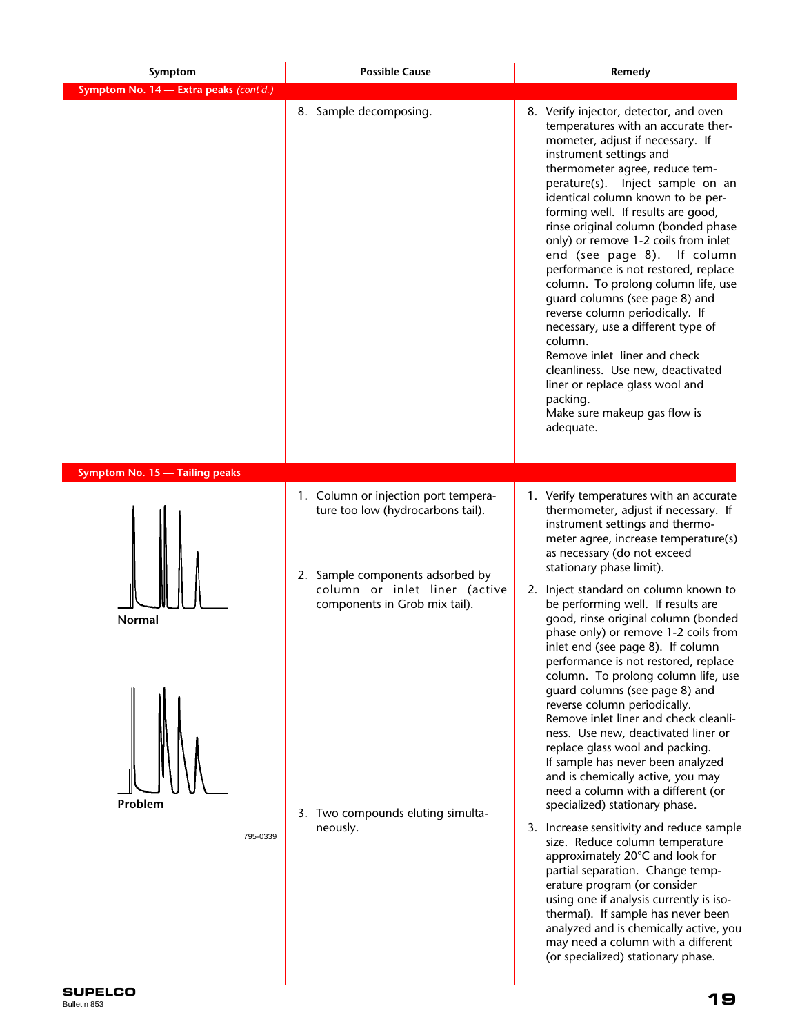| Symptom | Possible Cause | Remedy |
|---|---|---|
| **Symptom No. 14 — Extra peaks** *(cont'd.)* | | |
| | 8. Sample decomposing. | 8. Verify injector, detector, and oven temperatures with an accurate thermometer, adjust if necessary. If instrument settings and thermometer agree, reduce temperature(s). Inject sample on an identical column known to be performing well. If results are good, rinse original column (bonded phase only) or remove 1-2 coils from inlet end (see page 8). If column performance is not restored, replace column. To prolong column life, use guard columns (see page 8) and reverse column periodically. If necessary, use a different type of column. Remove inlet liner and check cleanliness. Use new, deactivated liner or replace glass wool and packing. Make sure makeup gas flow is adequate. |
| **Symptom No. 15 — Tailing peaks** | | |
| Normal / Problem (795-0339) | 1. Column or injection port temperature too low (hydrocarbons tail). | 1. Verify temperatures with an accurate thermometer, adjust if necessary. If instrument settings and thermometer agree, increase temperature(s) as necessary (do not exceed stationary phase limit). |
| | 2. Sample components adsorbed by column or inlet liner (active components in Grob mix tail). | 2. Inject standard on column known to be performing well. If results are good, rinse original column (bonded phase only) or remove 1-2 coils from inlet end (see page 8). If column performance is not restored, replace column. To prolong column life, use guard columns (see page 8) and reverse column periodically. Remove inlet liner and check cleanliness. Use new, deactivated liner or replace glass wool and packing. If sample has never been analyzed and is chemically active, you may need a column with a different (or specialized) stationary phase. |
| | 3. Two compounds eluting simultaneously. | 3. Increase sensitivity and reduce sample size. Reduce column temperature approximately 20°C and look for partial separation. Change temperature program (or consider using one if analysis currently is isothermal). If sample has never been analyzed and is chemically active, you may need a column with a different (or specialized) stationary phase. |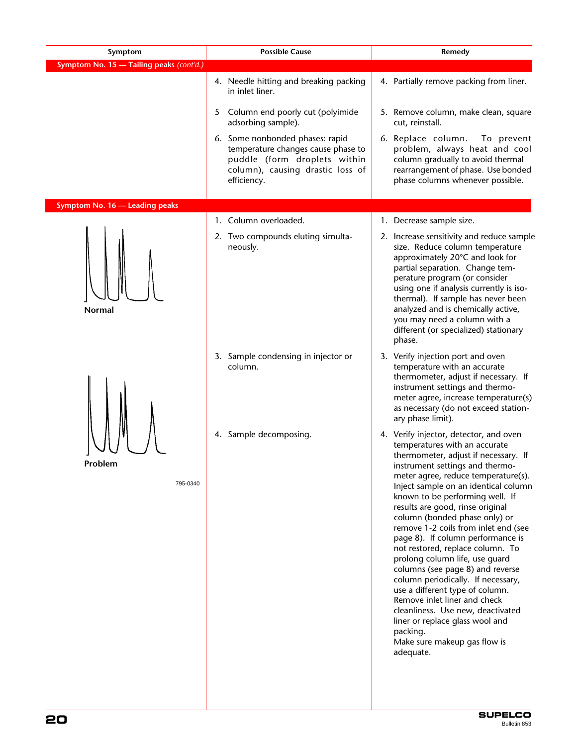| Symptom | Possible Cause | Remedy |
|---|---|---|
| **Symptom No. 15 — Tailing peaks** *(cont'd.)* | | |
| | 4. Needle hitting and breaking packing in inlet liner. | 4. Partially remove packing from liner. |
| | 5 Column end poorly cut (polyimide adsorbing sample). | 5. Remove column, make clean, square cut, reinstall. |
| | 6. Some nonbonded phases: rapid temperature changes cause phase to puddle (form droplets within column), causing drastic loss of efficiency. | 6. Replace column. To prevent problem, always heat and cool column gradually to avoid thermal rearrangement of phase. Use bonded phase columns whenever possible. |
| **Symptom No. 16 — Leading peaks** | | |
| Normal | 1. Column overloaded. | 1. Decrease sample size. |
| | 2. Two compounds eluting simultaneously. | 2. Increase sensitivity and reduce sample size. Reduce column temperature approximately 20°C and look for partial separation. Change temperature program (or consider using one if analysis currently is isothermal). If sample has never been analyzed and is chemically active, you may need a column with a different (or specialized) stationary phase. |
| Problem | 3. Sample condensing in injector or column. | 3. Verify injection port and oven temperature with an accurate thermometer, adjust if necessary. If instrument settings and thermometer agree, increase temperature(s) as necessary (do not exceed stationary phase limit). |
| 795-0340 | 4. Sample decomposing. | 4. Verify injector, detector, and oven temperatures with an accurate thermometer, adjust if necessary. If instrument settings and thermometer agree, reduce temperature(s). Inject sample on an identical column known to be performing well. If results are good, rinse original column (bonded phase only) or remove 1-2 coils from inlet end (see page 8). If column performance is not restored, replace column. To prolong column life, use guard columns (see page 8) and reverse column periodically. If necessary, use a different type of column. Remove inlet liner and check cleanliness. Use new, deactivated liner or replace glass wool and packing. Make sure makeup gas flow is adequate. |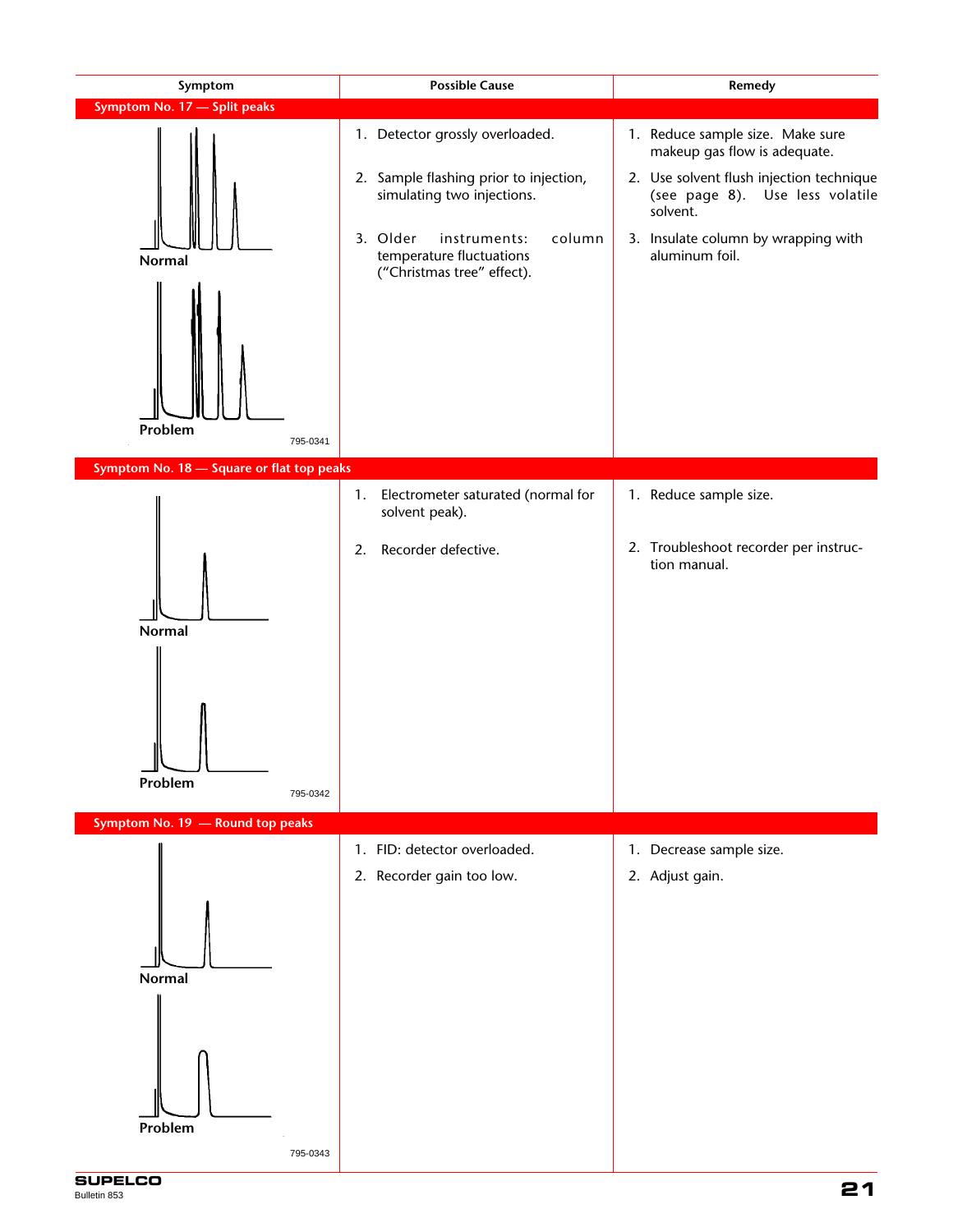| Symptom | Possible Cause | Remedy |
|---|---|---|
| **Symptom No. 17 — Split peaks** | | |
| Normal<br>Problem<br>795-0341 | 1. Detector grossly overloaded.<br>2. Sample flashing prior to injection, simulating two injections.<br>3. Older instruments: column temperature fluctuations ("Christmas tree" effect). | 1. Reduce sample size. Make sure makeup gas flow is adequate.<br>2. Use solvent flush injection technique (see page 8). Use less volatile solvent.<br>3. Insulate column by wrapping with aluminum foil. |
| **Symptom No. 18 — Square or flat top peaks** | | |
| Normal<br>Problem<br>795-0342 | 1. Electrometer saturated (normal for solvent peak).<br>2. Recorder defective. | 1. Reduce sample size.<br>2. Troubleshoot recorder per instruction manual. |
| **Symptom No. 19 — Round top peaks** | | |
| Normal<br>Problem<br>795-0343 | 1. FID: detector overloaded.<br>2. Recorder gain too low. | 1. Decrease sample size.<br>2. Adjust gain. |

SUPELCO
Bulletin 853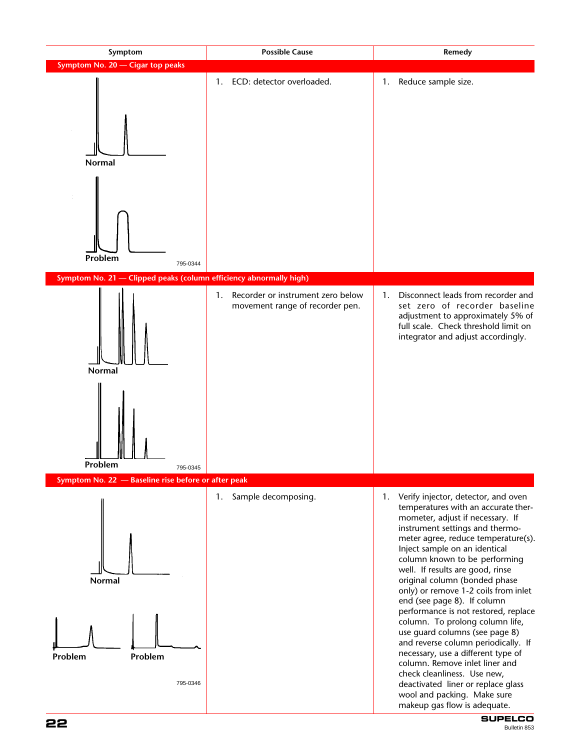| Symptom | Possible Cause | Remedy |
|---|---|---|
| **Symptom No. 20 — Cigar top peaks** | | |
| Normal / Problem (795-0344) | 1. ECD: detector overloaded. | 1. Reduce sample size. |
| **Symptom No. 21 — Clipped peaks (column efficiency abnormally high)** | | |
| Normal / Problem (795-0345) | 1. Recorder or instrument zero below movement range of recorder pen. | 1. Disconnect leads from recorder and set zero of recorder baseline adjustment to approximately 5% of full scale. Check threshold limit on integrator and adjust accordingly. |
| **Symptom No. 22 — Baseline rise before or after peak** | | |
| Normal / Problem / Problem (795-0346) | 1. Sample decomposing. | 1. Verify injector, detector, and oven temperatures with an accurate thermometer, adjust if necessary. If instrument settings and thermometer agree, reduce temperature(s). Inject sample on an identical column known to be performing well. If results are good, rinse original column (bonded phase only) or remove 1-2 coils from inlet end (see page 8). If column performance is not restored, replace column. To prolong column life, use guard columns (see page 8) and reverse column periodically. If necessary, use a different type of column. Remove inlet liner and check cleanliness. Use new, deactivated liner or replace glass wool and packing. Make sure makeup gas flow is adequate. |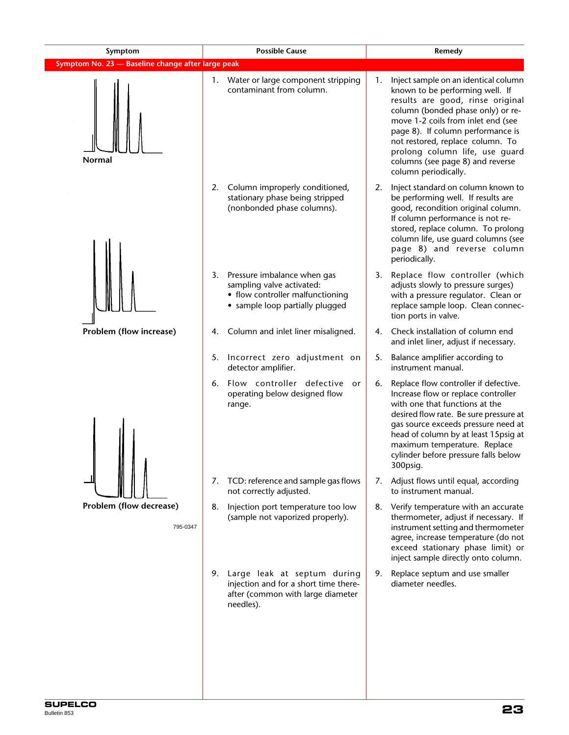| Symptom | Possible Cause | Remedy |
|---|---|---|
| **Symptom No. 23 — Baseline change after large peak** | | |
| Normal | 1. Water or large component stripping contaminant from column. | 1. Inject sample on an identical column known to be performing well. If results are good, rinse original column (bonded phase only) or remove 1-2 coils from inlet end (see page 8). If column performance is not restored, replace column. To prolong column life, use guard columns (see page 8) and reverse column periodically. |
| | 2. Column improperly conditioned, stationary phase being stripped (nonbonded phase columns). | 2. Inject standard on column known to be performing well. If results are good, recondition original column. If column performance is not restored, replace column. To prolong column life, use guard columns (see page 8) and reverse column periodically. |
| Problem (flow increase) | 3. Pressure imbalance when gas sampling valve activated: • flow controller malfunctioning • sample loop partially plugged | 3. Replace flow controller (which adjusts slowly to pressure surges) with a pressure regulator. Clean or replace sample loop. Clean connection ports in valve. |
| | 4. Column and inlet liner misaligned. | 4. Check installation of column end and inlet liner, adjust if necessary. |
| | 5. Incorrect zero adjustment on detector amplifier. | 5. Balance amplifier according to instrument manual. |
| | 6. Flow controller defective or operating below designed flow range. | 6. Replace flow controller if defective. Increase flow or replace controller with one that functions at the desired flow rate. Be sure pressure at gas source exceeds pressure need at head of column by at least 15psig at maximum temperature. Replace cylinder before pressure falls below 300psig. |
| | 7. TCD: reference and sample gas flows not correctly adjusted. | 7. Adjust flows until equal, according to instrument manual. |
| Problem (flow decrease)<br>795-0347 | 8. Injection port temperature too low (sample not vaporized properly). | 8. Verify temperature with an accurate thermometer, adjust if necessary. If instrument setting and thermometer agree, increase temperature (do not exceed stationary phase limit) or inject sample directly onto column. |
| | 9. Large leak at septum during injection and for a short time thereafter (common with large diameter needles). | 9. Replace septum and use smaller diameter needles. |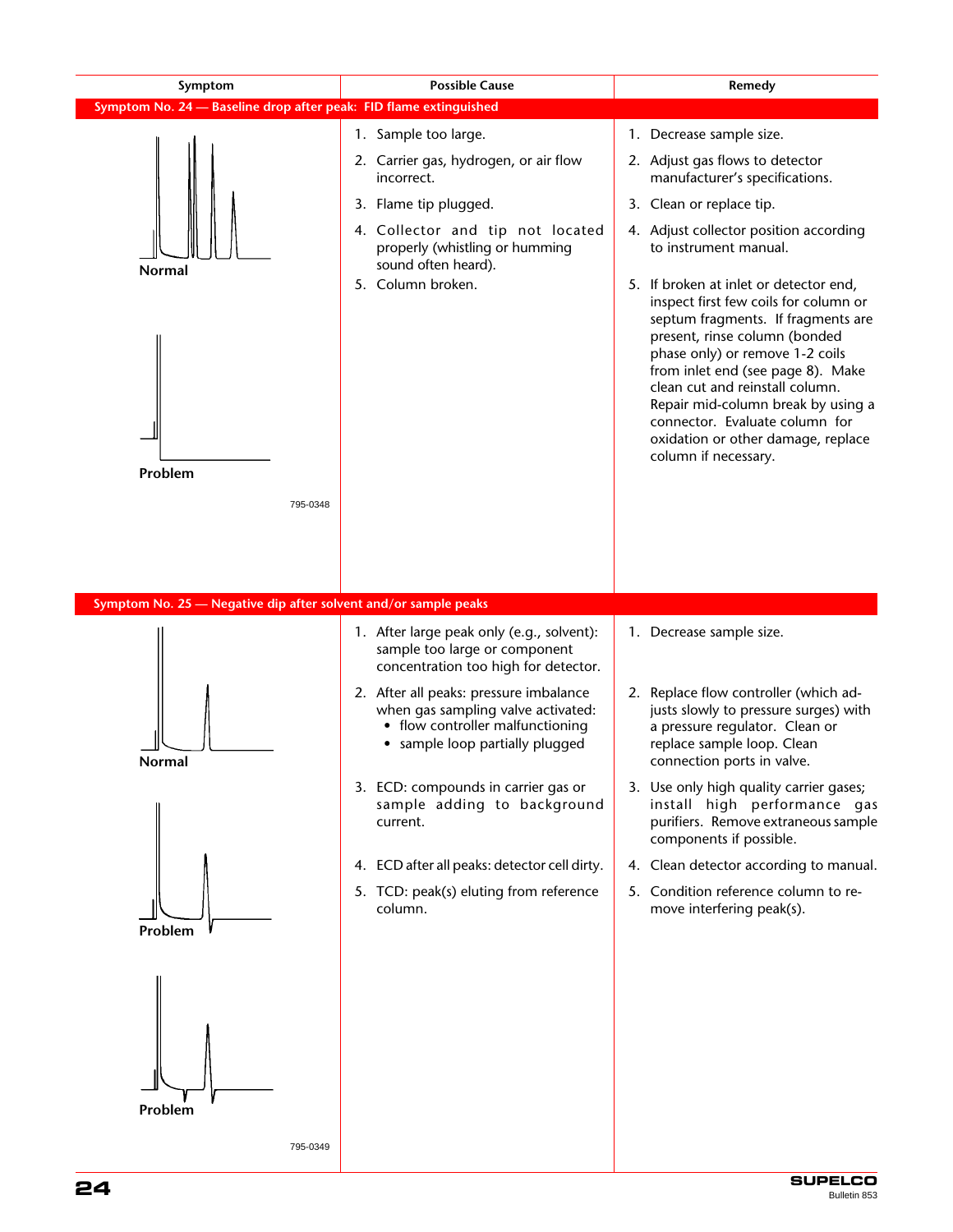| Symptom | Possible Cause | Remedy |
|---|---|---|
| **Symptom No. 24 — Baseline drop after peak: FID flame extinguished** | | |
| Normal<br>Problem<br>795-0348 | 1. Sample too large.<br>2. Carrier gas, hydrogen, or air flow incorrect.<br>3. Flame tip plugged.<br>4. Collector and tip not located properly (whistling or humming sound often heard).<br>5. Column broken. | 1. Decrease sample size.<br>2. Adjust gas flows to detector manufacturer's specifications.<br>3. Clean or replace tip.<br>4. Adjust collector position according to instrument manual.<br>5. If broken at inlet or detector end, inspect first few coils for column or septum fragments. If fragments are present, rinse column (bonded phase only) or remove 1-2 coils from inlet end (see page 8). Make clean cut and reinstall column. Repair mid-column break by using a connector. Evaluate column for oxidation or other damage, replace column if necessary. |
| **Symptom No. 25 — Negative dip after solvent and/or sample peaks** | | |
| Normal<br>Problem<br>Problem<br>795-0349 | 1. After large peak only (e.g., solvent): sample too large or component concentration too high for detector.<br>2. After all peaks: pressure imbalance when gas sampling valve activated:<br>• flow controller malfunctioning<br>• sample loop partially plugged<br>3. ECD: compounds in carrier gas or sample adding to background current.<br>4. ECD after all peaks: detector cell dirty.<br>5. TCD: peak(s) eluting from reference column. | 1. Decrease sample size.<br>2. Replace flow controller (which adjusts slowly to pressure surges) with a pressure regulator. Clean or replace sample loop. Clean connection ports in valve.<br>3. Use only high quality carrier gases; install high performance gas purifiers. Remove extraneous sample components if possible.<br>4. Clean detector according to manual.<br>5. Condition reference column to remove interfering peak(s). |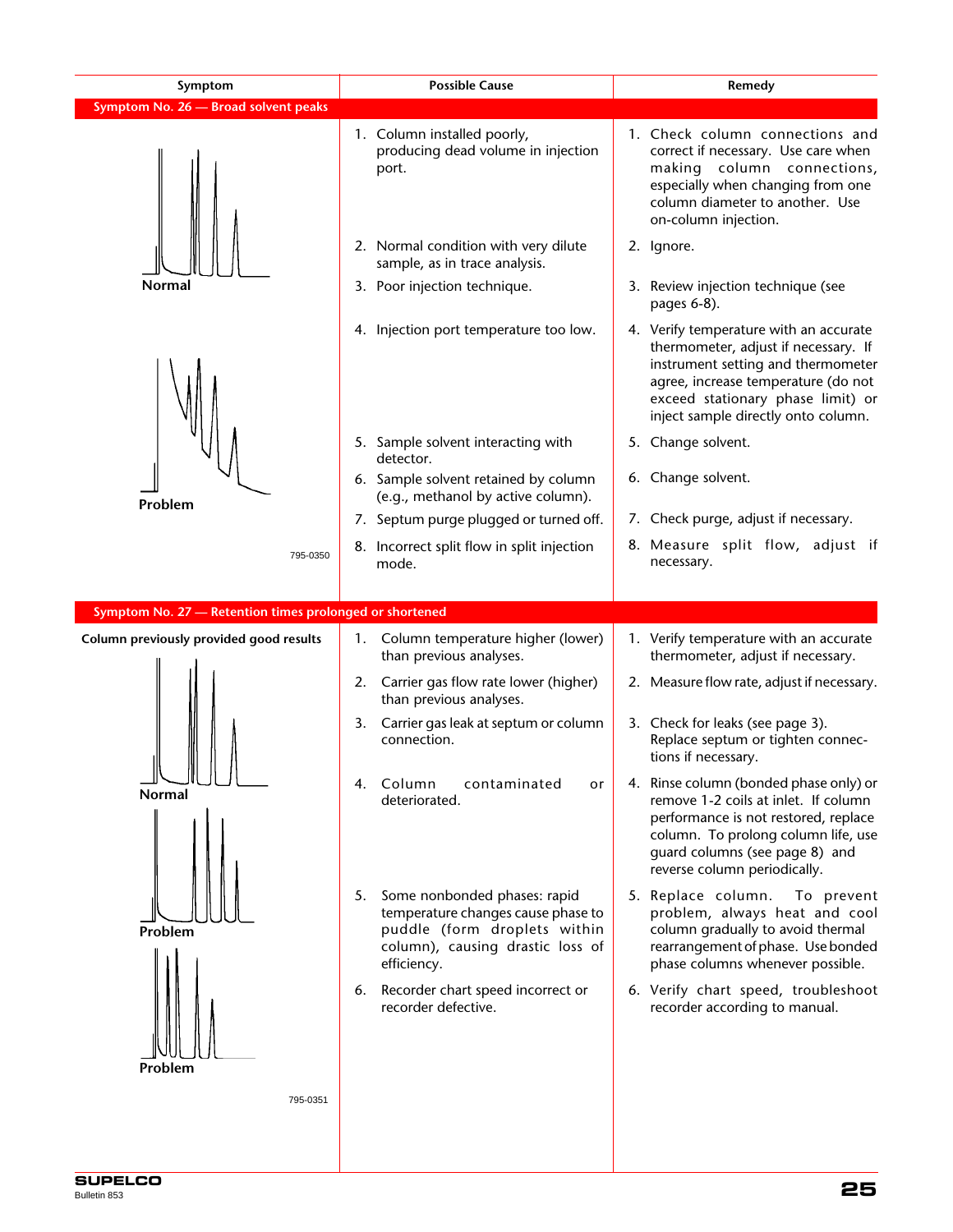| Symptom | Possible Cause | Remedy |
|---|---|---|
| **Symptom No. 26 — Broad solvent peaks** | | |
| Normal | 1. Column installed poorly, producing dead volume in injection port. | 1. Check column connections and correct if necessary. Use care when making column connections, especially when changing from one column diameter to another. Use on-column injection. |
| | 2. Normal condition with very dilute sample, as in trace analysis. | 2. Ignore. |
| | 3. Poor injection technique. | 3. Review injection technique (see pages 6-8). |
| | 4. Injection port temperature too low. | 4. Verify temperature with an accurate thermometer, adjust if necessary. If instrument setting and thermometer agree, increase temperature (do not exceed stationary phase limit) or inject sample directly onto column. |
| Problem | 5. Sample solvent interacting with detector. | 5. Change solvent. |
| | 6. Sample solvent retained by column (e.g., methanol by active column). | 6. Change solvent. |
| | 7. Septum purge plugged or turned off. | 7. Check purge, adjust if necessary. |
| 795-0350 | 8. Incorrect split flow in split injection mode. | 8. Measure split flow, adjust if necessary. |
| **Symptom No. 27 — Retention times prolonged or shortened** | | |
| **Column previously provided good results** | 1. Column temperature higher (lower) than previous analyses. | 1. Verify temperature with an accurate thermometer, adjust if necessary. |
| | 2. Carrier gas flow rate lower (higher) than previous analyses. | 2. Measure flow rate, adjust if necessary. |
| | 3. Carrier gas leak at septum or column connection. | 3. Check for leaks (see page 3). Replace septum or tighten connections if necessary. |
| Normal | 4. Column contaminated or deteriorated. | 4. Rinse column (bonded phase only) or remove 1-2 coils at inlet. If column performance is not restored, replace column. To prolong column life, use guard columns (see page 8) and reverse column periodically. |
| Problem | 5. Some nonbonded phases: rapid temperature changes cause phase to puddle (form droplets within column), causing drastic loss of efficiency. | 5. Replace column. To prevent problem, always heat and cool column gradually to avoid thermal rearrangement of phase. Use bonded phase columns whenever possible. |
| Problem | 6. Recorder chart speed incorrect or recorder defective. | 6. Verify chart speed, troubleshoot recorder according to manual. |
| 795-0351 | | |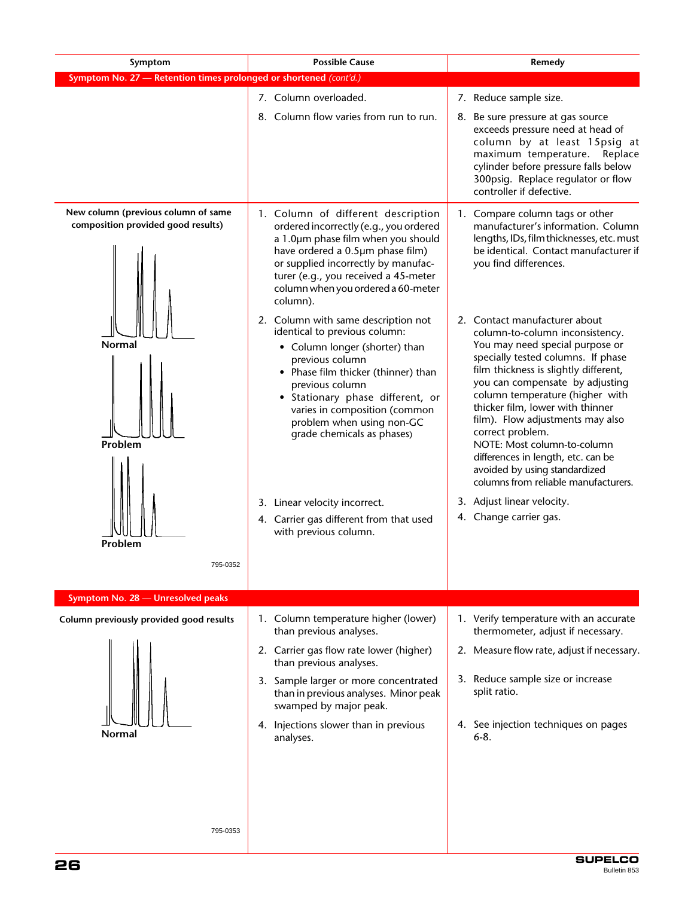| Symptom | Possible Cause | Remedy |
|---|---|---|
| **Symptom No. 27 — Retention times prolonged or shortened** *(cont'd.)* | | |
| | 7. Column overloaded. | 7. Reduce sample size. |
| | 8. Column flow varies from run to run. | 8. Be sure pressure at gas source exceeds pressure need at head of column by at least 15psig at maximum temperature. Replace cylinder before pressure falls below 300psig. Replace regulator or flow controller if defective. |
| **New column (previous column of same composition provided good results)**<br><br>Normal<br>Problem<br>Problem<br><br>795-0352 | 1. Column of different description ordered incorrectly (e.g., you ordered a 1.0µm phase film when you should have ordered a 0.5µm phase film) or supplied incorrectly by manufacturer (e.g., you received a 45-meter column when you ordered a 60-meter column). | 1. Compare column tags or other manufacturer's information. Column lengths, IDs, film thicknesses, etc. must be identical. Contact manufacturer if you find differences. |
| | 2. Column with same description not identical to previous column:<br>• Column longer (shorter) than previous column<br>• Phase film thicker (thinner) than previous column<br>• Stationary phase different, or varies in composition (common problem when using non-GC grade chemicals as phases) | 2. Contact manufacturer about column-to-column inconsistency. You may need special purpose or specially tested columns. If phase film thickness is slightly different, you can compensate by adjusting column temperature (higher with thicker film, lower with thinner film). Flow adjustments may also correct problem.<br>NOTE: Most column-to-column differences in length, etc. can be avoided by using standardized columns from reliable manufacturers. |
| | 3. Linear velocity incorrect. | 3. Adjust linear velocity. |
| | 4. Carrier gas different from that used with previous column. | 4. Change carrier gas. |
| **Symptom No. 28 — Unresolved peaks** | | |
| **Column previously provided good results**<br><br>Normal<br><br>795-0353 | 1. Column temperature higher (lower) than previous analyses. | 1. Verify temperature with an accurate thermometer, adjust if necessary. |
| | 2. Carrier gas flow rate lower (higher) than previous analyses. | 2. Measure flow rate, adjust if necessary. |
| | 3. Sample larger or more concentrated than in previous analyses. Minor peak swamped by major peak. | 3. Reduce sample size or increase split ratio. |
| | 4. Injections slower than in previous analyses. | 4. See injection techniques on pages 6-8. |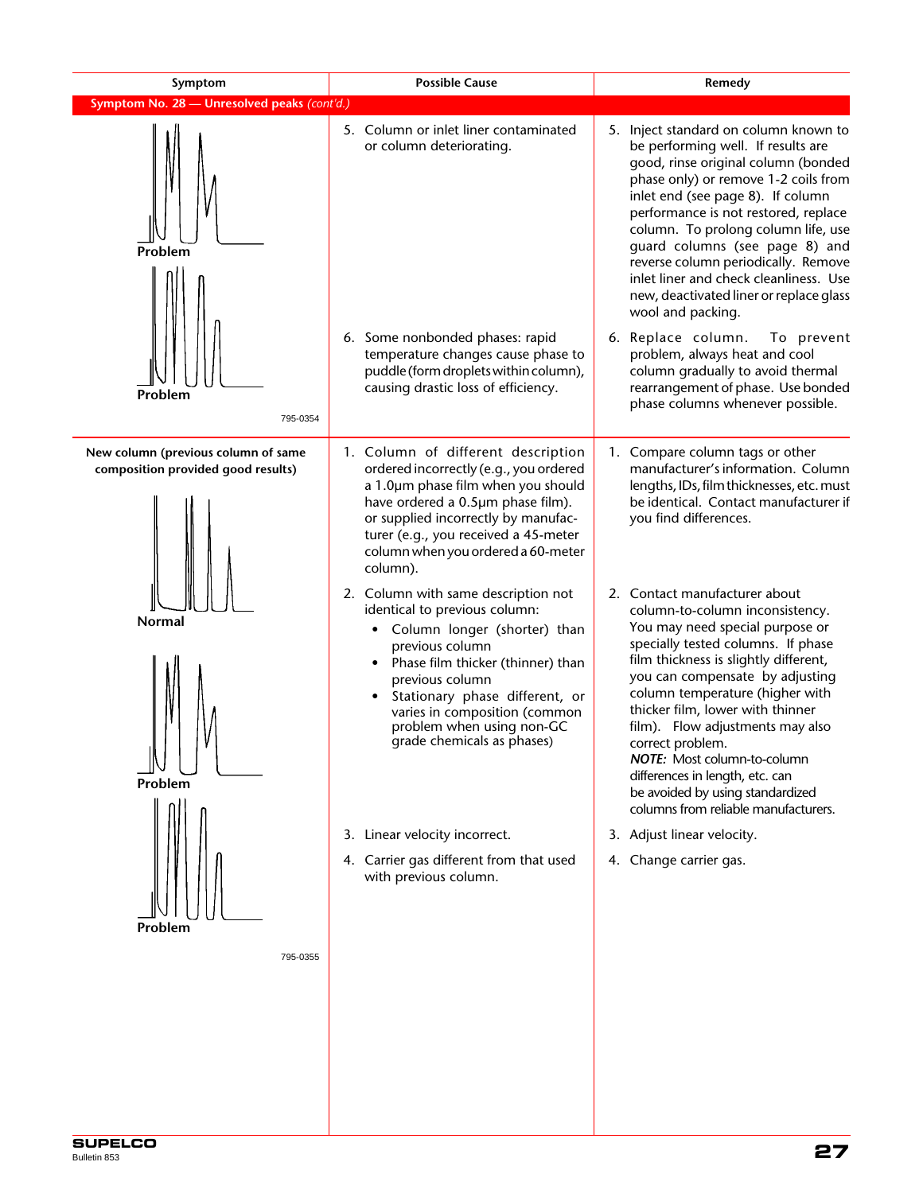| Symptom | Possible Cause | Remedy |
|---|---|---|
| **Symptom No. 28 — Unresolved peaks** *(cont'd.)* | | |
| Problem<br>Problem<br>795-0354 | 5. Column or inlet liner contaminated or column deteriorating. | 5. Inject standard on column known to be performing well. If results are good, rinse original column (bonded phase only) or remove 1-2 coils from inlet end (see page 8). If column performance is not restored, replace column. To prolong column life, use guard columns (see page 8) and reverse column periodically. Remove inlet liner and check cleanliness. Use new, deactivated liner or replace glass wool and packing. |
| | 6. Some nonbonded phases: rapid temperature changes cause phase to puddle (form droplets within column), causing drastic loss of efficiency. | 6. Replace column. To prevent problem, always heat and cool column gradually to avoid thermal rearrangement of phase. Use bonded phase columns whenever possible. |
| **New column (previous column of same composition provided good results)**<br>Normal<br>Problem<br>Problem<br>795-0355 | 1. Column of different description ordered incorrectly (e.g., you ordered a 1.0µm phase film when you should have ordered a 0.5µm phase film). or supplied incorrectly by manufacturer (e.g., you received a 45-meter column when you ordered a 60-meter column). | 1. Compare column tags or other manufacturer's information. Column lengths, IDs, film thicknesses, etc. must be identical. Contact manufacturer if you find differences. |
| | 2. Column with same description not identical to previous column:<br>• Column longer (shorter) than previous column<br>• Phase film thicker (thinner) than previous column<br>• Stationary phase different, or varies in composition (common problem when using non-GC grade chemicals as phases) | 2. Contact manufacturer about column-to-column inconsistency. You may need special purpose or specially tested columns. If phase film thickness is slightly different, you can compensate by adjusting column temperature (higher with thicker film, lower with thinner film). Flow adjustments may also correct problem.<br>***NOTE:*** Most column-to-column differences in length, etc. can be avoided by using standardized columns from reliable manufacturers. |
| | 3. Linear velocity incorrect. | 3. Adjust linear velocity. |
| | 4. Carrier gas different from that used with previous column. | 4. Change carrier gas. |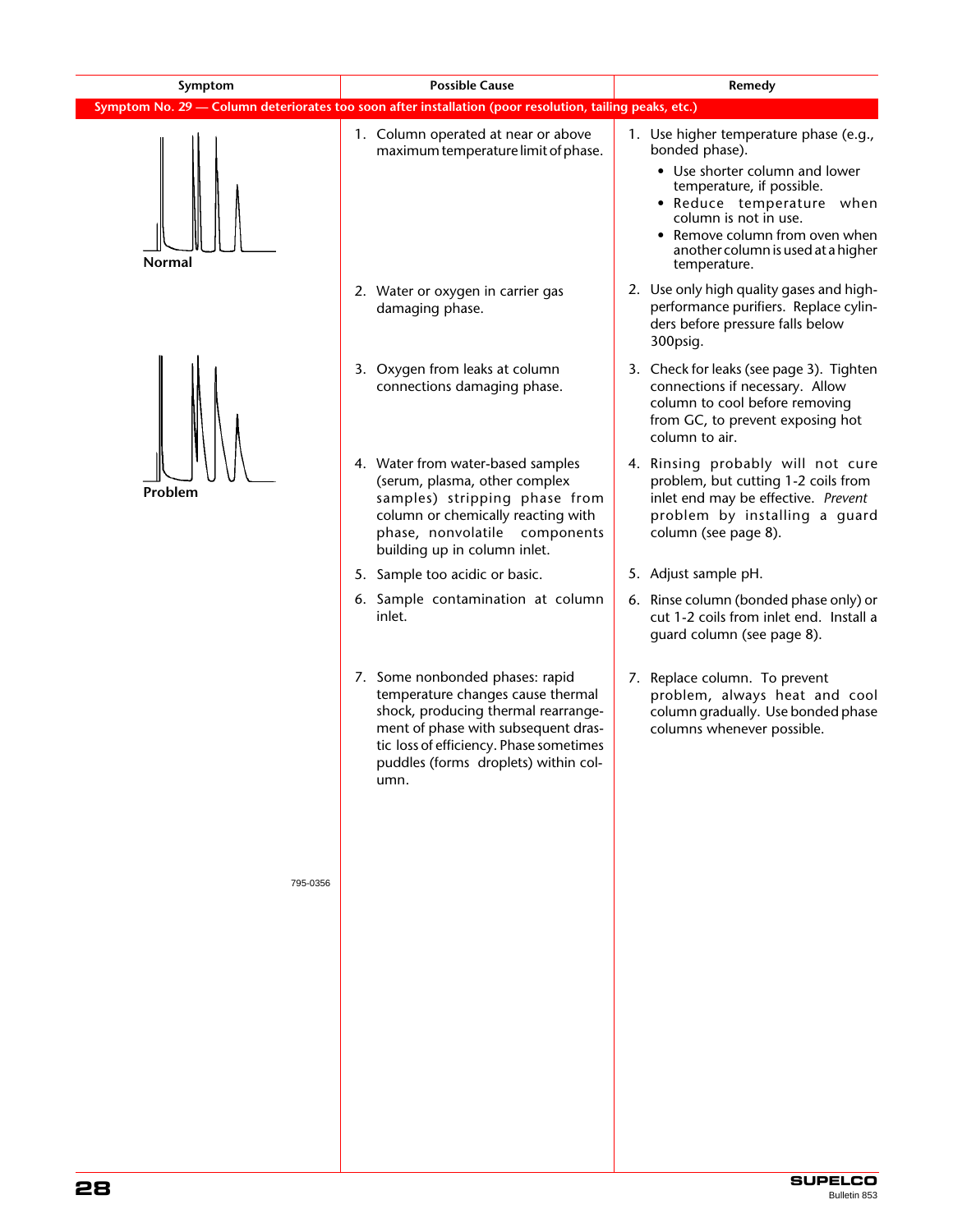| Symptom | Possible Cause | Remedy |
|---|---|---|
| **Symptom No. 29 — Column deteriorates too soon after installation (poor resolution, tailing peaks, etc.)** | | |
| **Normal** | 1. Column operated at near or above maximum temperature limit of phase. | 1. Use higher temperature phase (e.g., bonded phase). • Use shorter column and lower temperature, if possible. • Reduce temperature when column is not in use. • Remove column from oven when another column is used at a higher temperature. |
| | 2. Water or oxygen in carrier gas damaging phase. | 2. Use only high quality gases and high-performance purifiers. Replace cylinders before pressure falls below 300psig. |
| **Problem** | 3. Oxygen from leaks at column connections damaging phase. | 3. Check for leaks (see page 3). Tighten connections if necessary. Allow column to cool before removing from GC, to prevent exposing hot column to air. |
| | 4. Water from water-based samples (serum, plasma, other complex samples) stripping phase from column or chemically reacting with phase, nonvolatile components building up in column inlet. | 4. Rinsing probably will not cure problem, but cutting 1-2 coils from inlet end may be effective. *Prevent* problem by installing a guard column (see page 8). |
| | 5. Sample too acidic or basic. | 5. Adjust sample pH. |
| | 6. Sample contamination at column inlet. | 6. Rinse column (bonded phase only) or cut 1-2 coils from inlet end. Install a guard column (see page 8). |
| | 7. Some nonbonded phases: rapid temperature changes cause thermal shock, producing thermal rearrangement of phase with subsequent drastic loss of efficiency. Phase sometimes puddles (forms droplets) within column. | 7. Replace column. To prevent problem, always heat and cool column gradually. Use bonded phase columns whenever possible. |
| 795-0356 | | |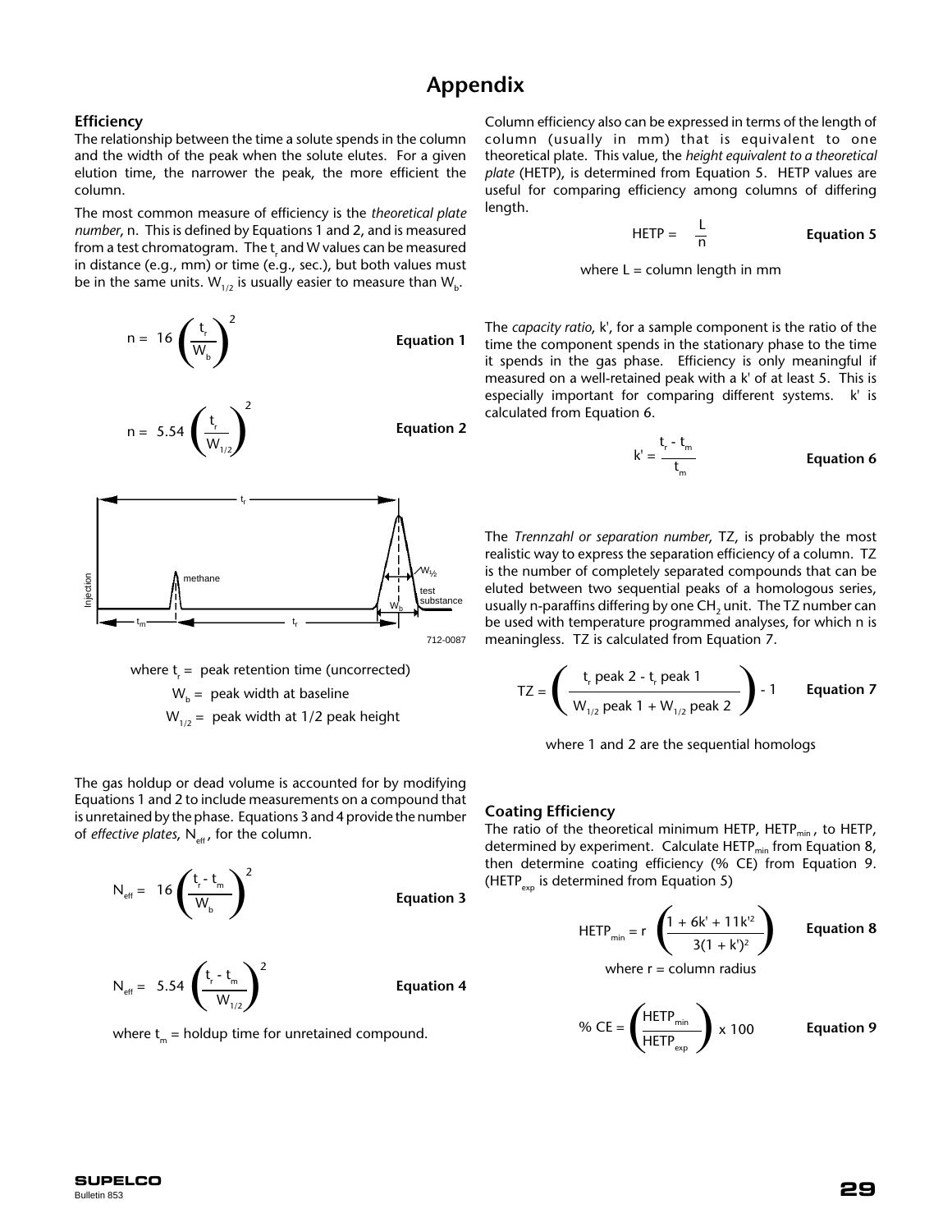# Appendix

## Efficiency

The relationship between the time a solute spends in the column and the width of the peak when the solute elutes. For a given elution time, the narrower the peak, the more efficient the column.

The most common measure of efficiency is the *theoretical plate number*, n. This is defined by Equations 1 and 2, and is measured from a test chromatogram. The $t_r$ and W values can be measured in distance (e.g., mm) or time (e.g., sec.), but both values must be in the same units. $W_{1/2}$ is usually easier to measure than $W_b$.

$$n = 16\left(\frac{t_r}{W_b}\right)^2 \qquad \textbf{Equation 1}$$

$$n = 5.54\left(\frac{t_r}{W_{1/2}}\right)^2 \qquad \textbf{Equation 2}$$

712-0087

where $t_r$ = peak retention time (uncorrected)

$W_b$ = peak width at baseline

$W_{1/2}$ = peak width at 1/2 peak height

The gas holdup or dead volume is accounted for by modifying Equations 1 and 2 to include measurements on a compound that is unretained by the phase. Equations 3 and 4 provide the number of *effective plates*, $N_{eff}$, for the column.

$$N_{eff} = 16\left(\frac{t_r - t_m}{W_b}\right)^2 \qquad \textbf{Equation 3}$$

$$N_{eff} = 5.54\left(\frac{t_r - t_m}{W_{1/2}}\right)^2 \qquad \textbf{Equation 4}$$

where $t_m$ = holdup time for unretained compound.

Column efficiency also can be expressed in terms of the length of column (usually in mm) that is equivalent to one theoretical plate. This value, the *height equivalent to a theoretical plate* (HETP), is determined from Equation 5. HETP values are useful for comparing efficiency among columns of differing length.

$$HETP = \frac{L}{n} \qquad \textbf{Equation 5}$$

where L = column length in mm

The *capacity ratio*, k', for a sample component is the ratio of the time the component spends in the stationary phase to the time it spends in the gas phase. Efficiency is only meaningful if measured on a well-retained peak with a k' of at least 5. This is especially important for comparing different systems. k' is calculated from Equation 6.

$$k' = \frac{t_r - t_m}{t_m} \qquad \textbf{Equation 6}$$

The *Trennzahl or separation number*, TZ, is probably the most realistic way to express the separation efficiency of a column. TZ is the number of completely separated compounds that can be eluted between two sequential peaks of a homologous series, usually n-paraffins differing by one $CH_2$ unit. The TZ number can be used with temperature programmed analyses, for which n is meaningless. TZ is calculated from Equation 7.

$$TZ = \left(\frac{t_r \text{ peak 2} - t_r \text{ peak 1}}{W_{1/2} \text{ peak 1} + W_{1/2} \text{ peak 2}}\right) - 1 \qquad \textbf{Equation 7}$$

where 1 and 2 are the sequential homologs

## Coating Efficiency

The ratio of the theoretical minimum HETP, $HETP_{min}$, to HETP, determined by experiment. Calculate $HETP_{min}$ from Equation 8, then determine coating efficiency (% CE) from Equation 9. ($HETP_{exp}$ is determined from Equation 5)

$$HETP_{min} = r\left(\frac{1 + 6k' + 11k'^2}{3(1 + k')^2}\right) \qquad \textbf{Equation 8}$$

where r = column radius

$$\% \, CE = \left(\frac{HETP_{min}}{HETP_{exp}}\right) \times 100 \qquad \textbf{Equation 9}$$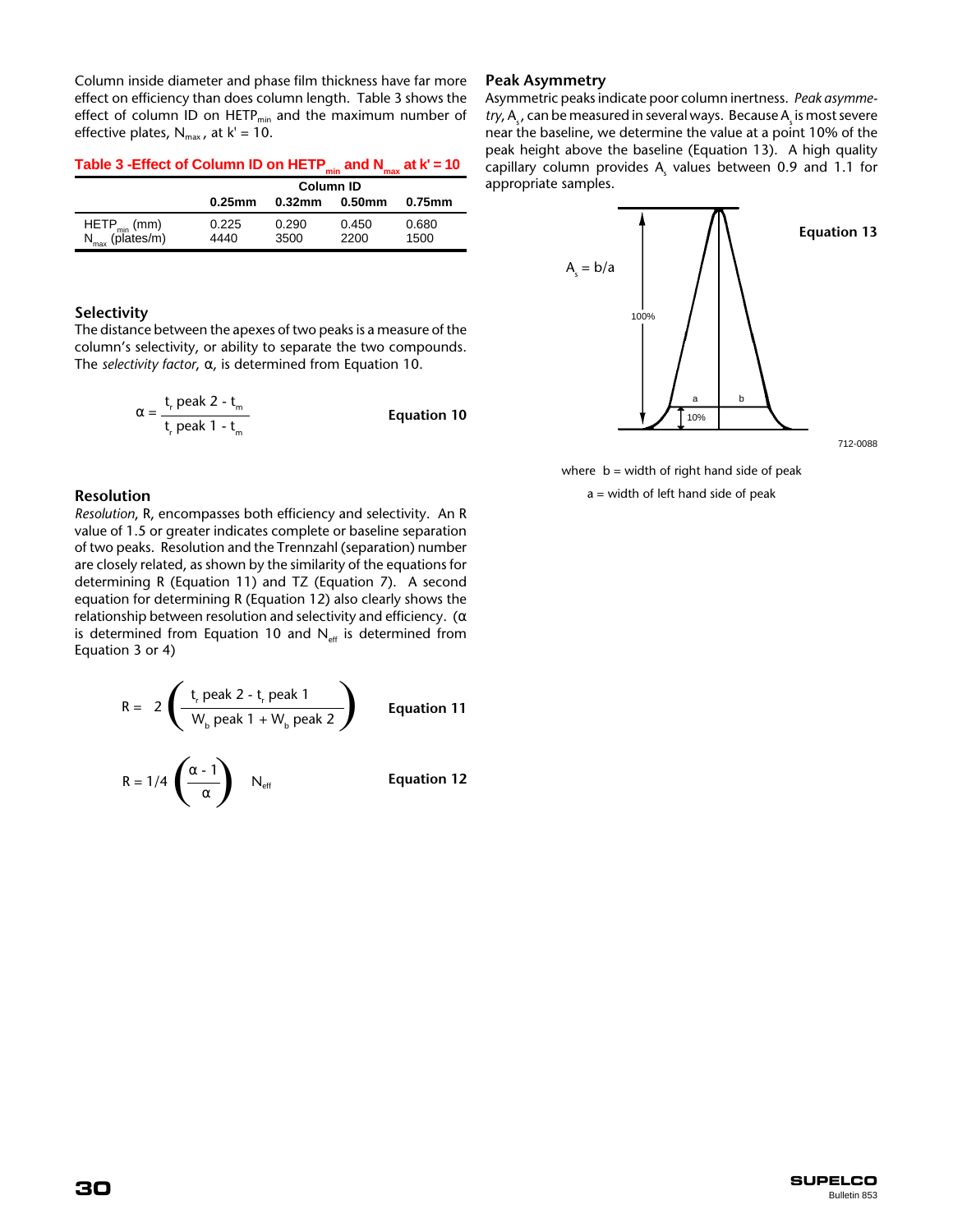Column inside diameter and phase film thickness have far more effect on efficiency than does column length. Table 3 shows the effect of column ID on $HETP_{min}$ and the maximum number of effective plates, $N_{max}$, at k' = 10.

**Table 3 -Effect of Column ID on $HETP_{min}$ and $N_{max}$ at k' = 10**

| | Column ID | | | |
|---|---|---|---|---|
| | 0.25mm | 0.32mm | 0.50mm | 0.75mm |
| $HETP_{min}$ (mm) | 0.225 | 0.290 | 0.450 | 0.680 |
| $N_{max}$ (plates/m) | 4440 | 3500 | 2200 | 1500 |

### Selectivity

The distance between the apexes of two peaks is a measure of the column's selectivity, or ability to separate the two compounds. The *selectivity factor*, α, is determined from Equation 10.

$$\alpha = \frac{t_r \text{ peak 2} - t_m}{t_r \text{ peak 1} - t_m} \qquad \textbf{Equation 10}$$

### Resolution

*Resolution*, R, encompasses both efficiency and selectivity. An R value of 1.5 or greater indicates complete or baseline separation of two peaks. Resolution and the Trennzahl (separation) number are closely related, as shown by the similarity of the equations for determining R (Equation 11) and TZ (Equation 7). A second equation for determining R (Equation 12) also clearly shows the relationship between resolution and selectivity and efficiency. (α is determined from Equation 10 and $N_{eff}$ is determined from Equation 3 or 4)

$$R = 2\left(\frac{t_r \text{ peak 2} - t_r \text{ peak 1}}{W_b \text{ peak 1} + W_b \text{ peak 2}}\right) \qquad \textbf{Equation 11}$$

$$R = 1/4\left(\frac{\alpha - 1}{\alpha}\right) \quad N_{eff} \qquad \textbf{Equation 12}$$

### Peak Asymmetry

Asymmetric peaks indicate poor column inertness. *Peak asymmetry*, $A_s$, can be measured in several ways. Because $A_s$ is most severe near the baseline, we determine the value at a point 10% of the peak height above the baseline (Equation 13). A high quality capillary column provides $A_s$ values between 0.9 and 1.1 for appropriate samples.

$$A_s = b/a \qquad \textbf{Equation 13}$$

712-0088

where b = width of right hand side of peak
a = width of left hand side of peak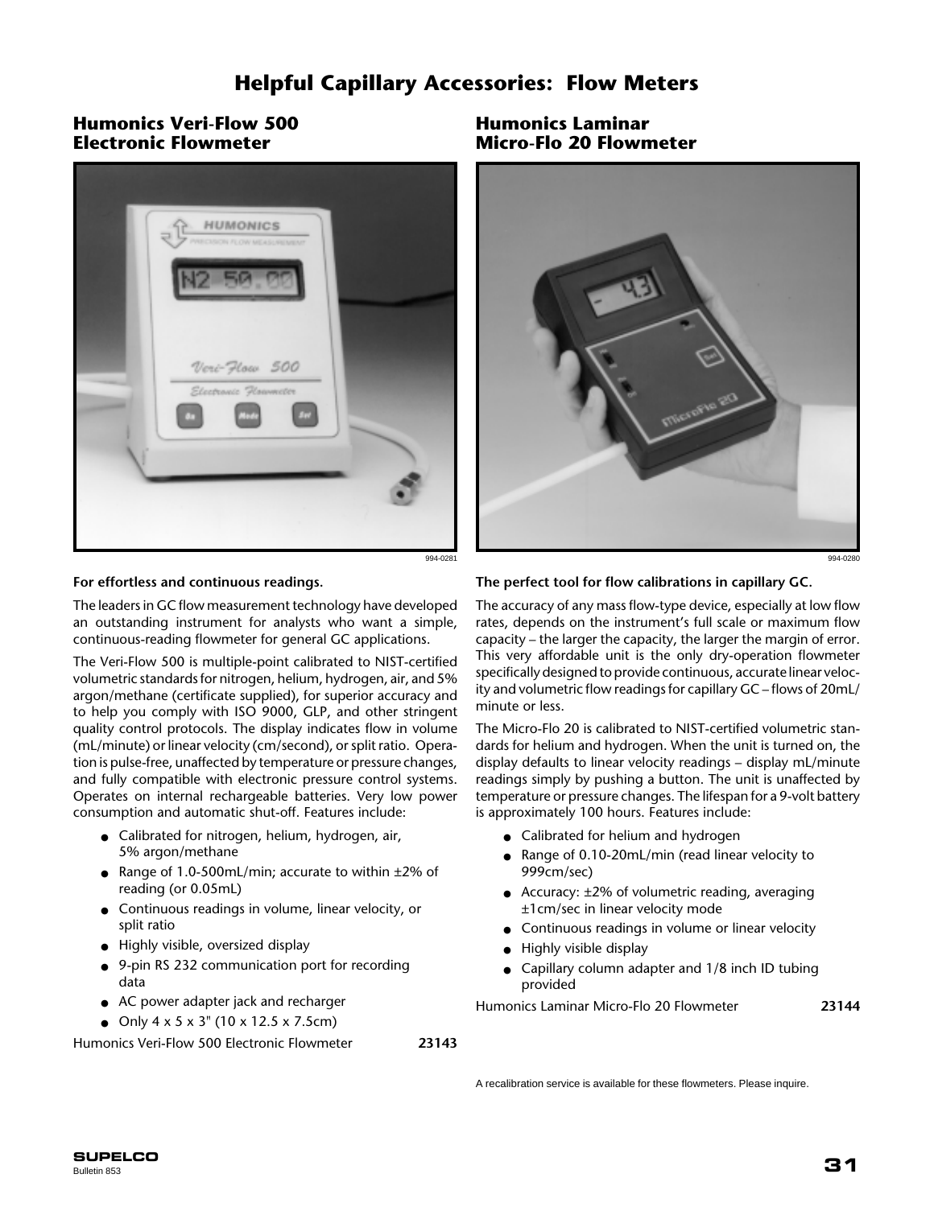# Helpful Capillary Accessories: Flow Meters

## Humonics Veri-Flow 500 Electronic Flowmeter

994-0281

**For effortless and continuous readings.**

The leaders in GC flow measurement technology have developed an outstanding instrument for analysts who want a simple, continuous-reading flowmeter for general GC applications.

The Veri-Flow 500 is multiple-point calibrated to NIST-certified volumetric standards for nitrogen, helium, hydrogen, air, and 5% argon/methane (certificate supplied), for superior accuracy and to help you comply with ISO 9000, GLP, and other stringent quality control protocols. The display indicates flow in volume (mL/minute) or linear velocity (cm/second), or split ratio. Operation is pulse-free, unaffected by temperature or pressure changes, and fully compatible with electronic pressure control systems. Operates on internal rechargeable batteries. Very low power consumption and automatic shut-off. Features include:

- Calibrated for nitrogen, helium, hydrogen, air, 5% argon/methane
- Range of 1.0-500mL/min; accurate to within ±2% of reading (or 0.05mL)
- Continuous readings in volume, linear velocity, or split ratio
- Highly visible, oversized display
- 9-pin RS 232 communication port for recording data
- AC power adapter jack and recharger
- Only 4 x 5 x 3" (10 x 12.5 x 7.5cm)

Humonics Veri-Flow 500 Electronic Flowmeter **23143**

## Humonics Laminar Micro-Flo 20 Flowmeter

994-0280

**The perfect tool for flow calibrations in capillary GC.**

The accuracy of any mass flow-type device, especially at low flow rates, depends on the instrument's full scale or maximum flow capacity – the larger the capacity, the larger the margin of error. This very affordable unit is the only dry-operation flowmeter specifically designed to provide continuous, accurate linear velocity and volumetric flow readings for capillary GC – flows of 20mL/minute or less.

The Micro-Flo 20 is calibrated to NIST-certified volumetric standards for helium and hydrogen. When the unit is turned on, the display defaults to linear velocity readings – display mL/minute readings simply by pushing a button. The unit is unaffected by temperature or pressure changes. The lifespan for a 9-volt battery is approximately 100 hours. Features include:

- Calibrated for helium and hydrogen
- Range of 0.10-20mL/min (read linear velocity to 999cm/sec)
- Accuracy: ±2% of volumetric reading, averaging ±1cm/sec in linear velocity mode
- Continuous readings in volume or linear velocity
- Highly visible display
- Capillary column adapter and 1/8 inch ID tubing provided

Humonics Laminar Micro-Flo 20 Flowmeter **23144**

A recalibration service is available for these flowmeters. Please inquire.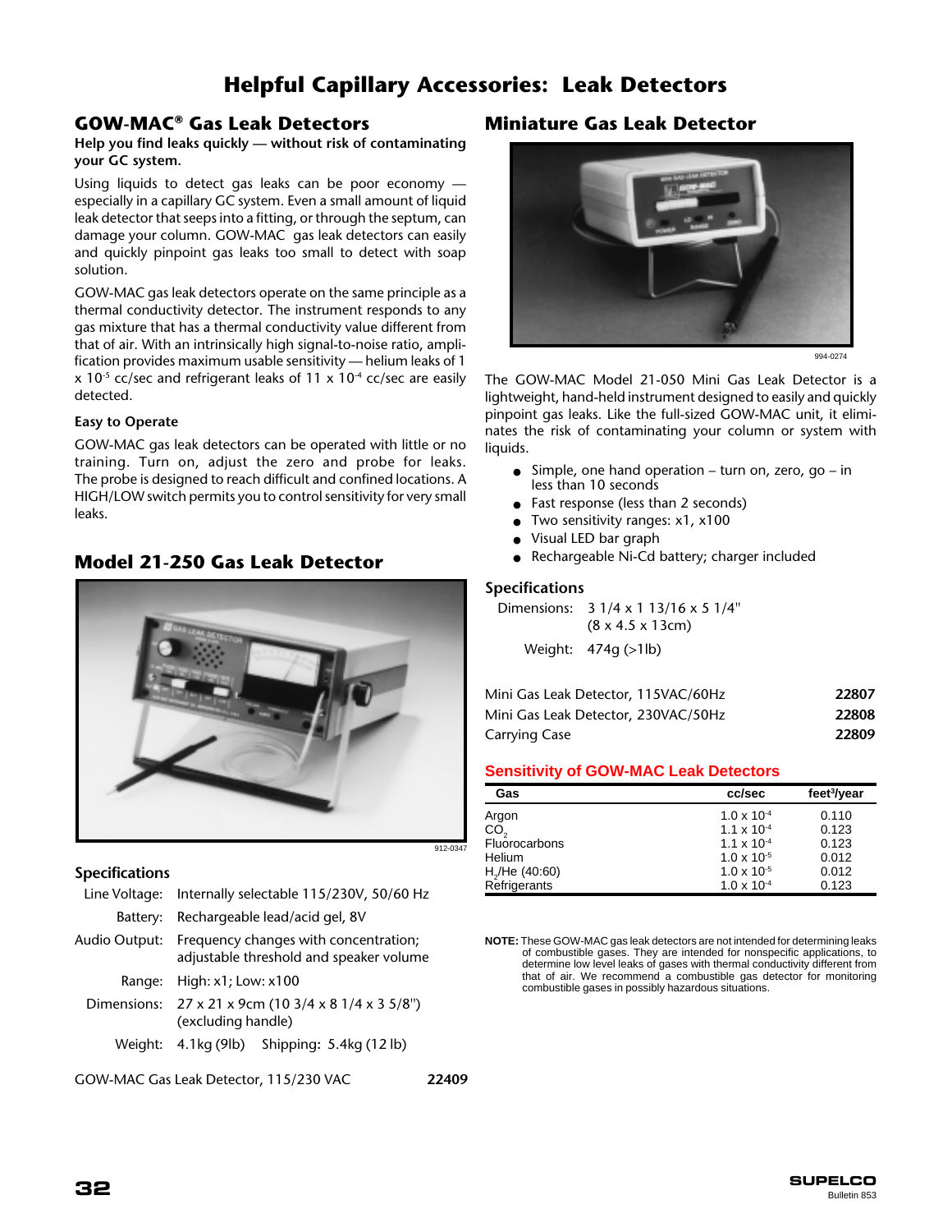# Helpful Capillary Accessories: Leak Detectors

## GOW-MAC® Gas Leak Detectors

**Help you find leaks quickly — without risk of contaminating your GC system.**

Using liquids to detect gas leaks can be poor economy — especially in a capillary GC system. Even a small amount of liquid leak detector that seeps into a fitting, or through the septum, can damage your column. GOW-MAC gas leak detectors can easily and quickly pinpoint gas leaks too small to detect with soap solution.

GOW-MAC gas leak detectors operate on the same principle as a thermal conductivity detector. The instrument responds to any gas mixture that has a thermal conductivity value different from that of air. With an intrinsically high signal-to-noise ratio, amplification provides maximum usable sensitivity — helium leaks of $1 \times 10^{-5}$ cc/sec and refrigerant leaks of $11 \times 10^{-4}$ cc/sec are easily detected.

### Easy to Operate

GOW-MAC gas leak detectors can be operated with little or no training. Turn on, adjust the zero and probe for leaks. The probe is designed to reach difficult and confined locations. A HIGH/LOW switch permits you to control sensitivity for very small leaks.

## Model 21-250 Gas Leak Detector

912-0347

### Specifications

| | |
|---|---|
| Line Voltage: | Internally selectable 115/230V, 50/60 Hz |
| Battery: | Rechargeable lead/acid gel, 8V |
| Audio Output: | Frequency changes with concentration; adjustable threshold and speaker volume |
| Range: | High: x1; Low: x100 |
| Dimensions: | 27 x 21 x 9cm (10 3/4 x 8 1/4 x 3 5/8") (excluding handle) |
| Weight: | 4.1kg (9lb) Shipping: 5.4kg (12 lb) |

| | |
|---|---|
| GOW-MAC Gas Leak Detector, 115/230 VAC | **22409** |

## Miniature Gas Leak Detector

994-0274

The GOW-MAC Model 21-050 Mini Gas Leak Detector is a lightweight, hand-held instrument designed to easily and quickly pinpoint gas leaks. Like the full-sized GOW-MAC unit, it eliminates the risk of contaminating your column or system with liquids.

- Simple, one hand operation – turn on, zero, go – in less than 10 seconds
- Fast response (less than 2 seconds)
- Two sensitivity ranges: x1, x100
- Visual LED bar graph
- Rechargeable Ni-Cd battery; charger included

### Specifications

| | |
|---|---|
| Dimensions: | 3 1/4 x 1 13/16 x 5 1/4" (8 x 4.5 x 13cm) |
| Weight: | 474g (>1lb) |

| | |
|---|---|
| Mini Gas Leak Detector, 115VAC/60Hz | **22807** |
| Mini Gas Leak Detector, 230VAC/50Hz | **22808** |
| Carrying Case | **22809** |

### Sensitivity of GOW-MAC Leak Detectors

| Gas | cc/sec | feet³/year |
|---|---|---|
| Argon | $1.0 \times 10^{-4}$ | 0.110 |
| $CO_2$ | $1.1 \times 10^{-4}$ | 0.123 |
| Fluorocarbons | $1.1 \times 10^{-4}$ | 0.123 |
| Helium | $1.0 \times 10^{-5}$ | 0.012 |
| $H_2$/He (40:60) | $1.0 \times 10^{-5}$ | 0.012 |
| Refrigerants | $1.0 \times 10^{-4}$ | 0.123 |

**NOTE:** These GOW-MAC gas leak detectors are not intended for determining leaks of combustible gases. They are intended for nonspecific applications, to determine low level leaks of gases with thermal conductivity different from that of air. We recommend a combustible gas detector for monitoring combustible gases in possibly hazardous situations.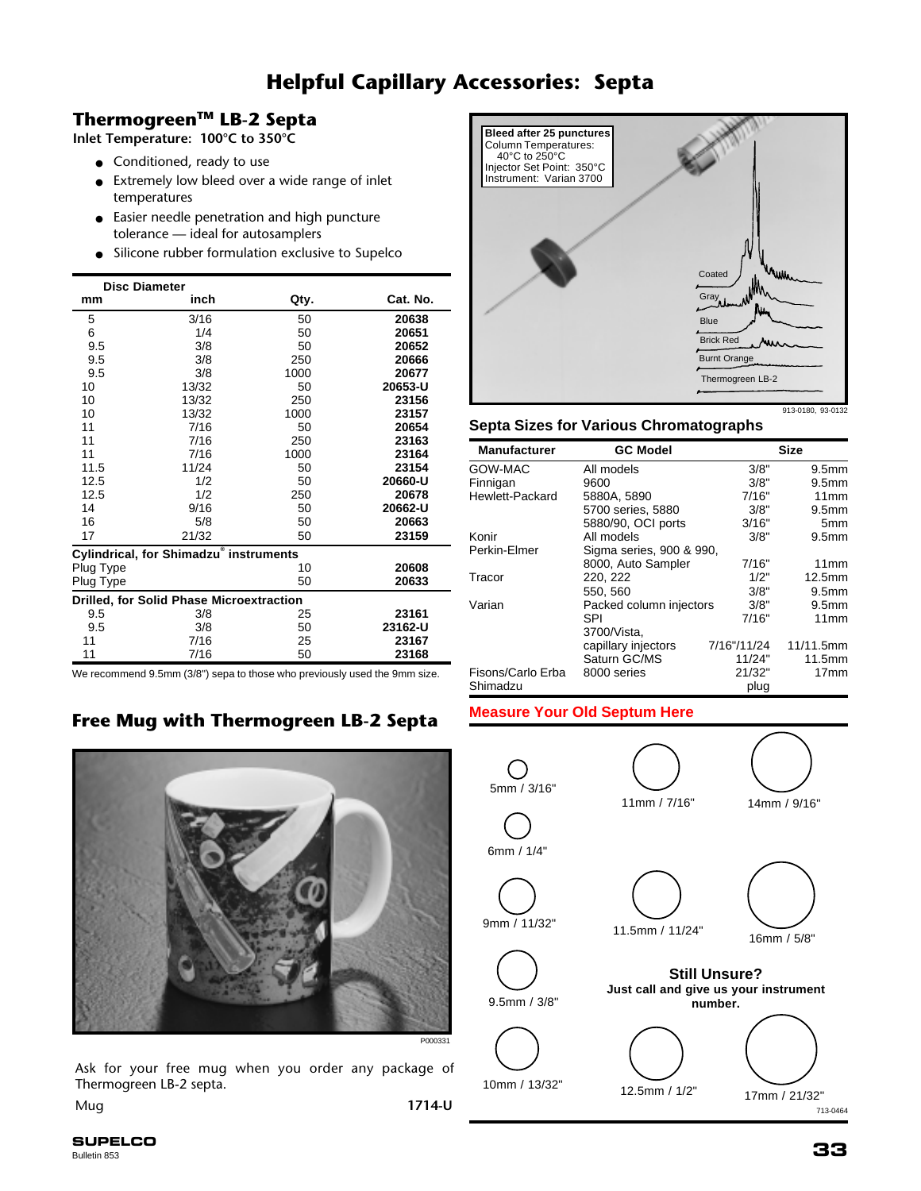# Helpful Capillary Accessories: Septa

## Thermogreen™ LB-2 Septa

**Inlet Temperature: 100°C to 350°C**

- Conditioned, ready to use
- Extremely low bleed over a wide range of inlet temperatures
- Easier needle penetration and high puncture tolerance — ideal for autosamplers
- Silicone rubber formulation exclusive to Supelco

| Disc Diameter mm | inch | Qty. | Cat. No. |
|---|---|---|---|
| 5 | 3/16 | 50 | **20638** |
| 6 | 1/4 | 50 | **20651** |
| 9.5 | 3/8 | 50 | **20652** |
| 9.5 | 3/8 | 250 | **20666** |
| 9.5 | 3/8 | 1000 | **20677** |
| 10 | 13/32 | 50 | **20653-U** |
| 10 | 13/32 | 250 | **23156** |
| 10 | 13/32 | 1000 | **23157** |
| 11 | 7/16 | 50 | **20654** |
| 11 | 7/16 | 250 | **23163** |
| 11 | 7/16 | 1000 | **23164** |
| 11.5 | 11/24 | 50 | **23154** |
| 12.5 | 1/2 | 50 | **20660-U** |
| 12.5 | 1/2 | 250 | **20678** |
| 14 | 9/16 | 50 | **20662-U** |
| 16 | 5/8 | 50 | **20663** |
| 17 | 21/32 | 50 | **23159** |
| **Cylindrical, for Shimadzu® instruments** | | | |
| Plug Type | | 10 | **20608** |
| Plug Type | | 50 | **20633** |
| **Drilled, for Solid Phase Microextraction** | | | |
| 9.5 | 3/8 | 25 | **23161** |
| 9.5 | 3/8 | 50 | **23162-U** |
| 11 | 7/16 | 25 | **23167** |
| 11 | 7/16 | 50 | **23168** |

We recommend 9.5mm (3/8") sepa to those who previously used the 9mm size.

**Bleed after 25 punctures**
Column Temperatures: 40°C to 250°C
Injector Set Point: 350°C
Instrument: Varian 3700

Coated, Gray, Blue, Brick Red, Burnt Orange, Thermogreen LB-2

913-0180, 93-0132

### Septa Sizes for Various Chromatographs

| Manufacturer | GC Model | Size | |
|---|---|---|---|
| GOW-MAC | All models | 3/8" | 9.5mm |
| Finnigan | 9600 | 3/8" | 9.5mm |
| Hewlett-Packard | 5880A, 5890 | 7/16" | 11mm |
| | 5700 series, 5880 | 3/8" | 9.5mm |
| | 5880/90, OCI ports | 3/16" | 5mm |
| Konir | All models | 3/8" | 9.5mm |
| Perkin-Elmer | Sigma series, 900 & 990, 8000, Auto Sampler | 7/16" | 11mm |
| Tracor | 220, 222 | 1/2" | 12.5mm |
| | 550, 560 | 3/8" | 9.5mm |
| Varian | Packed column injectors | 3/8" | 9.5mm |
| | SPI | 7/16" | 11mm |
| | 3700/Vista, capillary injectors | 7/16"/11/24 | 11/11.5mm |
| | Saturn GC/MS | 11/24" | 11.5mm |
| Fisons/Carlo Erba | 8000 series | 21/32" | 17mm |
| Shimadzu | | plug | |

## Free Mug with Thermogreen LB-2 Septa

P000331

Ask for your free mug when you order any package of Thermogreen LB-2 septa.

Mug **1714-U**

### Measure Your Old Septum Here

5mm / 3/16"
6mm / 1/4"
9mm / 11/32"
9.5mm / 3/8"
10mm / 13/32"
11mm / 7/16"
11.5mm / 11/24"
12.5mm / 1/2"
14mm / 9/16"
16mm / 5/8"
17mm / 21/32"

**Still Unsure?**
**Just call and give us your instrument number.**

713-0464

SUPELCO
Bulletin 853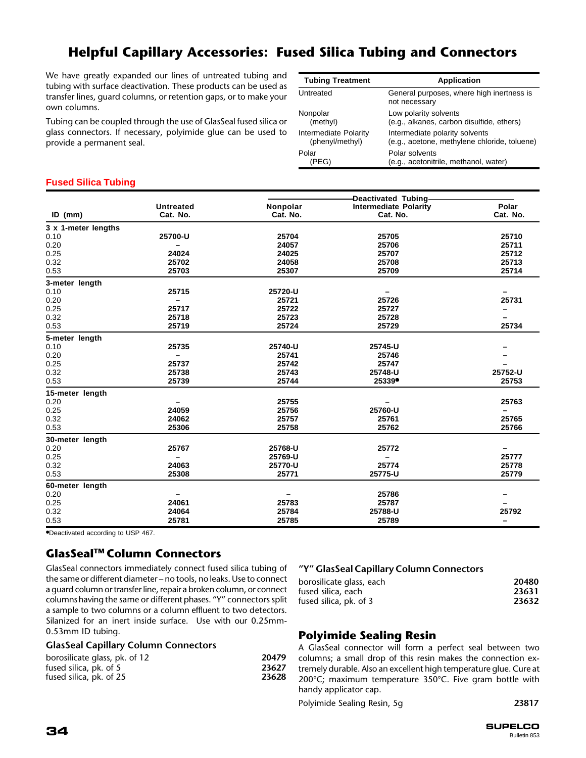# Helpful Capillary Accessories: Fused Silica Tubing and Connectors

We have greatly expanded our lines of untreated tubing and tubing with surface deactivation. These products can be used as transfer lines, guard columns, or retention gaps, or to make your own columns.

Tubing can be coupled through the use of GlasSeal fused silica or glass connectors. If necessary, polyimide glue can be used to provide a permanent seal.

| Tubing Treatment | Application |
|---|---|
| Untreated | General purposes, where high inertness is not necessary |
| Nonpolar (methyl) | Low polarity solvents (e.g., alkanes, carbon disulfide, ethers) |
| Intermediate Polarity (phenyl/methyl) | Intermediate polarity solvents (e.g., acetone, methylene chloride, toluene) |
| Polar (PEG) | Polar solvents (e.g., acetonitrile, methanol, water) |

## Fused Silica Tubing

| | | Deactivated Tubing | | |
|---|---|---|---|---|
| ID (mm) | Untreated Cat. No. | Nonpolar Cat. No. | Intermediate Polarity Cat. No. | Polar Cat. No. |
| **3 x 1-meter lengths** | | | | |
| 0.10 | 25700-U | 25704 | 25705 | 25710 |
| 0.20 | – | 24057 | 25706 | 25711 |
| 0.25 | 24024 | 24025 | 25707 | 25712 |
| 0.32 | 25702 | 24058 | 25708 | 25713 |
| 0.53 | 25703 | 25307 | 25709 | 25714 |
| **3-meter length** | | | | |
| 0.10 | 25715 | 25720-U | – | – |
| 0.20 | – | 25721 | 25726 | 25731 |
| 0.25 | 25717 | 25722 | 25727 | – |
| 0.32 | 25718 | 25723 | 25728 | – |
| 0.53 | 25719 | 25724 | 25729 | 25734 |
| **5-meter length** | | | | |
| 0.10 | 25735 | 25740-U | 25745-U | – |
| 0.20 | – | 25741 | 25746 | – |
| 0.25 | 25737 | 25742 | 25747 | – |
| 0.32 | 25738 | 25743 | 25748-U | 25752-U |
| 0.53 | 25739 | 25744 | 25339• | 25753 |
| **15-meter length** | | | | |
| 0.20 | – | 25755 | – | 25763 |
| 0.25 | 24059 | 25756 | 25760-U | – |
| 0.32 | 24062 | 25757 | 25761 | 25765 |
| 0.53 | 25306 | 25758 | 25762 | 25766 |
| **30-meter length** | | | | |
| 0.20 | 25767 | 25768-U | 25772 | – |
| 0.25 | – | 25769-U | – | 25777 |
| 0.32 | 24063 | 25770-U | 25774 | 25778 |
| 0.53 | 25308 | 25771 | 25775-U | 25779 |
| **60-meter length** | | | | |
| 0.20 | – | – | 25786 | – |
| 0.25 | 24061 | 25783 | 25787 | – |
| 0.32 | 24064 | 25784 | 25788-U | 25792 |
| 0.53 | 25781 | 25785 | 25789 | – |

•Deactivated according to USP 467.

## GlasSeal™ Column Connectors

GlasSeal connectors immediately connect fused silica tubing of the same or different diameter – no tools, no leaks. Use to connect a guard column or transfer line, repair a broken column, or connect columns having the same or different phases. "Y" connectors split a sample to two columns or a column effluent to two detectors. Silanized for an inert inside surface. Use with our 0.25mm-0.53mm ID tubing.

### GlasSeal Capillary Column Connectors

| | |
|---|---|
| borosilicate glass, pk. of 12 | **20479** |
| fused silica, pk. of 5 | **23627** |
| fused silica, pk. of 25 | **23628** |

### "Y" GlasSeal Capillary Column Connectors

| | |
|---|---|
| borosilicate glass, each | **20480** |
| fused silica, each | **23631** |
| fused silica, pk. of 3 | **23632** |

## Polyimide Sealing Resin

A GlasSeal connector will form a perfect seal between two columns; a small drop of this resin makes the connection extremely durable. Also an excellent high temperature glue. Cure at 200°C; maximum temperature 350°C. Five gram bottle with handy applicator cap.

| | |
|---|---|
| Polyimide Sealing Resin, 5g | **23817** |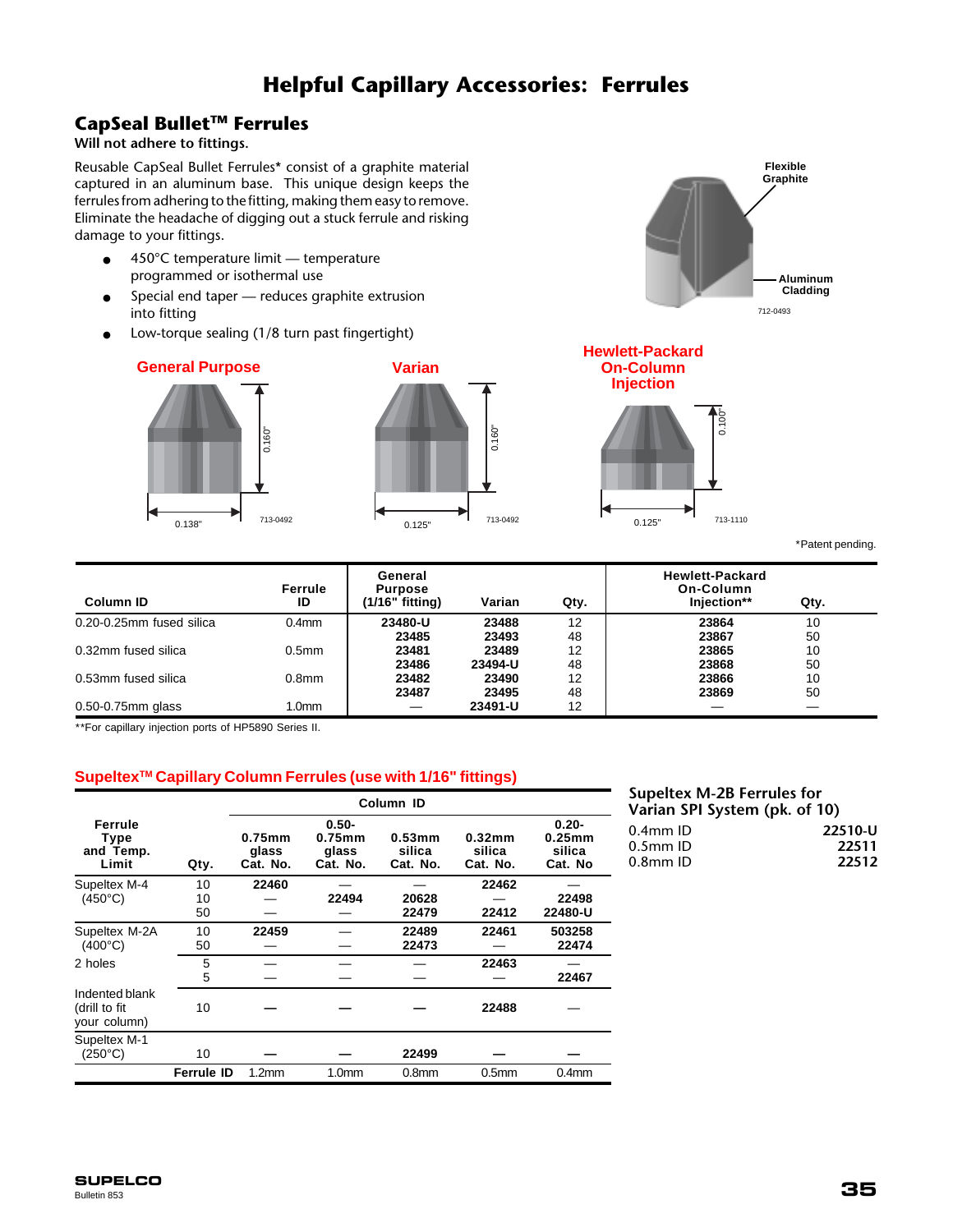# Helpful Capillary Accessories: Ferrules

## CapSeal Bullet™ Ferrules

**Will not adhere to fittings.**

Reusable CapSeal Bullet Ferrules* consist of a graphite material captured in an aluminum base. This unique design keeps the ferrules from adhering to the fitting, making them easy to remove. Eliminate the headache of digging out a stuck ferrule and risking damage to your fittings.

- 450°C temperature limit — temperature programmed or isothermal use
- Special end taper — reduces graphite extrusion into fitting
- Low-torque sealing (1/8 turn past fingertight)

Flexible Graphite

Aluminum Cladding

712-0493

**General Purpose**

0.160"

0.138"

713-0492

**Varian**

0.160"

0.125"

713-0492

**Hewlett-Packard On-Column Injection**

0.100"

0.125"

713-1110

*Patent pending.

| Column ID | Ferrule ID | General Purpose (1/16" fitting) | Varian | Qty. | Hewlett-Packard On-Column Injection** | Qty. |
|---|---|---|---|---|---|---|
| 0.20-0.25mm fused silica | 0.4mm | 23480-U | 23488 | 12 | 23864 | 10 |
| | | 23485 | 23493 | 48 | 23867 | 50 |
| 0.32mm fused silica | 0.5mm | 23481 | 23489 | 12 | 23865 | 10 |
| | | 23486 | 23494-U | 48 | 23868 | 50 |
| 0.53mm fused silica | 0.8mm | 23482 | 23490 | 12 | 23866 | 10 |
| | | 23487 | 23495 | 48 | 23869 | 50 |
| 0.50-0.75mm glass | 1.0mm | — | 23491-U | 12 | — | — |

**For capillary injection ports of HP5890 Series II.

## Supeltex™ Capillary Column Ferrules (use with 1/16" fittings)

| Ferrule Type and Temp. Limit | Qty. | Column ID: 0.75mm glass Cat. No. | 0.50-0.75mm glass Cat. No. | 0.53mm silica Cat. No. | 0.32mm silica Cat. No. | 0.20-0.25mm silica Cat. No |
|---|---|---|---|---|---|---|
| Supeltex M-4 (450°C) | 10 | 22460 | — | — | 22462 | — |
| | 10 | — | 22494 | 20628 | — | 22498 |
| | 50 | — | — | 22479 | 22412 | 22480-U |
| Supeltex M-2A (400°C) | 10 | 22459 | — | 22489 | 22461 | 503258 |
| | 50 | — | — | 22473 | — | 22474 |
| 2 holes | 5 | — | — | — | 22463 | — |
| | 5 | — | — | — | — | 22467 |
| Indented blank (drill to fit your column) | 10 | — | — | — | 22488 | — |
| Supeltex M-1 (250°C) | 10 | — | — | 22499 | — | — |
| | **Ferrule ID** | 1.2mm | 1.0mm | 0.8mm | 0.5mm | 0.4mm |

### Supeltex M-2B Ferrules for Varian SPI System (pk. of 10)

| | |
|---|---|
| 0.4mm ID | **22510-U** |
| 0.5mm ID | **22511** |
| 0.8mm ID | **22512** |

**SUPELCO**
Bulletin 853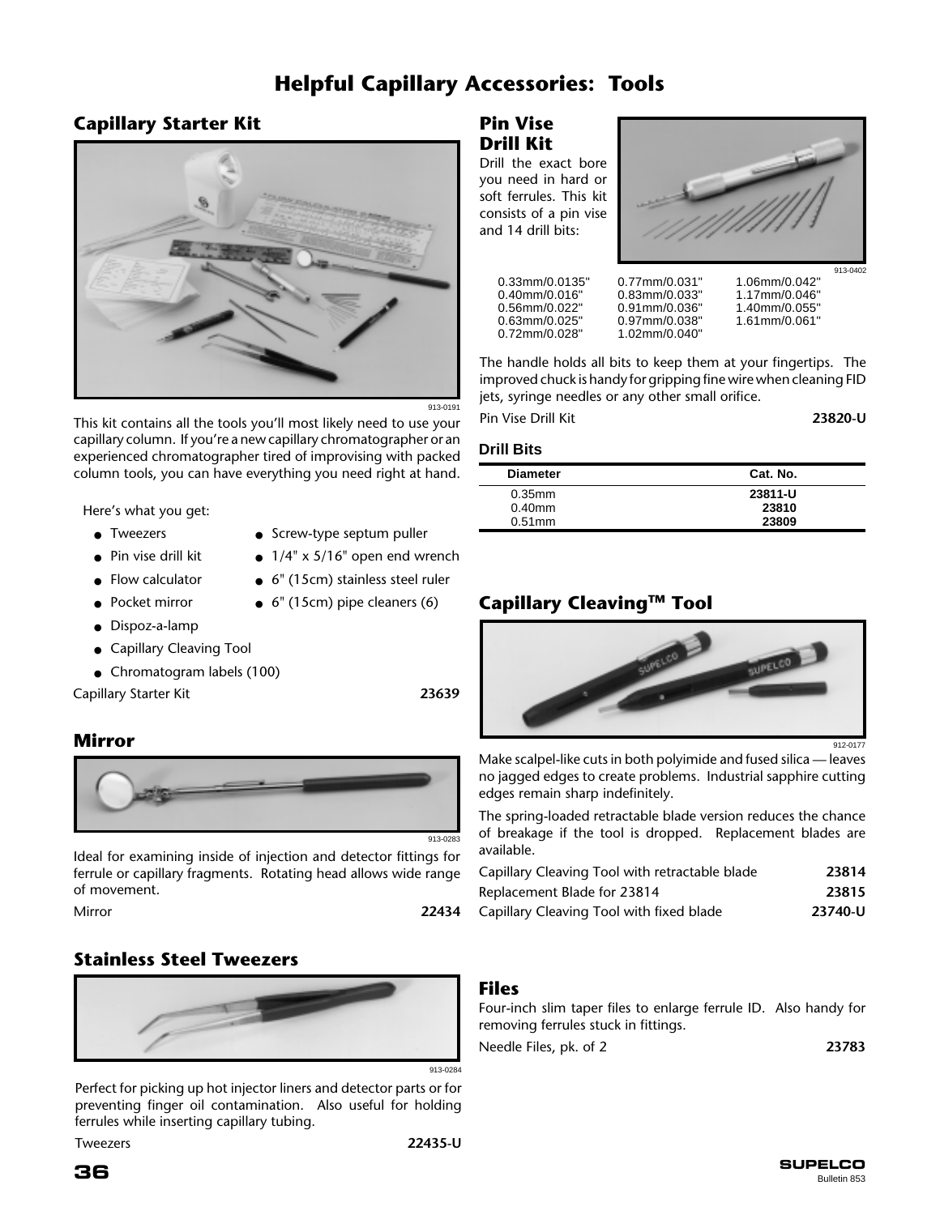# Helpful Capillary Accessories: Tools

## Capillary Starter Kit

913-0191

This kit contains all the tools you'll most likely need to use your capillary column. If you're a new capillary chromatographer or an experienced chromatographer tired of improvising with packed column tools, you can have everything you need right at hand.

Here's what you get:

- Tweezers
- Pin vise drill kit
- Flow calculator
- Pocket mirror
- Dispoz-a-lamp
- Capillary Cleaving Tool
- Chromatogram labels (100)
- Screw-type septum puller
- 1/4" x 5/16" open end wrench
- 6" (15cm) stainless steel ruler
- 6" (15cm) pipe cleaners (6)

| | |
|---|---|
| Capillary Starter Kit | **23639** |

## Mirror

913-0283

Ideal for examining inside of injection and detector fittings for ferrule or capillary fragments. Rotating head allows wide range of movement.

| | |
|---|---|
| Mirror | **22434** |

## Stainless Steel Tweezers

913-0284

Perfect for picking up hot injector liners and detector parts or for preventing finger oil contamination. Also useful for holding ferrules while inserting capillary tubing.

| | |
|---|---|
| Tweezers | **22435-U** |

## Pin Vise Drill Kit

Drill the exact bore you need in hard or soft ferrules. This kit consists of a pin vise and 14 drill bits:

913-0402

| | | |
|---|---|---|
| 0.33mm/0.0135" | 0.77mm/0.031" | 1.06mm/0.042" |
| 0.40mm/0.016" | 0.83mm/0.033" | 1.17mm/0.046" |
| 0.56mm/0.022" | 0.91mm/0.036" | 1.40mm/0.055" |
| 0.63mm/0.025" | 0.97mm/0.038" | 1.61mm/0.061" |
| 0.72mm/0.028" | 1.02mm/0.040" | |

The handle holds all bits to keep them at your fingertips. The improved chuck is handy for gripping fine wire when cleaning FID jets, syringe needles or any other small orifice.

| | |
|---|---|
| Pin Vise Drill Kit | **23820-U** |

### Drill Bits

| Diameter | Cat. No. |
|---|---|
| 0.35mm | **23811-U** |
| 0.40mm | **23810** |
| 0.51mm | **23809** |

## Capillary Cleaving™ Tool

912-0177

Make scalpel-like cuts in both polyimide and fused silica — leaves no jagged edges to create problems. Industrial sapphire cutting edges remain sharp indefinitely.

The spring-loaded retractable blade version reduces the chance of breakage if the tool is dropped. Replacement blades are available.

| | |
|---|---|
| Capillary Cleaving Tool with retractable blade | **23814** |
| Replacement Blade for 23814 | **23815** |
| Capillary Cleaving Tool with fixed blade | **23740-U** |

## Files

Four-inch slim taper files to enlarge ferrule ID. Also handy for removing ferrules stuck in fittings.

| | |
|---|---|
| Needle Files, pk. of 2 | **23783** |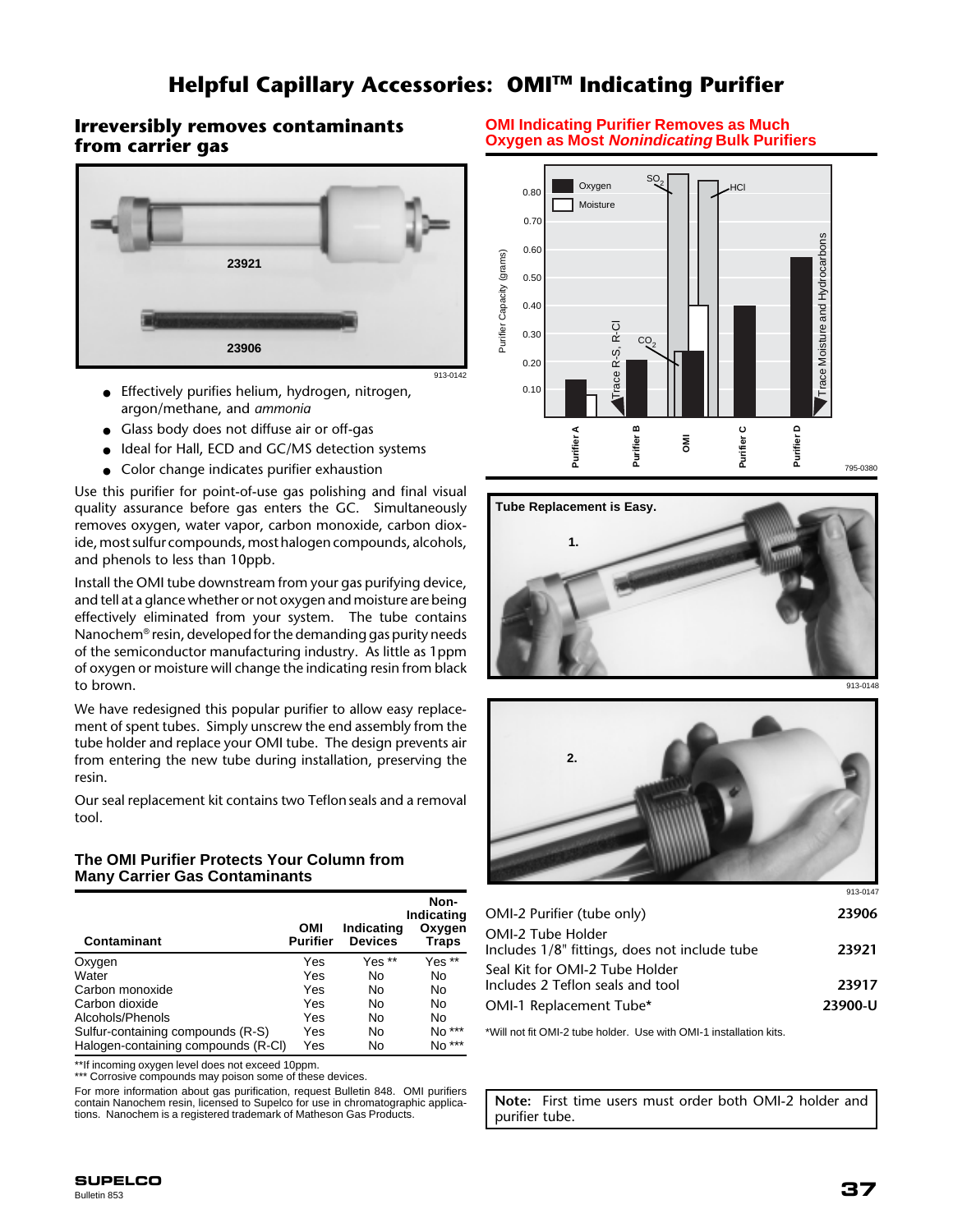# Helpful Capillary Accessories: OMI™ Indicating Purifier

## Irreversibly removes contaminants from carrier gas

23921

23906

913-0142

- Effectively purifies helium, hydrogen, nitrogen, argon/methane, and *ammonia*
- Glass body does not diffuse air or off-gas
- Ideal for Hall, ECD and GC/MS detection systems
- Color change indicates purifier exhaustion

Use this purifier for point-of-use gas polishing and final visual quality assurance before gas enters the GC. Simultaneously removes oxygen, water vapor, carbon monoxide, carbon dioxide, most sulfur compounds, most halogen compounds, alcohols, and phenols to less than 10ppb.

Install the OMI tube downstream from your gas purifying device, and tell at a glance whether or not oxygen and moisture are being effectively eliminated from your system. The tube contains Nanochem® resin, developed for the demanding gas purity needs of the semiconductor manufacturing industry. As little as 1ppm of oxygen or moisture will change the indicating resin from black to brown.

We have redesigned this popular purifier to allow easy replacement of spent tubes. Simply unscrew the end assembly from the tube holder and replace your OMI tube. The design prevents air from entering the new tube during installation, preserving the resin.

Our seal replacement kit contains two Teflon seals and a removal tool.

### The OMI Purifier Protects Your Column from Many Carrier Gas Contaminants

| Contaminant | OMI Purifier | Indicating Devices | Non-Indicating Oxygen Traps |
|---|---|---|---|
| Oxygen | Yes | Yes ** | Yes ** |
| Water | Yes | No | No |
| Carbon monoxide | Yes | No | No |
| Carbon dioxide | Yes | No | No |
| Alcohols/Phenols | Yes | No | No |
| Sulfur-containing compounds (R-S) | Yes | No | No *** |
| Halogen-containing compounds (R-Cl) | Yes | No | No *** |

**If incoming oxygen level does not exceed 10ppm.
*** Corrosive compounds may poison some of these devices.

For more information about gas purification, request Bulletin 848. OMI purifiers contain Nanochem resin, licensed to Supelco for use in chromatographic applications. Nanochem is a registered trademark of Matheson Gas Products.

### OMI Indicating Purifier Removes as Much Oxygen as Most *Nonindicating* Bulk Purifiers

795-0380

**Tube Replacement is Easy.**

1.

913-0148

2.

913-0147

| | |
|---|---|
| OMI-2 Purifier (tube only) | 23906 |
| OMI-2 Tube Holder<br>Includes 1/8" fittings, does not include tube | 23921 |
| Seal Kit for OMI-2 Tube Holder<br>Includes 2 Teflon seals and tool | 23917 |
| OMI-1 Replacement Tube* | 23900-U |

*Will not fit OMI-2 tube holder. Use with OMI-1 installation kits.

**Note:** First time users must order both OMI-2 holder and purifier tube.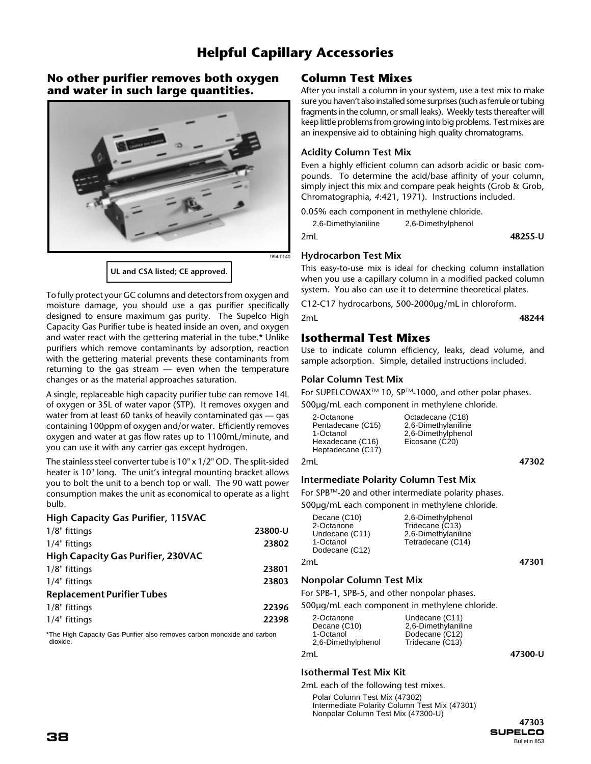# Helpful Capillary Accessories

## No other purifier removes both oxygen and water in such large quantities.

994-0140

**UL and CSA listed; CE approved.**

To fully protect your GC columns and detectors from oxygen and moisture damage, you should use a gas purifier specifically designed to ensure maximum gas purity. The Supelco High Capacity Gas Purifier tube is heated inside an oven, and oxygen and water react with the gettering material in the tube.* Unlike purifiers which remove contaminants by adsorption, reaction with the gettering material prevents these contaminants from returning to the gas stream — even when the temperature changes or as the material approaches saturation.

A single, replaceable high capacity purifier tube can remove 14L of oxygen or 35L of water vapor (STP). It removes oxygen and water from at least 60 tanks of heavily contaminated gas — gas containing 100ppm of oxygen and/or water. Efficiently removes oxygen and water at gas flow rates up to 1100mL/minute, and you can use it with any carrier gas except hydrogen.

The stainless steel converter tube is 10" x 1/2" OD. The split-sided heater is 10" long. The unit's integral mounting bracket allows you to bolt the unit to a bench top or wall. The 90 watt power consumption makes the unit as economical to operate as a light bulb.

### High Capacity Gas Purifier, 115VAC

| | |
|---|---|
| 1/8" fittings | **23800-U** |
| 1/4" fittings | **23802** |

### High Capacity Gas Purifier, 230VAC

| | |
|---|---|
| 1/8" fittings | **23801** |
| 1/4" fittings | **23803** |

### Replacement Purifier Tubes

| | |
|---|---|
| 1/8" fittings | **22396** |
| 1/4" fittings | **22398** |

*The High Capacity Gas Purifier also removes carbon monoxide and carbon dioxide.

## Column Test Mixes

After you install a column in your system, use a test mix to make sure you haven't also installed some surprises (such as ferrule or tubing fragments in the column, or small leaks). Weekly tests thereafter will keep little problems from growing into big problems. Test mixes are an inexpensive aid to obtaining high quality chromatograms.

### Acidity Column Test Mix

Even a highly efficient column can adsorb acidic or basic compounds. To determine the acid/base affinity of your column, simply inject this mix and compare peak heights (Grob & Grob, Chromatographia, *4*:421, 1971). Instructions included.

0.05% each component in methylene chloride.

2,6-Dimethylaniline    2,6-Dimethylphenol

2mL **48255-U**

### Hydrocarbon Test Mix

This easy-to-use mix is ideal for checking column installation when you use a capillary column in a modified packed column system. You also can use it to determine theoretical plates.

C12-C17 hydrocarbons, 500-2000µg/mL in chloroform.

2mL **48244**

## Isothermal Test Mixes

Use to indicate column efficiency, leaks, dead volume, and sample adsorption. Simple, detailed instructions included.

### Polar Column Test Mix

For SUPELCOWAX™ 10, SP™-1000, and other polar phases.

500µg/mL each component in methylene chloride.

| | |
|---|---|
| 2-Octanone | Octadecane (C18) |
| Pentadecane (C15) | 2,6-Dimethylaniline |
| 1-Octanol | 2,6-Dimethylphenol |
| Hexadecane (C16) | Eicosane (C20) |
| Heptadecane (C17) | |

2mL **47302**

### Intermediate Polarity Column Test Mix

For SPB™-20 and other intermediate polarity phases.

500µg/mL each component in methylene chloride.

| | |
|---|---|
| Decane (C10) | 2,6-Dimethylphenol |
| 2-Octanone | Tridecane (C13) |
| Undecane (C11) | 2,6-Dimethylaniline |
| 1-Octanol | Tetradecane (C14) |
| Dodecane (C12) | |

2mL **47301**

### Nonpolar Column Test Mix

For SPB-1, SPB-5, and other nonpolar phases.

500µg/mL each component in methylene chloride.

| | |
|---|---|
| 2-Octanone | Undecane (C11) |
| Decane (C10) | 2,6-Dimethylaniline |
| 1-Octanol | Dodecane (C12) |
| 2,6-Dimethylphenol | Tridecane (C13) |

2mL **47300-U**

### Isothermal Test Mix Kit

2mL each of the following test mixes.

Polar Column Test Mix (47302)
Intermediate Polarity Column Test Mix (47301)
Nonpolar Column Test Mix (47300-U)

**47303**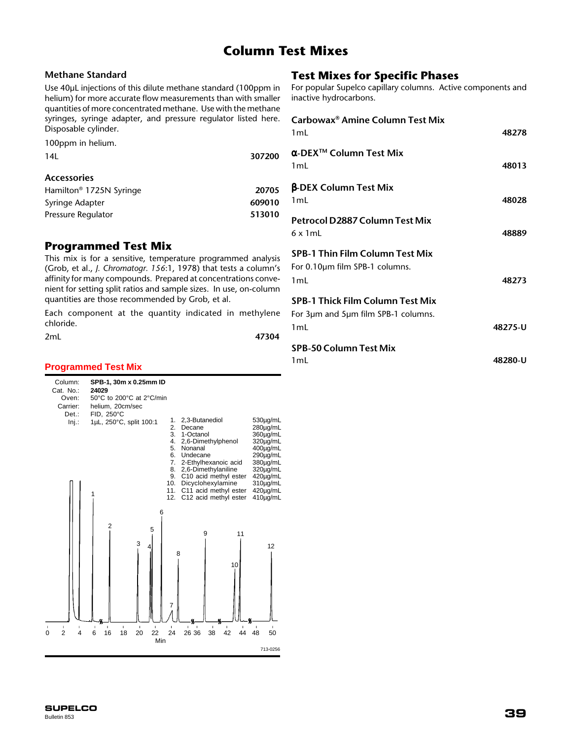# Column Test Mixes

## Methane Standard

Use 40µL injections of this dilute methane standard (100ppm in helium) for more accurate flow measurements than with smaller quantities of more concentrated methane. Use with the methane syringes, syringe adapter, and pressure regulator listed here. Disposable cylinder.

100ppm in helium.

| | |
|---|---|
| 14L | **307200** |

### Accessories

| | |
|---|---|
| Hamilton® 1725N Syringe | **20705** |
| Syringe Adapter | **609010** |
| Pressure Regulator | **513010** |

## Programmed Test Mix

This mix is for a sensitive, temperature programmed analysis (Grob, et al., *J. Chromatogr. 156*:1, 1978) that tests a column's affinity for many compounds. Prepared at concentrations convenient for setting split ratios and sample sizes. In use, on-column quantities are those recommended by Grob, et al.

Each component at the quantity indicated in methylene chloride.

| | |
|---|---|
| 2mL | **47304** |

**Programmed Test Mix**

Column: **SPB-1, 30m x 0.25mm ID**
Cat. No.: **24029**
Oven: 50°C to 200°C at 2°C/min
Carrier: helium, 20cm/sec
Det.: FID, 250°C
Inj.: 1µL, 250°C, split 100:1

| | Compound | Concentration |
|---|---|---|
| 1. | 2,3-Butanediol | 530µg/mL |
| 2. | Decane | 280µg/mL |
| 3. | 1-Octanol | 360µg/mL |
| 4. | 2,6-Dimethylphenol | 320µg/mL |
| 5. | Nonanal | 400µg/mL |
| 6. | Undecane | 290µg/mL |
| 7. | 2-Ethylhexanoic acid | 380µg/mL |
| 8. | 2,6-Dimethylaniline | 320µg/mL |
| 9. | C10 acid methyl ester | 420µg/mL |
| 10. | Dicyclohexylamine | 310µg/mL |
| 11. | C11 acid methyl ester | 420µg/mL |
| 12. | C12 acid methyl ester | 410µg/mL |

713-0256

## Test Mixes for Specific Phases

For popular Supelco capillary columns. Active components and inactive hydrocarbons.

### Carbowax® Amine Column Test Mix

| | |
|---|---|
| 1mL | **48278** |

### α-DEX™ Column Test Mix

| | |
|---|---|
| 1mL | **48013** |

### β-DEX Column Test Mix

| | |
|---|---|
| 1mL | **48028** |

### Petrocol D2887 Column Test Mix

| | |
|---|---|
| 6 x 1mL | **48889** |

### SPB-1 Thin Film Column Test Mix

For 0.10µm film SPB-1 columns.

| | |
|---|---|
| 1mL | **48273** |

### SPB-1 Thick Film Column Test Mix

For 3µm and 5µm film SPB-1 columns.

| | |
|---|---|
| 1mL | **48275-U** |

### SPB-50 Column Test Mix

| | |
|---|---|
| 1mL | **48280-U** |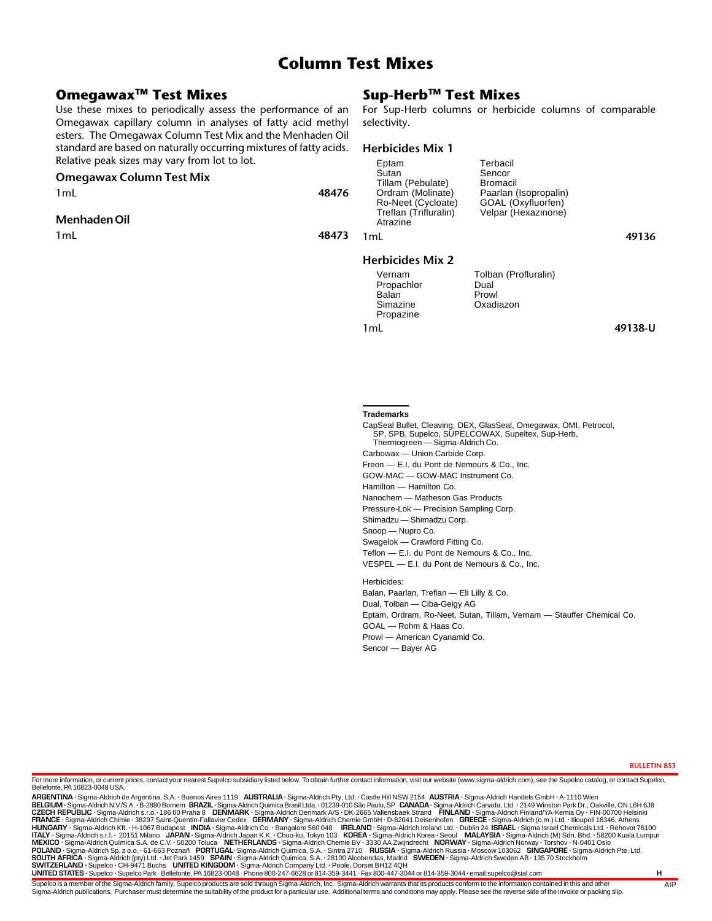# Column Test Mixes

## Omegawax™ Test Mixes

Use these mixes to periodically assess the performance of an Omegawax capillary column in analyses of fatty acid methyl esters. The Omegawax Column Test Mix and the Menhaden Oil standard are based on naturally occurring mixtures of fatty acids. Relative peak sizes may vary from lot to lot.

### Omegawax Column Test Mix

| | |
|---|---|
| 1mL | **48476** |

### Menhaden Oil

| | |
|---|---|
| 1mL | **48473** |

## Sup-Herb™ Test Mixes

For Sup-Herb columns or herbicide columns of comparable selectivity.

### Herbicides Mix 1

| | |
|---|---|
| Eptam | Terbacil |
| Sutan | Sencor |
| Tillam (Pebulate) | Bromacil |
| Ordram (Molinate) | Paarlan (Isopropalin) |
| Ro-Neet (Cycloate) | GOAL (Oxyfluorfen) |
| Treflan (Trifluralin) | Velpar (Hexazinone) |
| Atrazine | |

| | |
|---|---|
| 1mL | **49136** |

### Herbicides Mix 2

| | |
|---|---|
| Vernam | Tolban (Profluralin) |
| Propachlor | Dual |
| Balan | Prowl |
| Simazine | Oxadiazon |
| Propazine | |

| | |
|---|---|
| 1mL | **49138-U** |

**Trademarks**

CapSeal Bullet, Cleaving, DEX, GlasSeal, Omegawax, OMI, Petrocol, SP, SPB, Supelco, SUPELCOWAX, Supeltex, Sup-Herb, Thermogreen — Sigma-Aldrich Co.

Carbowax — Union Carbide Corp.

Freon — E.I. du Pont de Nemours & Co., Inc.

GOW-MAC — GOW-MAC Instrument Co.

Hamilton — Hamilton Co.

Nanochem — Matheson Gas Products

Pressure-Lok — Precision Sampling Corp.

Shimadzu — Shimadzu Corp.

Snoop — Nupro Co.

Swagelok — Crawford Fitting Co.

Teflon — E.I. du Pont de Nemours & Co., Inc.

VESPEL — E.I. du Pont de Nemours & Co., Inc.

Herbicides:

Balan, Paarlan, Treflan — Eli Lilly & Co.

Dual, Tolban — Ciba-Geigy AG

Eptam, Ordram, Ro-Neet, Sutan, Tillam, Vernam — Stauffer Chemical Co.

GOAL — Rohm & Haas Co.

Prowl — American Cyanamid Co.

Sencor — Bayer AG

BULLETIN 853

For more information, or current prices, contact your nearest Supelco subsidiary listed below. To obtain further contact information, visit our website (www.sigma-aldrich.com), see the Supelco catalog, or contact Supelco, Bellefonte, PA 16823-0048 USA.

**ARGENTINA** · Sigma-Aldrich de Argentina, S.A. · Buenos Aires 1119 **AUSTRALIA** · Sigma-Aldrich Pty. Ltd. · Castle Hill NSW 2154 **AUSTRIA** · Sigma-Aldrich Handels GmbH · A-1110 Wien
**BELGIUM** · Sigma-Aldrich N.V./S.A. · B-2880 Bornem **BRAZIL** · Sigma-Aldrich Quimica Brasil Ltda. · 01239-010 São Paulo, SP **CANADA** · Sigma-Aldrich Canada, Ltd. · 2149 Winston Park Dr., Oakville, ON L6H 6J8
**CZECH REPUBLIC** · Sigma-Aldrich s.r.o. · 186 00 Praha 8 **DENMARK** · Sigma-Aldrich Denmark A/S · DK-2665 Vallensbaek Strand **FINLAND** · Sigma-Aldrich Finland/YA-Kemia Oy · FIN-00700 Helsinki
**FRANCE** · Sigma-Aldrich Chimie · 38297 Saint-Quentin-Fallavier Cedex **GERMANY** · Sigma-Aldrich Chemie GmbH · D-82041 Deisenhofen **GREECE** · Sigma-Aldrich (o.m.) Ltd. · Ilioupoli 16346, Athens
**HUNGARY** · Sigma-Aldrich Kft. · H-1067 Budapest **INDIA** · Sigma-Aldrich Co. · Bangalore 560 048 **IRELAND** · Sigma-Aldrich Ireland Ltd. · Dublin 24 **ISRAEL** · Sigma Israel Chemicals Ltd. · Rehovot 76100
**ITALY** · Sigma-Aldrich s.r.l. · 20151 Milano **JAPAN** · Sigma-Aldrich Japan K.K. · Chuo-ku, Tokyo 103 **KOREA** · Sigma-Aldrich Korea · Seoul **MALAYSIA** · Sigma-Aldrich (M) Sdn. Bhd. · 58200 Kuala Lumpur
**MEXICO** · Sigma-Aldrich Química S.A. de C.V. · 50200 Toluca **NETHERLANDS** · Sigma-Aldrich Chemie BV · 3330 AA Zwijndrecht **NORWAY** · Sigma-Aldrich Norway · Torshov · N-0401 Oslo
**POLAND** · Sigma-Aldrich Sp. z o.o. · 61-663 Poznań **PORTUGAL** · Sigma-Aldrich Quimica, S.A. · Sintra 2710 **RUSSIA** · Sigma-Aldrich Russia · Moscow 103062 **SINGAPORE** · Sigma-Aldrich Pte. Ltd.
**SOUTH AFRICA** · Sigma-Aldrich (pty) Ltd. · Jet Park 1459 **SPAIN** · Sigma-Aldrich Quimica, S.A. · 28100 Alcobendas, Madrid **SWEDEN** · Sigma-Aldrich Sweden AB · 135 70 Stockholm
**SWITZERLAND** · Supelco · CH-9471 Buchs **UNITED KINGDOM** · Sigma-Aldrich Company Ltd. · Poole, Dorset BH12 4QH
**UNITED STATES** · Supelco · Supelco Park · Bellefonte, PA 16823-0048 · Phone 800-247-6628 or 814-359-3441 · Fax 800-447-3044 or 814-359-3044 · email:supelco@sial.com

H

AIP

Supelco is a member of the Sigma-Aldrich family. Supelco products are sold through Sigma-Aldrich, Inc. Sigma-Aldrich warrants that its products conform to the information contained in this and other Sigma-Aldrich publications. Purchaser must determine the suitability of the product for a particular use. Additional terms and conditions may apply. Please see the reverse side of the invoice or packing slip.